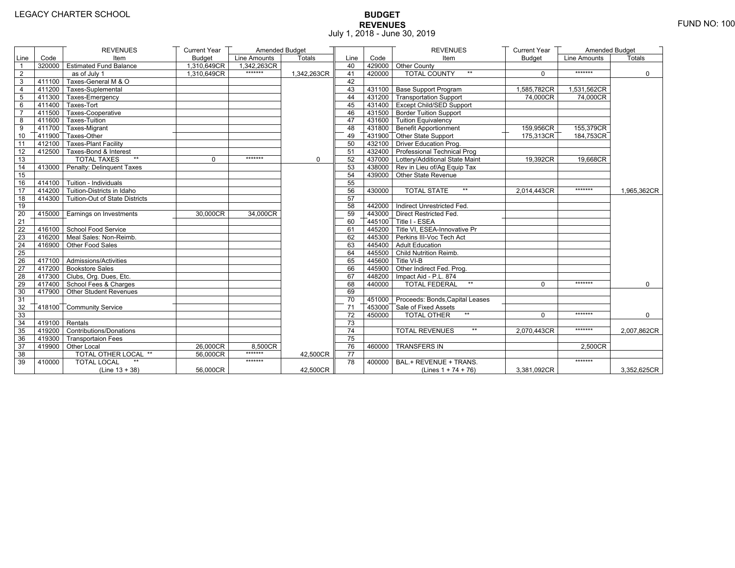LEGACY CHARTER SCHOOL

# BUDGET
## REVENUES
July 1, 2018 - June 30, 2019

FUND NO: 100

| Line | Code | REVENUES Item | Current Year Budget | Amended Budget Line Amounts | Amended Budget Totals |
|---|---|---|---|---|---|
| 1 | 320000 | Estimated Fund Balance | 1,310,649CR | 1,342,263CR | |
| 2 | | as of July 1 | 1,310,649CR | ******* | 1,342,263CR |
| 3 | 411100 | Taxes-General M & O | | | |
| 4 | 411200 | Taxes-Suplemental | | | |
| 5 | 411300 | Taxes-Emergency | | | |
| 6 | 411400 | Taxes-Tort | | | |
| 7 | 411500 | Taxes-Cooperative | | | |
| 8 | 411600 | Taxes-Tuition | | | |
| 9 | 411700 | Taxes-Migrant | | | |
| 10 | 411900 | Taxes-Other | | | |
| 11 | 412100 | Taxes-Plant Facility | | | |
| 12 | 412500 | Taxes-Bond & Interest | | | |
| 13 | | TOTAL TAXES ** | 0 | ******* | 0 |
| 14 | 413000 | Penalty: Delinquent Taxes | | | |
| 15 | | | | | |
| 16 | 414100 | Tuition - Individuals | | | |
| 17 | 414200 | Tuition-Districts in Idaho | | | |
| 18 | 414300 | Tuition-Out of State Districts | | | |
| 19 | | | | | |
| 20 | 415000 | Earnings on Investments | 30,000CR | 34,000CR | |
| 21 | | | | | |
| 22 | 416100 | School Food Service | | | |
| 23 | 416200 | Meal Sales: Non-Reimb. | | | |
| 24 | 416900 | Other Food Sales | | | |
| 25 | | | | | |
| 26 | 417100 | Admissions/Activities | | | |
| 27 | 417200 | Bookstore Sales | | | |
| 28 | 417300 | Clubs, Org. Dues, Etc. | | | |
| 29 | 417400 | School Fees & Charges | | | |
| 30 | 417900 | Other Student Revenues | | | |
| 31 | | | | | |
| 32 | 418100 | Community Service | | | |
| 33 | | | | | |
| 34 | 419100 | Rentals | | | |
| 35 | 419200 | Contributions/Donations | | | |
| 36 | 419300 | Transportaion Fees | | | |
| 37 | 419900 | Other Local | 26,000CR | 8,500CR | |
| 38 | | TOTAL OTHER LOCAL ** | 56,000CR | ******* | 42,500CR |
| 39 | 410000 | TOTAL LOCAL ** (Line 13 + 38) | 56,000CR | ******* | 42,500CR |
| 40 | 429000 | Other County | | | |
| 41 | 420000 | TOTAL COUNTY ** | 0 | ******* | 0 |
| 42 | | | | | |
| 43 | 431100 | Base Support Program | 1,585,782CR | 1,531,562CR | |
| 44 | 431200 | Transportation Support | 74,000CR | 74,000CR | |
| 45 | 431400 | Except Child/SED Support | | | |
| 46 | 431500 | Border Tuition Support | | | |
| 47 | 431600 | Tuition Equivalency | | | |
| 48 | 431800 | Benefit Apportionment | 159,956CR | 155,379CR | |
| 49 | 431900 | Other State Support | 175,313CR | 184,753CR | |
| 50 | 432100 | Driver Education Prog. | | | |
| 51 | 432400 | Professional Technical Prog | | | |
| 52 | 437000 | Lottery/Additional State Maint | 19,392CR | 19,668CR | |
| 53 | 438000 | Rev in Lieu of/Ag Equip Tax | | | |
| 54 | 439000 | Other State Revenue | | | |
| 55 | | | | | |
| 56 | 430000 | TOTAL STATE ** | 2,014,443CR | ******* | 1,965,362CR |
| 57 | | | | | |
| 58 | 442000 | Indirect Unrestricted Fed. | | | |
| 59 | 443000 | Direct Restricted Fed. | | | |
| 60 | 445100 | Title I - ESEA | | | |
| 61 | 445200 | Title VI, ESEA-Innovative Pr | | | |
| 62 | 445300 | Perkins III-Voc Tech Act | | | |
| 63 | 445400 | Adult Education | | | |
| 64 | 445500 | Child Nutrition Reimb. | | | |
| 65 | 445600 | Title VI-B | | | |
| 66 | 445900 | Other Indirect Fed. Prog. | | | |
| 67 | 448200 | Impact Aid - P.L. 874 | | | |
| 68 | 440000 | TOTAL FEDERAL ** | 0 | ******* | 0 |
| 69 | | | | | |
| 70 | 451000 | Proceeds: Bonds,Capital Leases | | | |
| 71 | 453000 | Sale of Fixed Assets | | | |
| 72 | 450000 | TOTAL OTHER ** | 0 | ******* | 0 |
| 73 | | | | | |
| 74 | | TOTAL REVENUES ** | 2,070,443CR | ******* | 2,007,862CR |
| 75 | | | | | |
| 76 | 460000 | TRANSFERS IN | | 2,500CR | |
| 77 | | | | | |
| 78 | 400000 | BAL.+ REVENUE + TRANS. (Lines 1 + 74 + 76) | 3,381,092CR | ******* | 3,352,625CR |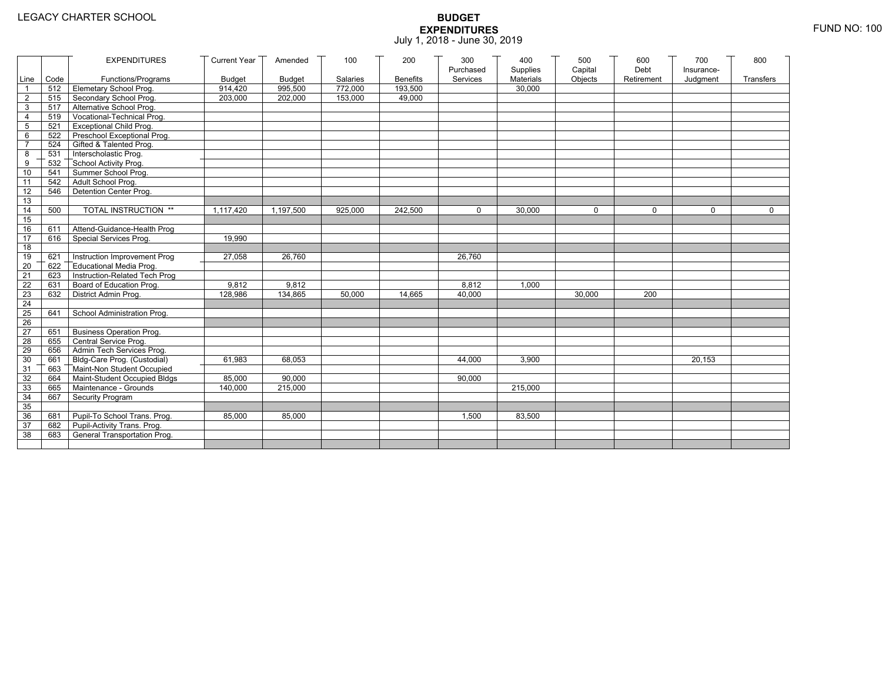LEGACY CHARTER SCHOOL

# BUDGET
## EXPENDITURES
July 1, 2018 - June 30, 2019

FUND NO: 100

| Line | Code | EXPENDITURES Functions/Programs | Current Year Budget | Amended Budget | 100 Salaries | 200 Benefits | 300 Purchased Services | 400 Supplies Materials | 500 Capital Objects | 600 Debt Retirement | 700 Insurance-Judgment | 800 Transfers |
|---|---|---|---|---|---|---|---|---|---|---|---|---|
| 1 | 512 | Elemetary School Prog. | 914,420 | 995,500 | 772,000 | 193,500 | | 30,000 | | | | |
| 2 | 515 | Secondary School Prog. | 203,000 | 202,000 | 153,000 | 49,000 | | | | | | |
| 3 | 517 | Alternative School Prog. | | | | | | | | | | |
| 4 | 519 | Vocational-Technical Prog. | | | | | | | | | | |
| 5 | 521 | Exceptional Child Prog. | | | | | | | | | | |
| 6 | 522 | Preschool Exceptional Prog. | | | | | | | | | | |
| 7 | 524 | Gifted & Talented Prog. | | | | | | | | | | |
| 8 | 531 | Interscholastic Prog. | | | | | | | | | | |
| 9 | 532 | School Activity Prog. | | | | | | | | | | |
| 10 | 541 | Summer School Prog. | | | | | | | | | | |
| 11 | 542 | Adult School Prog. | | | | | | | | | | |
| 12 | 546 | Detention Center Prog. | | | | | | | | | | |
| 13 | | | | | | | | | | | | |
| 14 | 500 | TOTAL INSTRUCTION ** | 1,117,420 | 1,197,500 | 925,000 | 242,500 | 0 | 30,000 | 0 | 0 | 0 | 0 |
| 15 | | | | | | | | | | | | |
| 16 | 611 | Attend-Guidance-Health Prog | | | | | | | | | | |
| 17 | 616 | Special Services Prog. | 19,990 | | | | | | | | | |
| 18 | | | | | | | | | | | | |
| 19 | 621 | Instruction Improvement Prog | 27,058 | 26,760 | | | 26,760 | | | | | |
| 20 | 622 | Educational Media Prog. | | | | | | | | | | |
| 21 | 623 | Instruction-Related Tech Prog | | | | | | | | | | |
| 22 | 631 | Board of Education Prog. | 9,812 | 9,812 | | | 8,812 | 1,000 | | | | |
| 23 | 632 | District Admin Prog. | 128,986 | 134,865 | 50,000 | 14,665 | 40,000 | | 30,000 | 200 | | |
| 24 | | | | | | | | | | | | |
| 25 | 641 | School Administration Prog. | | | | | | | | | | |
| 26 | | | | | | | | | | | | |
| 27 | 651 | Business Operation Prog. | | | | | | | | | | |
| 28 | 655 | Central Service Prog. | | | | | | | | | | |
| 29 | 656 | Admin Tech Services Prog. | | | | | | | | | | |
| 30 | 661 | Bldg-Care Prog. (Custodial) | 61,983 | 68,053 | | | 44,000 | 3,900 | | | 20,153 | |
| 31 | 663 | Maint-Non Student Occupied | | | | | | | | | | |
| 32 | 664 | Maint-Student Occupied Bldgs | 85,000 | 90,000 | | | 90,000 | | | | | |
| 33 | 665 | Maintenance - Grounds | 140,000 | 215,000 | | | | 215,000 | | | | |
| 34 | 667 | Security Program | | | | | | | | | | |
| 35 | | | | | | | | | | | | |
| 36 | 681 | Pupil-To School Trans. Prog. | 85,000 | 85,000 | | | 1,500 | 83,500 | | | | |
| 37 | 682 | Pupil-Activity Trans. Prog. | | | | | | | | | | |
| 38 | 683 | General Transportation Prog. | | | | | | | | | | |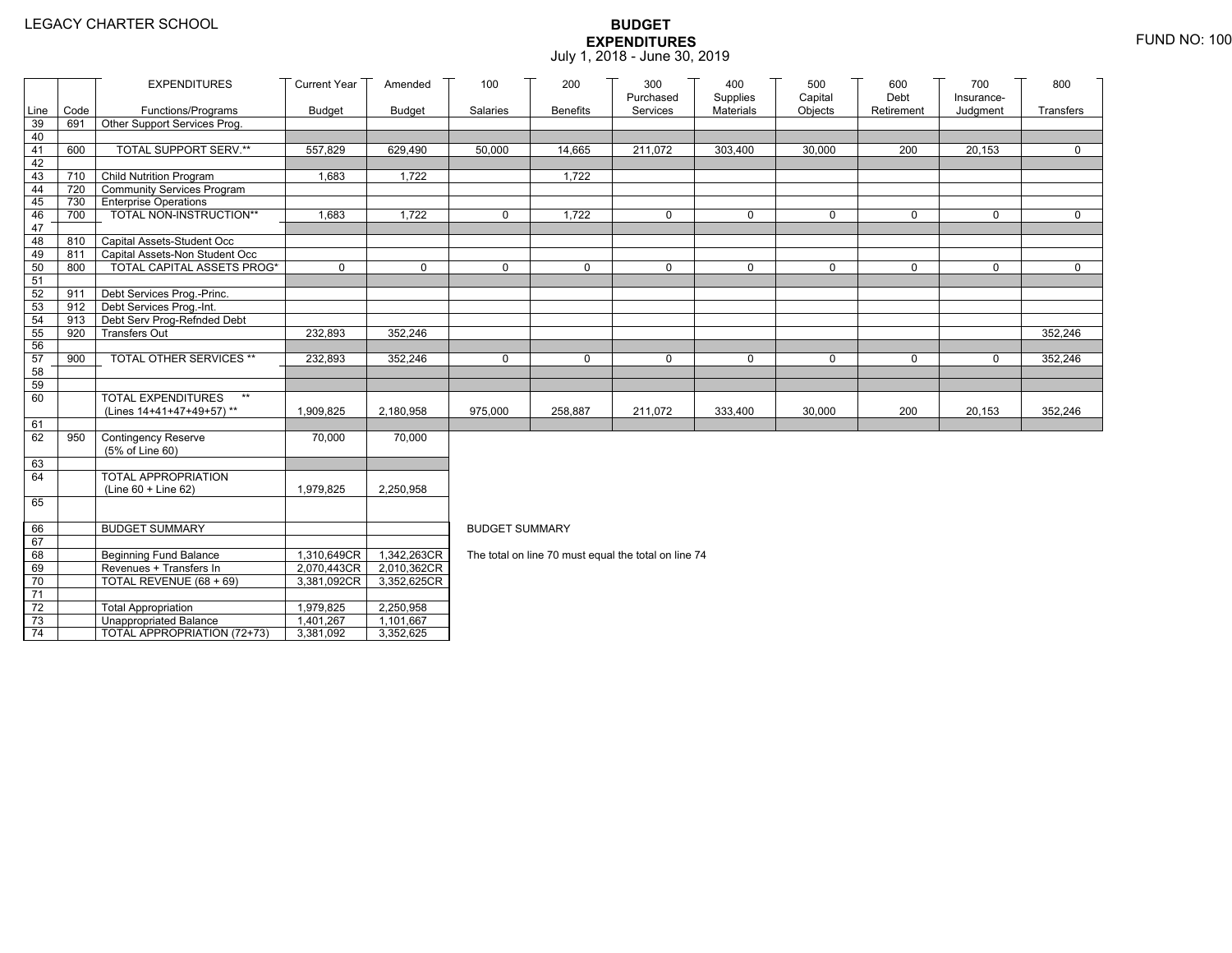LEGACY CHARTER SCHOOL

# BUDGET EXPENDITURES

July 1, 2018 - June 30, 2019

FUND NO: 100

| Line | Code | EXPENDITURES Functions/Programs | Current Year Budget | Amended Budget | 100 Salaries | 200 Benefits | 300 Purchased Services | 400 Supplies Materials | 500 Capital Objects | 600 Debt Retirement | 700 Insurance-Judgment | 800 Transfers |
|---|---|---|---|---|---|---|---|---|---|---|---|---|
| 39 | 691 | Other Support Services Prog. | | | | | | | | | | |
| 40 | | | | | | | | | | | | |
| 41 | 600 | TOTAL SUPPORT SERV.** | 557,829 | 629,490 | 50,000 | 14,665 | 211,072 | 303,400 | 30,000 | 200 | 20,153 | 0 |
| 42 | | | | | | | | | | | | |
| 43 | 710 | Child Nutrition Program | 1,683 | 1,722 | | 1,722 | | | | | | |
| 44 | 720 | Community Services Program | | | | | | | | | | |
| 45 | 730 | Enterprise Operations | | | | | | | | | | |
| 46 | 700 | TOTAL NON-INSTRUCTION** | 1,683 | 1,722 | 0 | 1,722 | 0 | 0 | 0 | 0 | 0 | 0 |
| 47 | | | | | | | | | | | | |
| 48 | 810 | Capital Assets-Student Occ | | | | | | | | | | |
| 49 | 811 | Capital Assets-Non Student Occ | | | | | | | | | | |
| 50 | 800 | TOTAL CAPITAL ASSETS PROG* | 0 | 0 | 0 | 0 | 0 | 0 | 0 | 0 | 0 | 0 |
| 51 | | | | | | | | | | | | |
| 52 | 911 | Debt Services Prog.-Princ. | | | | | | | | | | |
| 53 | 912 | Debt Services Prog.-Int. | | | | | | | | | | |
| 54 | 913 | Debt Serv Prog-Refnded Debt | | | | | | | | | | |
| 55 | 920 | Transfers Out | 232,893 | 352,246 | | | | | | | | 352,246 |
| 56 | | | | | | | | | | | | |
| 57 | 900 | TOTAL OTHER SERVICES ** | 232,893 | 352,246 | 0 | 0 | 0 | 0 | 0 | 0 | 0 | 352,246 |
| 58 | | | | | | | | | | | | |
| 59 | | | | | | | | | | | | |
| 60 | | TOTAL EXPENDITURES ** (Lines 14+41+47+49+57) ** | 1,909,825 | 2,180,958 | 975,000 | 258,887 | 211,072 | 333,400 | 30,000 | 200 | 20,153 | 352,246 |
| 61 | | | | | | | | | | | | |
| 62 | 950 | Contingency Reserve (5% of Line 60) | 70,000 | 70,000 | | | | | | | | |
| 63 | | | | | | | | | | | | |
| 64 | | TOTAL APPROPRIATION (Line 60 + Line 62) | 1,979,825 | 2,250,958 | | | | | | | | |
| 65 | | | | | | | | | | | | |
| 66 | | BUDGET SUMMARY | | | | | | | | | | |
| 67 | | | | | | | | | | | | |
| 68 | | Beginning Fund Balance | 1,310,649CR | 1,342,263CR | | | | | | | | |
| 69 | | Revenues + Transfers In | 2,070,443CR | 2,010,362CR | | | | | | | | |
| 70 | | TOTAL REVENUE (68 + 69) | 3,381,092CR | 3,352,625CR | | | | | | | | |
| 71 | | | | | | | | | | | | |
| 72 | | Total Appropriation | 1,979,825 | 2,250,958 | | | | | | | | |
| 73 | | Unappropriated Balance | 1,401,267 | 1,101,667 | | | | | | | | |
| 74 | | TOTAL APPROPRIATION (72+73) | 3,381,092 | 3,352,625 | | | | | | | | |

BUDGET SUMMARY

The total on line 70 must equal the total on line 74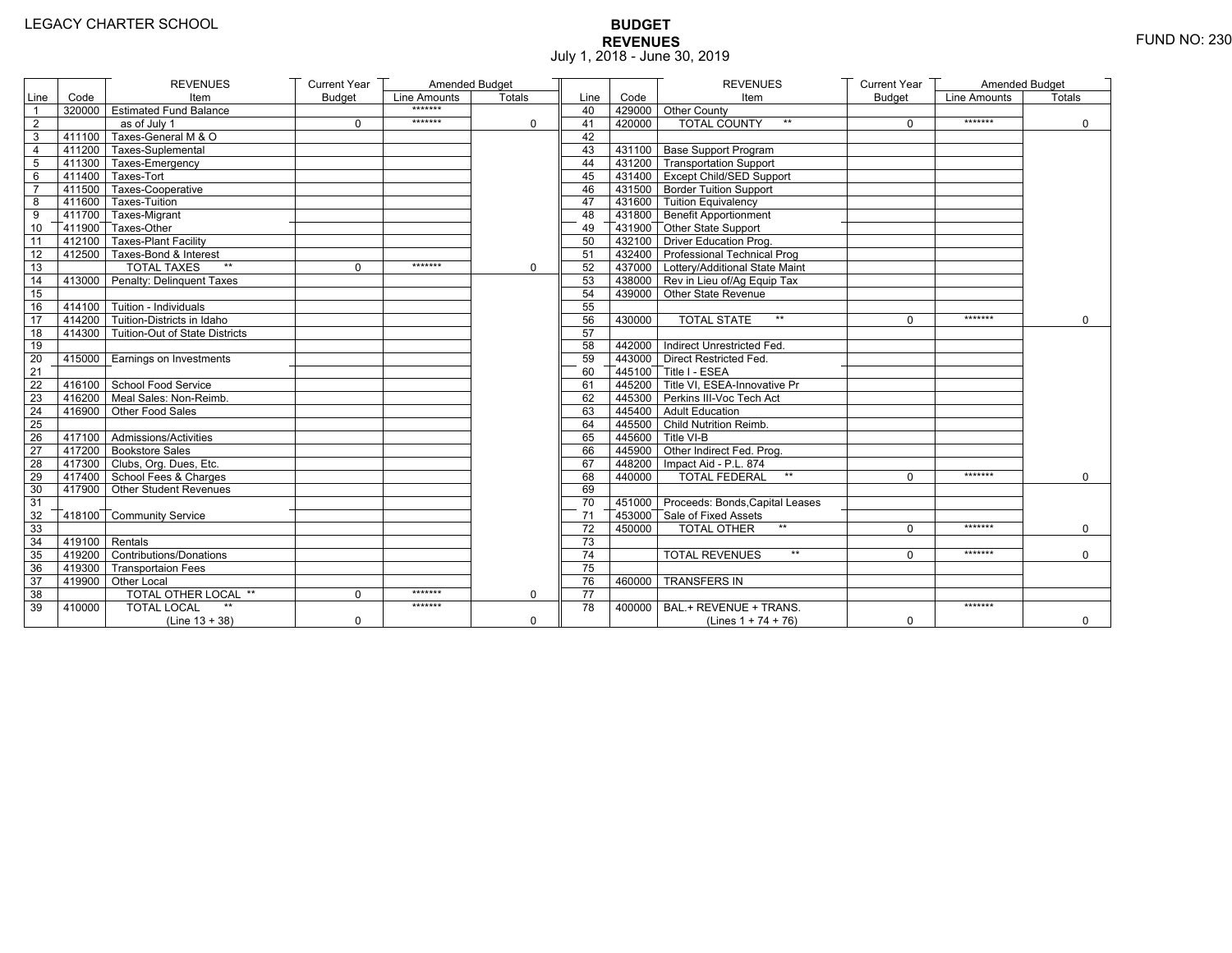LEGACY CHARTER SCHOOL

# BUDGET
## REVENUES
July 1, 2018 - June 30, 2019

FUND NO: 230

| Line | Code | REVENUES Item | Current Year Budget | Amended Budget Line Amounts | Amended Budget Totals |
|---|---|---|---|---|---|
| 1 | 320000 | Estimated Fund Balance | | ******* | |
| 2 | | as of July 1 | 0 | ******* | 0 |
| 3 | 411100 | Taxes-General M & O | | | |
| 4 | 411200 | Taxes-Suplemental | | | |
| 5 | 411300 | Taxes-Emergency | | | |
| 6 | 411400 | Taxes-Tort | | | |
| 7 | 411500 | Taxes-Cooperative | | | |
| 8 | 411600 | Taxes-Tuition | | | |
| 9 | 411700 | Taxes-Migrant | | | |
| 10 | 411900 | Taxes-Other | | | |
| 11 | 412100 | Taxes-Plant Facility | | | |
| 12 | 412500 | Taxes-Bond & Interest | | | |
| 13 | | TOTAL TAXES ** | 0 | ******* | 0 |
| 14 | 413000 | Penalty: Delinquent Taxes | | | |
| 15 | | | | | |
| 16 | 414100 | Tuition - Individuals | | | |
| 17 | 414200 | Tuition-Districts in Idaho | | | |
| 18 | 414300 | Tuition-Out of State Districts | | | |
| 19 | | | | | |
| 20 | 415000 | Earnings on Investments | | | |
| 21 | | | | | |
| 22 | 416100 | School Food Service | | | |
| 23 | 416200 | Meal Sales: Non-Reimb. | | | |
| 24 | 416900 | Other Food Sales | | | |
| 25 | | | | | |
| 26 | 417100 | Admissions/Activities | | | |
| 27 | 417200 | Bookstore Sales | | | |
| 28 | 417300 | Clubs, Org. Dues, Etc. | | | |
| 29 | 417400 | School Fees & Charges | | | |
| 30 | 417900 | Other Student Revenues | | | |
| 31 | | | | | |
| 32 | 418100 | Community Service | | | |
| 33 | | | | | |
| 34 | 419100 | Rentals | | | |
| 35 | 419200 | Contributions/Donations | | | |
| 36 | 419300 | Transportaion Fees | | | |
| 37 | 419900 | Other Local | | | |
| 38 | | TOTAL OTHER LOCAL ** | 0 | ******* | 0 |
| 39 | 410000 | TOTAL LOCAL ** (Line 13 + 38) | 0 | ******* | 0 |

| Line | Code | REVENUES Item | Current Year Budget | Amended Budget Line Amounts | Amended Budget Totals |
|---|---|---|---|---|---|
| 40 | 429000 | Other County | | | |
| 41 | 420000 | TOTAL COUNTY ** | 0 | ******* | 0 |
| 42 | | | | | |
| 43 | 431100 | Base Support Program | | | |
| 44 | 431200 | Transportation Support | | | |
| 45 | 431400 | Except Child/SED Support | | | |
| 46 | 431500 | Border Tuition Support | | | |
| 47 | 431600 | Tuition Equivalency | | | |
| 48 | 431800 | Benefit Apportionment | | | |
| 49 | 431900 | Other State Support | | | |
| 50 | 432100 | Driver Education Prog. | | | |
| 51 | 432400 | Professional Technical Prog | | | |
| 52 | 437000 | Lottery/Additional State Maint | | | |
| 53 | 438000 | Rev in Lieu of/Ag Equip Tax | | | |
| 54 | 439000 | Other State Revenue | | | |
| 55 | | | | | |
| 56 | 430000 | TOTAL STATE ** | 0 | ******* | 0 |
| 57 | | | | | |
| 58 | 442000 | Indirect Unrestricted Fed. | | | |
| 59 | 443000 | Direct Restricted Fed. | | | |
| 60 | 445100 | Title I - ESEA | | | |
| 61 | 445200 | Title VI, ESEA-Innovative Pr | | | |
| 62 | 445300 | Perkins III-Voc Tech Act | | | |
| 63 | 445400 | Adult Education | | | |
| 64 | 445500 | Child Nutrition Reimb. | | | |
| 65 | 445600 | Title VI-B | | | |
| 66 | 445900 | Other Indirect Fed. Prog. | | | |
| 67 | 448200 | Impact Aid - P.L. 874 | | | |
| 68 | 440000 | TOTAL FEDERAL ** | 0 | ******* | 0 |
| 69 | | | | | |
| 70 | 451000 | Proceeds: Bonds,Capital Leases | | | |
| 71 | 453000 | Sale of Fixed Assets | | | |
| 72 | 450000 | TOTAL OTHER ** | 0 | ******* | 0 |
| 73 | | | | | |
| 74 | | TOTAL REVENUES ** | 0 | ******* | 0 |
| 75 | | | | | |
| 76 | 460000 | TRANSFERS IN | | | |
| 77 | | | | | |
| 78 | 400000 | BAL.+ REVENUE + TRANS. (Lines 1 + 74 + 76) | 0 | ******* | 0 |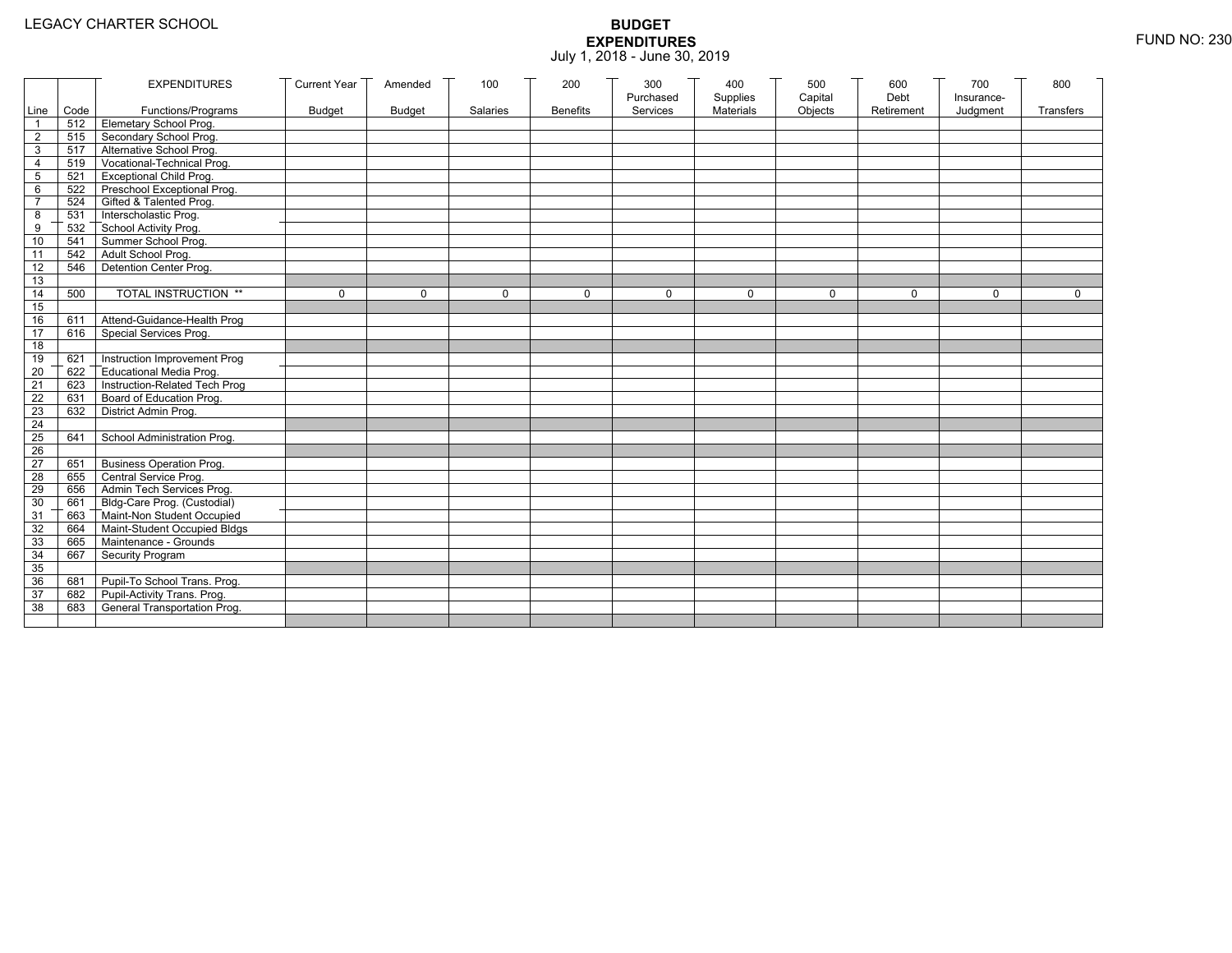LEGACY CHARTER SCHOOL

# BUDGET EXPENDITURES

July 1, 2018 - June 30, 2019

FUND NO: 230

| Line | Code | EXPENDITURES Functions/Programs | Current Year Budget | Amended Budget | 100 Salaries | 200 Benefits | 300 Purchased Services | 400 Supplies Materials | 500 Capital Objects | 600 Debt Retirement | 700 Insurance-Judgment | 800 Transfers |
|---|---|---|---|---|---|---|---|---|---|---|---|---|
| 1 | 512 | Elemetary School Prog. | | | | | | | | | | |
| 2 | 515 | Secondary School Prog. | | | | | | | | | | |
| 3 | 517 | Alternative School Prog. | | | | | | | | | | |
| 4 | 519 | Vocational-Technical Prog. | | | | | | | | | | |
| 5 | 521 | Exceptional Child Prog. | | | | | | | | | | |
| 6 | 522 | Preschool Exceptional Prog. | | | | | | | | | | |
| 7 | 524 | Gifted & Talented Prog. | | | | | | | | | | |
| 8 | 531 | Interscholastic Prog. | | | | | | | | | | |
| 9 | 532 | School Activity Prog. | | | | | | | | | | |
| 10 | 541 | Summer School Prog. | | | | | | | | | | |
| 11 | 542 | Adult School Prog. | | | | | | | | | | |
| 12 | 546 | Detention Center Prog. | | | | | | | | | | |
| 13 | | | | | | | | | | | | |
| 14 | 500 | TOTAL INSTRUCTION ** | 0 | 0 | 0 | 0 | 0 | 0 | 0 | 0 | 0 | 0 |
| 15 | | | | | | | | | | | | |
| 16 | 611 | Attend-Guidance-Health Prog | | | | | | | | | | |
| 17 | 616 | Special Services Prog. | | | | | | | | | | |
| 18 | | | | | | | | | | | | |
| 19 | 621 | Instruction Improvement Prog | | | | | | | | | | |
| 20 | 622 | Educational Media Prog. | | | | | | | | | | |
| 21 | 623 | Instruction-Related Tech Prog | | | | | | | | | | |
| 22 | 631 | Board of Education Prog. | | | | | | | | | | |
| 23 | 632 | District Admin Prog. | | | | | | | | | | |
| 24 | | | | | | | | | | | | |
| 25 | 641 | School Administration Prog. | | | | | | | | | | |
| 26 | | | | | | | | | | | | |
| 27 | 651 | Business Operation Prog. | | | | | | | | | | |
| 28 | 655 | Central Service Prog. | | | | | | | | | | |
| 29 | 656 | Admin Tech Services Prog. | | | | | | | | | | |
| 30 | 661 | Bldg-Care Prog. (Custodial) | | | | | | | | | | |
| 31 | 663 | Maint-Non Student Occupied | | | | | | | | | | |
| 32 | 664 | Maint-Student Occupied Bldgs | | | | | | | | | | |
| 33 | 665 | Maintenance - Grounds | | | | | | | | | | |
| 34 | 667 | Security Program | | | | | | | | | | |
| 35 | | | | | | | | | | | | |
| 36 | 681 | Pupil-To School Trans. Prog. | | | | | | | | | | |
| 37 | 682 | Pupil-Activity Trans. Prog. | | | | | | | | | | |
| 38 | 683 | General Transportation Prog. | | | | | | | | | | |
| | | | | | | | | | | | | |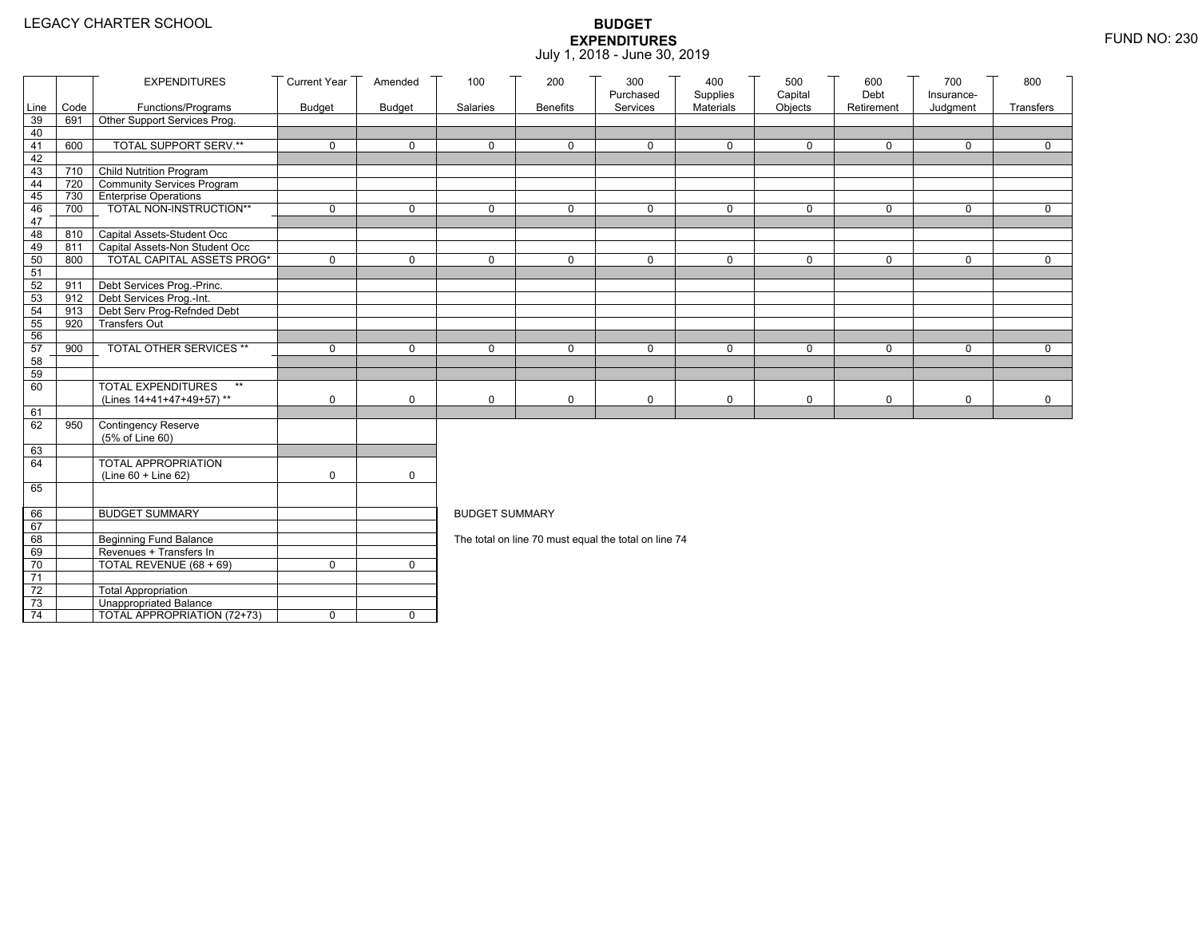LEGACY CHARTER SCHOOL

# BUDGET EXPENDITURES

July 1, 2018 - June 30, 2019

FUND NO: 230

| Line | Code | EXPENDITURES Functions/Programs | Current Year Budget | Amended Budget | 100 Salaries | 200 Benefits | 300 Purchased Services | 400 Supplies Materials | 500 Capital Objects | 600 Debt Retirement | 700 Insurance-Judgment | 800 Transfers |
|---|---|---|---|---|---|---|---|---|---|---|---|---|
| 39 | 691 | Other Support Services Prog. | | | | | | | | | | |
| 40 | | | | | | | | | | | | |
| 41 | 600 | TOTAL SUPPORT SERV.** | 0 | 0 | 0 | 0 | 0 | 0 | 0 | 0 | 0 | 0 |
| 42 | | | | | | | | | | | | |
| 43 | 710 | Child Nutrition Program | | | | | | | | | | |
| 44 | 720 | Community Services Program | | | | | | | | | | |
| 45 | 730 | Enterprise Operations | | | | | | | | | | |
| 46 | 700 | TOTAL NON-INSTRUCTION** | 0 | 0 | 0 | 0 | 0 | 0 | 0 | 0 | 0 | 0 |
| 47 | | | | | | | | | | | | |
| 48 | 810 | Capital Assets-Student Occ | | | | | | | | | | |
| 49 | 811 | Capital Assets-Non Student Occ | | | | | | | | | | |
| 50 | 800 | TOTAL CAPITAL ASSETS PROG* | 0 | 0 | 0 | 0 | 0 | 0 | 0 | 0 | 0 | 0 |
| 51 | | | | | | | | | | | | |
| 52 | 911 | Debt Services Prog.-Princ. | | | | | | | | | | |
| 53 | 912 | Debt Services Prog.-Int. | | | | | | | | | | |
| 54 | 913 | Debt Serv Prog-Refnded Debt | | | | | | | | | | |
| 55 | 920 | Transfers Out | | | | | | | | | | |
| 56 | | | | | | | | | | | | |
| 57 | 900 | TOTAL OTHER SERVICES ** | 0 | 0 | 0 | 0 | 0 | 0 | 0 | 0 | 0 | 0 |
| 58 | | | | | | | | | | | | |
| 59 | | | | | | | | | | | | |
| 60 | | TOTAL EXPENDITURES ** (Lines 14+41+47+49+57) ** | 0 | 0 | 0 | 0 | 0 | 0 | 0 | 0 | 0 | 0 |
| 61 | | | | | | | | | | | | |
| 62 | 950 | Contingency Reserve (5% of Line 60) | | | | | | | | | | |
| 63 | | | | | | | | | | | | |
| 64 | | TOTAL APPROPRIATION (Line 60 + Line 62) | 0 | 0 | | | | | | | | |
| 65 | | | | | | | | | | | | |
| 66 | | BUDGET SUMMARY | | | | | | | | | | |
| 67 | | | | | | | | | | | | |
| 68 | | Beginning Fund Balance | | | | | | | | | | |
| 69 | | Revenues + Transfers In | | | | | | | | | | |
| 70 | | TOTAL REVENUE (68 + 69) | 0 | 0 | | | | | | | | |
| 71 | | | | | | | | | | | | |
| 72 | | Total Appropriation | | | | | | | | | | |
| 73 | | Unappropriated Balance | | | | | | | | | | |
| 74 | | TOTAL APPROPRIATION (72+73) | 0 | 0 | | | | | | | | |

BUDGET SUMMARY

The total on line 70 must equal the total on line 74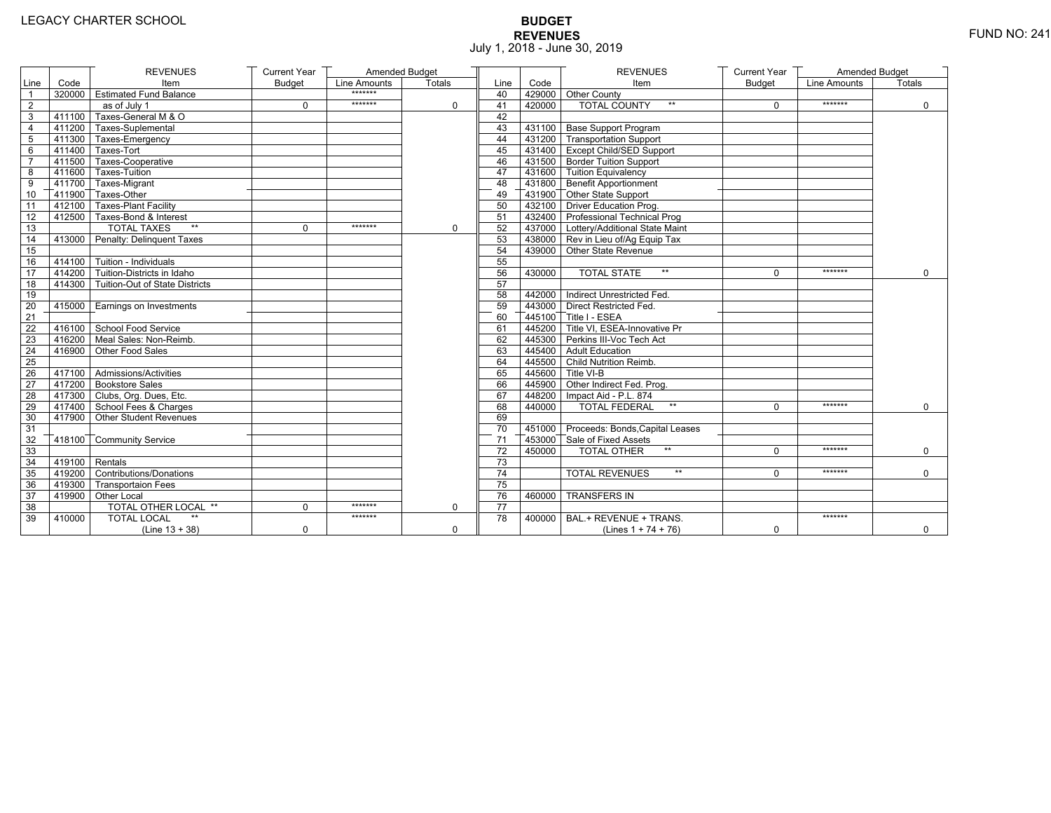LEGACY CHARTER SCHOOL

# BUDGET
## REVENUES
July 1, 2018 - June 30, 2019

FUND NO: 241

| Line | Code | REVENUES Item | Current Year Budget | Amended Budget Line Amounts | Amended Budget Totals | Line | Code | REVENUES Item | Current Year Budget | Amended Budget Line Amounts | Amended Budget Totals |
|---|---|---|---|---|---|---|---|---|---|---|---|
| 1 | 320000 | Estimated Fund Balance | | ******* | | 40 | 429000 | Other County | | | |
| 2 | | as of July 1 | 0 | ******* | 0 | 41 | 420000 | TOTAL COUNTY ** | 0 | ******* | 0 |
| 3 | 411100 | Taxes-General M & O | | | | 42 | | | | | |
| 4 | 411200 | Taxes-Suplemental | | | | 43 | 431100 | Base Support Program | | | |
| 5 | 411300 | Taxes-Emergency | | | | 44 | 431200 | Transportation Support | | | |
| 6 | 411400 | Taxes-Tort | | | | 45 | 431400 | Except Child/SED Support | | | |
| 7 | 411500 | Taxes-Cooperative | | | | 46 | 431500 | Border Tuition Support | | | |
| 8 | 411600 | Taxes-Tuition | | | | 47 | 431600 | Tuition Equivalency | | | |
| 9 | 411700 | Taxes-Migrant | | | | 48 | 431800 | Benefit Apportionment | | | |
| 10 | 411900 | Taxes-Other | | | | 49 | 431900 | Other State Support | | | |
| 11 | 412100 | Taxes-Plant Facility | | | | 50 | 432100 | Driver Education Prog. | | | |
| 12 | 412500 | Taxes-Bond & Interest | | | | 51 | 432400 | Professional Technical Prog | | | |
| 13 | | TOTAL TAXES ** | 0 | ******* | 0 | 52 | 437000 | Lottery/Additional State Maint | | | |
| 14 | 413000 | Penalty: Delinquent Taxes | | | | 53 | 438000 | Rev in Lieu of/Ag Equip Tax | | | |
| 15 | | | | | | 54 | 439000 | Other State Revenue | | | |
| 16 | 414100 | Tuition - Individuals | | | | 55 | | | | | |
| 17 | 414200 | Tuition-Districts in Idaho | | | | 56 | 430000 | TOTAL STATE ** | 0 | ******* | 0 |
| 18 | 414300 | Tuition-Out of State Districts | | | | 57 | | | | | |
| 19 | | | | | | 58 | 442000 | Indirect Unrestricted Fed. | | | |
| 20 | 415000 | Earnings on Investments | | | | 59 | 443000 | Direct Restricted Fed. | | | |
| 21 | | | | | | 60 | 445100 | Title I - ESEA | | | |
| 22 | 416100 | School Food Service | | | | 61 | 445200 | Title VI, ESEA-Innovative Pr | | | |
| 23 | 416200 | Meal Sales: Non-Reimb. | | | | 62 | 445300 | Perkins III-Voc Tech Act | | | |
| 24 | 416900 | Other Food Sales | | | | 63 | 445400 | Adult Education | | | |
| 25 | | | | | | 64 | 445500 | Child Nutrition Reimb. | | | |
| 26 | 417100 | Admissions/Activities | | | | 65 | 445600 | Title VI-B | | | |
| 27 | 417200 | Bookstore Sales | | | | 66 | 445900 | Other Indirect Fed. Prog. | | | |
| 28 | 417300 | Clubs, Org. Dues, Etc. | | | | 67 | 448200 | Impact Aid - P.L. 874 | | | |
| 29 | 417400 | School Fees & Charges | | | | 68 | 440000 | TOTAL FEDERAL ** | 0 | ******* | 0 |
| 30 | 417900 | Other Student Revenues | | | | 69 | | | | | |
| 31 | | | | | | 70 | 451000 | Proceeds: Bonds,Capital Leases | | | |
| 32 | 418100 | Community Service | | | | 71 | 453000 | Sale of Fixed Assets | | | |
| 33 | | | | | | 72 | 450000 | TOTAL OTHER ** | 0 | ******* | 0 |
| 34 | 419100 | Rentals | | | | 73 | | | | | |
| 35 | 419200 | Contributions/Donations | | | | 74 | | TOTAL REVENUES ** | 0 | ******* | 0 |
| 36 | 419300 | Transportaion Fees | | | | 75 | | | | | |
| 37 | 419900 | Other Local | | | | 76 | 460000 | TRANSFERS IN | | | |
| 38 | | TOTAL OTHER LOCAL ** | 0 | ******* | 0 | 77 | | | | | |
| 39 | 410000 | TOTAL LOCAL ** (Line 13 + 38) | 0 | ******* | 0 | 78 | 400000 | BAL.+ REVENUE + TRANS. (Lines 1 + 74 + 76) | 0 | ******* | 0 |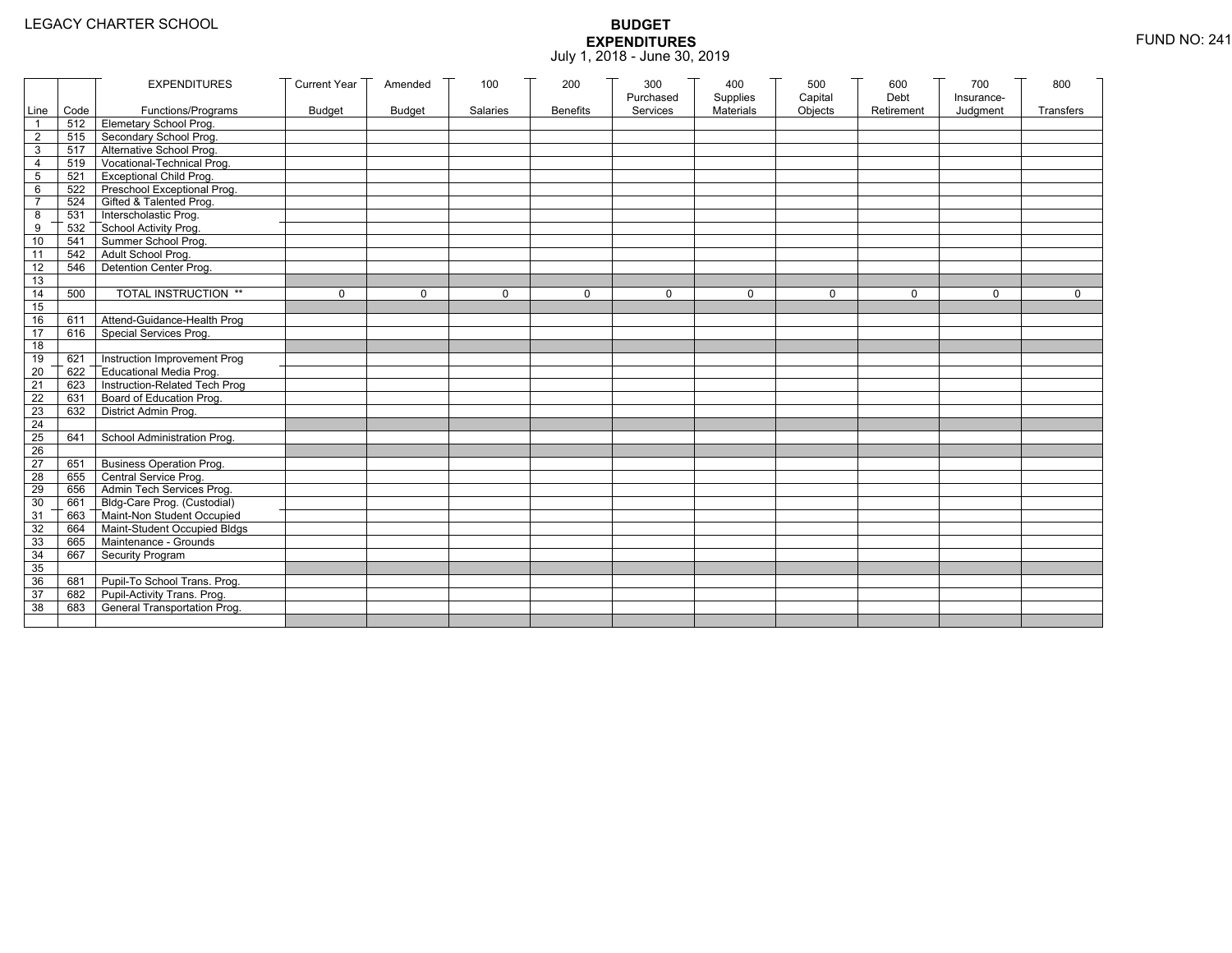LEGACY CHARTER SCHOOL

# BUDGET
# EXPENDITURES

July 1, 2018 - June 30, 2019

FUND NO: 241

| Line | Code | EXPENDITURES Functions/Programs | Current Year Budget | Amended Budget | 100 Salaries | 200 Benefits | 300 Purchased Services | 400 Supplies Materials | 500 Capital Objects | 600 Debt Retirement | 700 Insurance-Judgment | 800 Transfers |
|---|---|---|---|---|---|---|---|---|---|---|---|---|
| 1 | 512 | Elemetary School Prog. | | | | | | | | | | |
| 2 | 515 | Secondary School Prog. | | | | | | | | | | |
| 3 | 517 | Alternative School Prog. | | | | | | | | | | |
| 4 | 519 | Vocational-Technical Prog. | | | | | | | | | | |
| 5 | 521 | Exceptional Child Prog. | | | | | | | | | | |
| 6 | 522 | Preschool Exceptional Prog. | | | | | | | | | | |
| 7 | 524 | Gifted & Talented Prog. | | | | | | | | | | |
| 8 | 531 | Interscholastic Prog. | | | | | | | | | | |
| 9 | 532 | School Activity Prog. | | | | | | | | | | |
| 10 | 541 | Summer School Prog. | | | | | | | | | | |
| 11 | 542 | Adult School Prog. | | | | | | | | | | |
| 12 | 546 | Detention Center Prog. | | | | | | | | | | |
| 13 | | | | | | | | | | | | |
| 14 | 500 | TOTAL INSTRUCTION ** | 0 | 0 | 0 | 0 | 0 | 0 | 0 | 0 | 0 | 0 |
| 15 | | | | | | | | | | | | |
| 16 | 611 | Attend-Guidance-Health Prog | | | | | | | | | | |
| 17 | 616 | Special Services Prog. | | | | | | | | | | |
| 18 | | | | | | | | | | | | |
| 19 | 621 | Instruction Improvement Prog | | | | | | | | | | |
| 20 | 622 | Educational Media Prog. | | | | | | | | | | |
| 21 | 623 | Instruction-Related Tech Prog | | | | | | | | | | |
| 22 | 631 | Board of Education Prog. | | | | | | | | | | |
| 23 | 632 | District Admin Prog. | | | | | | | | | | |
| 24 | | | | | | | | | | | | |
| 25 | 641 | School Administration Prog. | | | | | | | | | | |
| 26 | | | | | | | | | | | | |
| 27 | 651 | Business Operation Prog. | | | | | | | | | | |
| 28 | 655 | Central Service Prog. | | | | | | | | | | |
| 29 | 656 | Admin Tech Services Prog. | | | | | | | | | | |
| 30 | 661 | Bldg-Care Prog. (Custodial) | | | | | | | | | | |
| 31 | 663 | Maint-Non Student Occupied | | | | | | | | | | |
| 32 | 664 | Maint-Student Occupied Bldgs | | | | | | | | | | |
| 33 | 665 | Maintenance - Grounds | | | | | | | | | | |
| 34 | 667 | Security Program | | | | | | | | | | |
| 35 | | | | | | | | | | | | |
| 36 | 681 | Pupil-To School Trans. Prog. | | | | | | | | | | |
| 37 | 682 | Pupil-Activity Trans. Prog. | | | | | | | | | | |
| 38 | 683 | General Transportation Prog. | | | | | | | | | | |
| | | | | | | | | | | | | |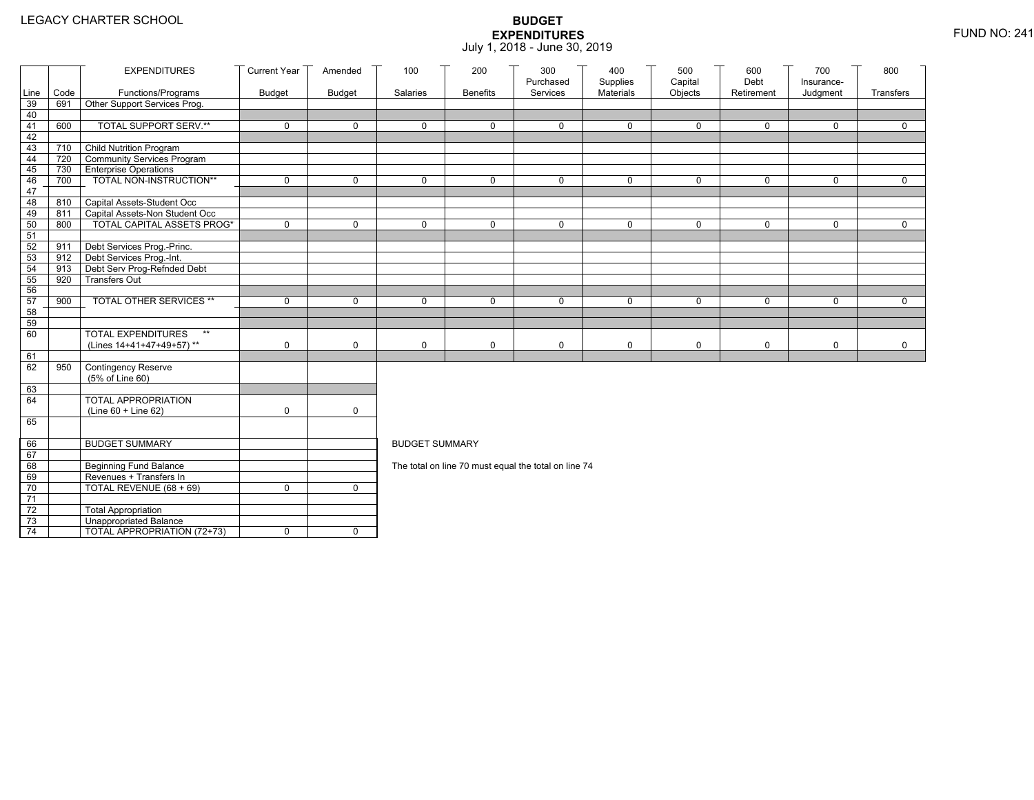LEGACY CHARTER SCHOOL

# BUDGET EXPENDITURES

July 1, 2018 - June 30, 2019

FUND NO: 241

| Line | Code | EXPENDITURES Functions/Programs | Current Year Budget | Amended Budget | 100 Salaries | 200 Benefits | 300 Purchased Services | 400 Supplies Materials | 500 Capital Objects | 600 Debt Retirement | 700 Insurance-Judgment | 800 Transfers |
|---|---|---|---|---|---|---|---|---|---|---|---|---|
| 39 | 691 | Other Support Services Prog. | | | | | | | | | | |
| 40 | | | | | | | | | | | | |
| 41 | 600 | TOTAL SUPPORT SERV.** | 0 | 0 | 0 | 0 | 0 | 0 | 0 | 0 | 0 | 0 |
| 42 | | | | | | | | | | | | |
| 43 | 710 | Child Nutrition Program | | | | | | | | | | |
| 44 | 720 | Community Services Program | | | | | | | | | | |
| 45 | 730 | Enterprise Operations | | | | | | | | | | |
| 46 | 700 | TOTAL NON-INSTRUCTION** | 0 | 0 | 0 | 0 | 0 | 0 | 0 | 0 | 0 | 0 |
| 47 | | | | | | | | | | | | |
| 48 | 810 | Capital Assets-Student Occ | | | | | | | | | | |
| 49 | 811 | Capital Assets-Non Student Occ | | | | | | | | | | |
| 50 | 800 | TOTAL CAPITAL ASSETS PROG* | 0 | 0 | 0 | 0 | 0 | 0 | 0 | 0 | 0 | 0 |
| 51 | | | | | | | | | | | | |
| 52 | 911 | Debt Services Prog.-Princ. | | | | | | | | | | |
| 53 | 912 | Debt Services Prog.-Int. | | | | | | | | | | |
| 54 | 913 | Debt Serv Prog-Refnded Debt | | | | | | | | | | |
| 55 | 920 | Transfers Out | | | | | | | | | | |
| 56 | | | | | | | | | | | | |
| 57 | 900 | TOTAL OTHER SERVICES ** | 0 | 0 | 0 | 0 | 0 | 0 | 0 | 0 | 0 | 0 |
| 58 | | | | | | | | | | | | |
| 59 | | | | | | | | | | | | |
| 60 | | TOTAL EXPENDITURES ** (Lines 14+41+47+49+57) ** | 0 | 0 | 0 | 0 | 0 | 0 | 0 | 0 | 0 | 0 |
| 61 | | | | | | | | | | | | |
| 62 | 950 | Contingency Reserve (5% of Line 60) | | | | | | | | | | |
| 63 | | | | | | | | | | | | |
| 64 | | TOTAL APPROPRIATION (Line 60 + Line 62) | 0 | 0 | | | | | | | | |
| 65 | | | | | | | | | | | | |

| Line | Code | | | |
|---|---|---|---|---|
| 66 | | BUDGET SUMMARY | | |
| 67 | | | | |
| 68 | | Beginning Fund Balance | | |
| 69 | | Revenues + Transfers In | | |
| 70 | | TOTAL REVENUE (68 + 69) | 0 | 0 |
| 71 | | | | |
| 72 | | Total Appropriation | | |
| 73 | | Unappropriated Balance | | |
| 74 | | TOTAL APPROPRIATION (72+73) | 0 | 0 |

BUDGET SUMMARY

The total on line 70 must equal the total on line 74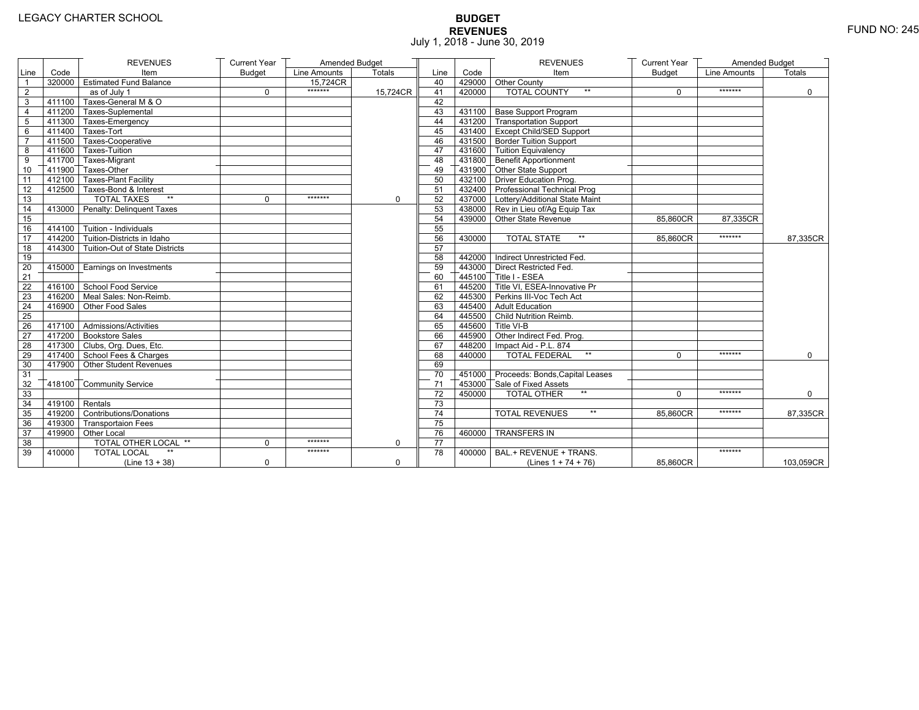LEGACY CHARTER SCHOOL

# BUDGET
## REVENUES
July 1, 2018 - June 30, 2019

FUND NO: 245

| Line | Code | REVENUES Item | Current Year Budget | Amended Budget Line Amounts | Amended Budget Totals |
|---|---|---|---|---|---|
| 1 | 320000 | Estimated Fund Balance | | 15,724CR | |
| 2 | | as of July 1 | 0 | ******* | 15,724CR |
| 3 | 411100 | Taxes-General M & O | | | |
| 4 | 411200 | Taxes-Suplemental | | | |
| 5 | 411300 | Taxes-Emergency | | | |
| 6 | 411400 | Taxes-Tort | | | |
| 7 | 411500 | Taxes-Cooperative | | | |
| 8 | 411600 | Taxes-Tuition | | | |
| 9 | 411700 | Taxes-Migrant | | | |
| 10 | 411900 | Taxes-Other | | | |
| 11 | 412100 | Taxes-Plant Facility | | | |
| 12 | 412500 | Taxes-Bond & Interest | | | |
| 13 | | TOTAL TAXES ** | 0 | ******* | 0 |
| 14 | 413000 | Penalty: Delinquent Taxes | | | |
| 15 | | | | | |
| 16 | 414100 | Tuition - Individuals | | | |
| 17 | 414200 | Tuition-Districts in Idaho | | | |
| 18 | 414300 | Tuition-Out of State Districts | | | |
| 19 | | | | | |
| 20 | 415000 | Earnings on Investments | | | |
| 21 | | | | | |
| 22 | 416100 | School Food Service | | | |
| 23 | 416200 | Meal Sales: Non-Reimb. | | | |
| 24 | 416900 | Other Food Sales | | | |
| 25 | | | | | |
| 26 | 417100 | Admissions/Activities | | | |
| 27 | 417200 | Bookstore Sales | | | |
| 28 | 417300 | Clubs, Org. Dues, Etc. | | | |
| 29 | 417400 | School Fees & Charges | | | |
| 30 | 417900 | Other Student Revenues | | | |
| 31 | | | | | |
| 32 | 418100 | Community Service | | | |
| 33 | | | | | |
| 34 | 419100 | Rentals | | | |
| 35 | 419200 | Contributions/Donations | | | |
| 36 | 419300 | Transportaion Fees | | | |
| 37 | 419900 | Other Local | | | |
| 38 | | TOTAL OTHER LOCAL ** | 0 | ******* | 0 |
| 39 | 410000 | TOTAL LOCAL ** (Line 13 + 38) | 0 | ******* | 0 |
| 40 | 429000 | Other County | | | |
| 41 | 420000 | TOTAL COUNTY ** | 0 | ******* | 0 |
| 42 | | | | | |
| 43 | 431100 | Base Support Program | | | |
| 44 | 431200 | Transportation Support | | | |
| 45 | 431400 | Except Child/SED Support | | | |
| 46 | 431500 | Border Tuition Support | | | |
| 47 | 431600 | Tuition Equivalency | | | |
| 48 | 431800 | Benefit Apportionment | | | |
| 49 | 431900 | Other State Support | | | |
| 50 | 432100 | Driver Education Prog. | | | |
| 51 | 432400 | Professional Technical Prog | | | |
| 52 | 437000 | Lottery/Additional State Maint | | | |
| 53 | 438000 | Rev in Lieu of/Ag Equip Tax | | | |
| 54 | 439000 | Other State Revenue | 85,860CR | 87,335CR | |
| 55 | | | | | |
| 56 | 430000 | TOTAL STATE ** | 85,860CR | ******* | 87,335CR |
| 57 | | | | | |
| 58 | 442000 | Indirect Unrestricted Fed. | | | |
| 59 | 443000 | Direct Restricted Fed. | | | |
| 60 | 445100 | Title I - ESEA | | | |
| 61 | 445200 | Title VI, ESEA-Innovative Pr | | | |
| 62 | 445300 | Perkins III-Voc Tech Act | | | |
| 63 | 445400 | Adult Education | | | |
| 64 | 445500 | Child Nutrition Reimb. | | | |
| 65 | 445600 | Title VI-B | | | |
| 66 | 445900 | Other Indirect Fed. Prog. | | | |
| 67 | 448200 | Impact Aid - P.L. 874 | | | |
| 68 | 440000 | TOTAL FEDERAL ** | 0 | ******* | 0 |
| 69 | | | | | |
| 70 | 451000 | Proceeds: Bonds,Capital Leases | | | |
| 71 | 453000 | Sale of Fixed Assets | | | |
| 72 | 450000 | TOTAL OTHER ** | 0 | ******* | 0 |
| 73 | | | | | |
| 74 | | TOTAL REVENUES ** | 85,860CR | ******* | 87,335CR |
| 75 | | | | | |
| 76 | 460000 | TRANSFERS IN | | | |
| 77 | | | | | |
| 78 | 400000 | BAL.+ REVENUE + TRANS. (Lines 1 + 74 + 76) | 85,860CR | ******* | 103,059CR |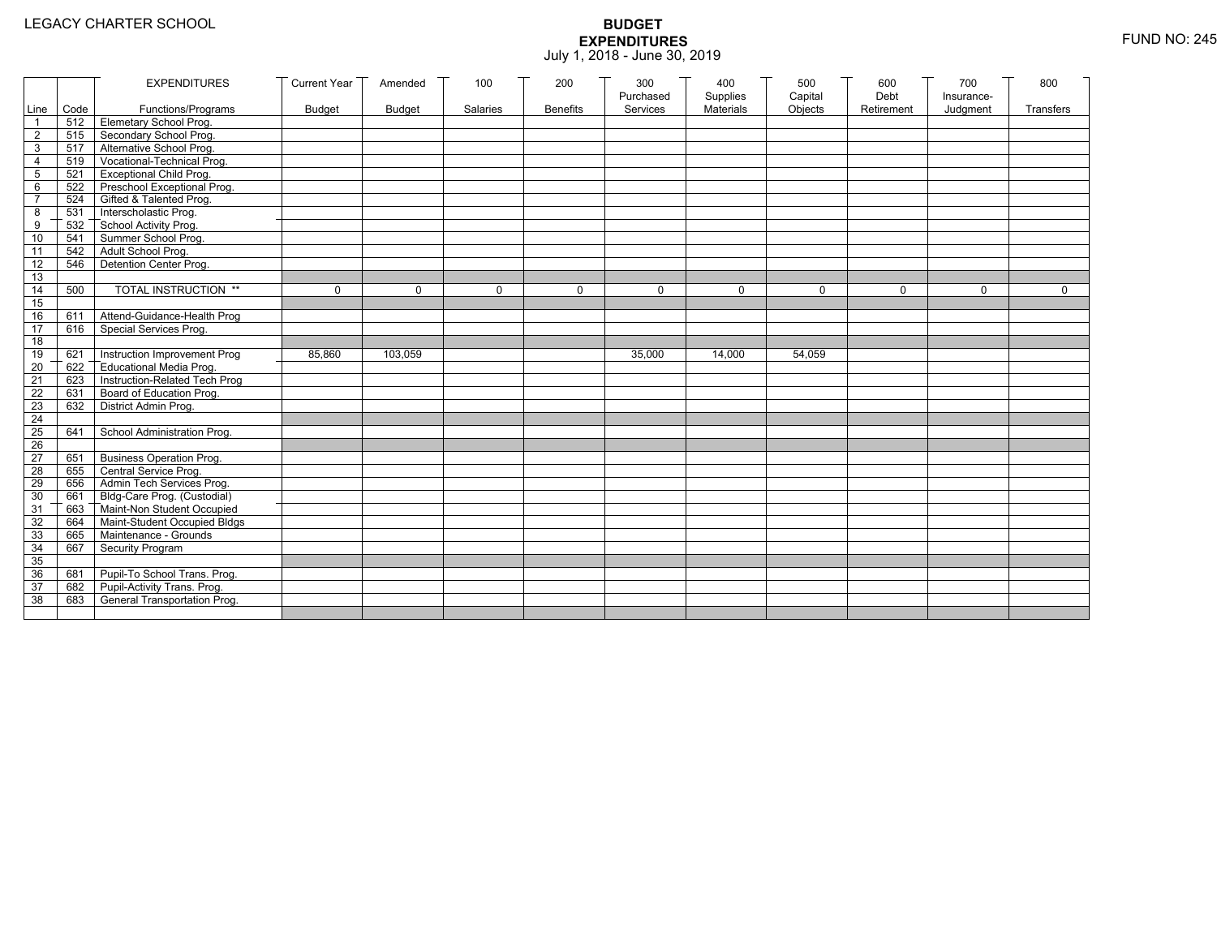LEGACY CHARTER SCHOOL

# BUDGET EXPENDITURES

July 1, 2018 - June 30, 2019

FUND NO: 245

| Line | Code | EXPENDITURES Functions/Programs | Current Year Budget | Amended Budget | 100 Salaries | 200 Benefits | 300 Purchased Services | 400 Supplies Materials | 500 Capital Objects | 600 Debt Retirement | 700 Insurance-Judgment | 800 Transfers |
|---|---|---|---|---|---|---|---|---|---|---|---|---|
| 1 | 512 | Elemetary School Prog. | | | | | | | | | | |
| 2 | 515 | Secondary School Prog. | | | | | | | | | | |
| 3 | 517 | Alternative School Prog. | | | | | | | | | | |
| 4 | 519 | Vocational-Technical Prog. | | | | | | | | | | |
| 5 | 521 | Exceptional Child Prog. | | | | | | | | | | |
| 6 | 522 | Preschool Exceptional Prog. | | | | | | | | | | |
| 7 | 524 | Gifted & Talented Prog. | | | | | | | | | | |
| 8 | 531 | Interscholastic Prog. | | | | | | | | | | |
| 9 | 532 | School Activity Prog. | | | | | | | | | | |
| 10 | 541 | Summer School Prog. | | | | | | | | | | |
| 11 | 542 | Adult School Prog. | | | | | | | | | | |
| 12 | 546 | Detention Center Prog. | | | | | | | | | | |
| 13 | | | | | | | | | | | | |
| 14 | 500 | TOTAL INSTRUCTION ** | 0 | 0 | 0 | 0 | 0 | 0 | 0 | 0 | 0 | 0 |
| 15 | | | | | | | | | | | | |
| 16 | 611 | Attend-Guidance-Health Prog | | | | | | | | | | |
| 17 | 616 | Special Services Prog. | | | | | | | | | | |
| 18 | | | | | | | | | | | | |
| 19 | 621 | Instruction Improvement Prog | 85,860 | 103,059 | | | 35,000 | 14,000 | 54,059 | | | |
| 20 | 622 | Educational Media Prog. | | | | | | | | | | |
| 21 | 623 | Instruction-Related Tech Prog | | | | | | | | | | |
| 22 | 631 | Board of Education Prog. | | | | | | | | | | |
| 23 | 632 | District Admin Prog. | | | | | | | | | | |
| 24 | | | | | | | | | | | | |
| 25 | 641 | School Administration Prog. | | | | | | | | | | |
| 26 | | | | | | | | | | | | |
| 27 | 651 | Business Operation Prog. | | | | | | | | | | |
| 28 | 655 | Central Service Prog. | | | | | | | | | | |
| 29 | 656 | Admin Tech Services Prog. | | | | | | | | | | |
| 30 | 661 | Bldg-Care Prog. (Custodial) | | | | | | | | | | |
| 31 | 663 | Maint-Non Student Occupied | | | | | | | | | | |
| 32 | 664 | Maint-Student Occupied Bldgs | | | | | | | | | | |
| 33 | 665 | Maintenance - Grounds | | | | | | | | | | |
| 34 | 667 | Security Program | | | | | | | | | | |
| 35 | | | | | | | | | | | | |
| 36 | 681 | Pupil-To School Trans. Prog. | | | | | | | | | | |
| 37 | 682 | Pupil-Activity Trans. Prog. | | | | | | | | | | |
| 38 | 683 | General Transportation Prog. | | | | | | | | | | |
| | | | | | | | | | | | | |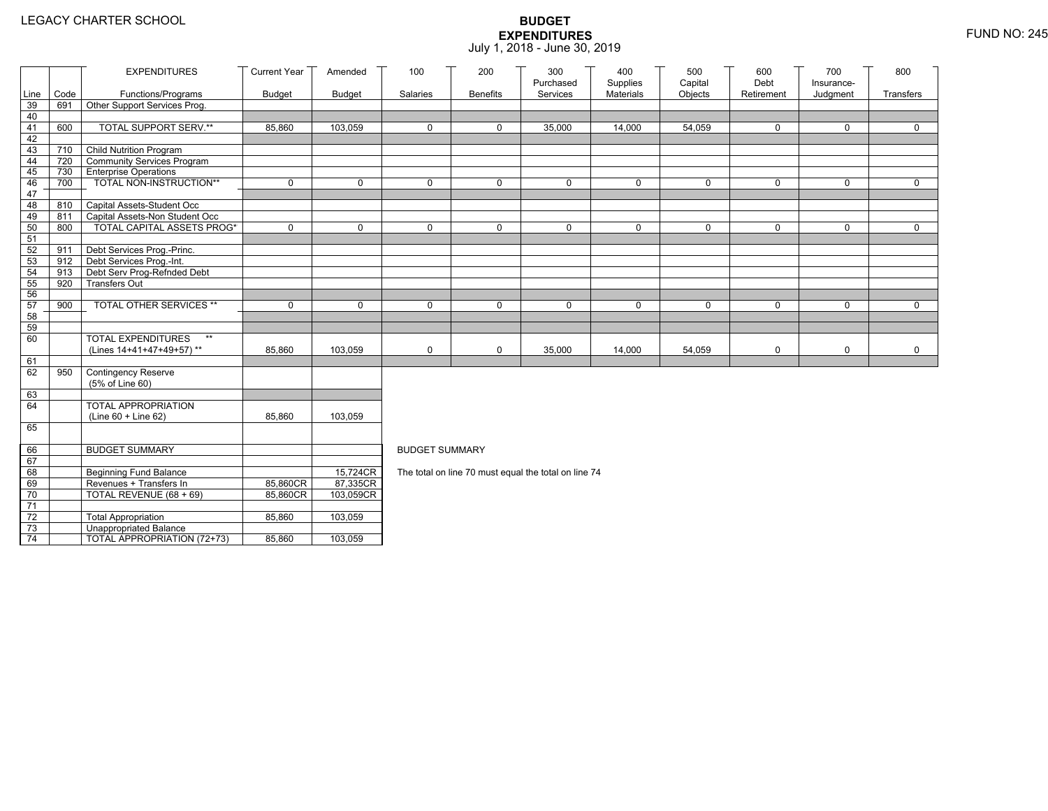LEGACY CHARTER SCHOOL

# BUDGET EXPENDITURES

July 1, 2018 - June 30, 2019

FUND NO: 245

| Line | Code | EXPENDITURES Functions/Programs | Current Year Budget | Amended Budget | 100 Salaries | 200 Benefits | 300 Purchased Services | 400 Supplies Materials | 500 Capital Objects | 600 Debt Retirement | 700 Insurance-Judgment | 800 Transfers |
|---|---|---|---|---|---|---|---|---|---|---|---|---|
| 39 | 691 | Other Support Services Prog. | | | | | | | | | | |
| 40 | | | | | | | | | | | | |
| 41 | 600 | TOTAL SUPPORT SERV.** | 85,860 | 103,059 | 0 | 0 | 35,000 | 14,000 | 54,059 | 0 | 0 | 0 |
| 42 | | | | | | | | | | | | |
| 43 | 710 | Child Nutrition Program | | | | | | | | | | |
| 44 | 720 | Community Services Program | | | | | | | | | | |
| 45 | 730 | Enterprise Operations | | | | | | | | | | |
| 46 | 700 | TOTAL NON-INSTRUCTION** | 0 | 0 | 0 | 0 | 0 | 0 | 0 | 0 | 0 | 0 |
| 47 | | | | | | | | | | | | |
| 48 | 810 | Capital Assets-Student Occ | | | | | | | | | | |
| 49 | 811 | Capital Assets-Non Student Occ | | | | | | | | | | |
| 50 | 800 | TOTAL CAPITAL ASSETS PROG* | 0 | 0 | 0 | 0 | 0 | 0 | 0 | 0 | 0 | 0 |
| 51 | | | | | | | | | | | | |
| 52 | 911 | Debt Services Prog.-Princ. | | | | | | | | | | |
| 53 | 912 | Debt Services Prog.-Int. | | | | | | | | | | |
| 54 | 913 | Debt Serv Prog-Refnded Debt | | | | | | | | | | |
| 55 | 920 | Transfers Out | | | | | | | | | | |
| 56 | | | | | | | | | | | | |
| 57 | 900 | TOTAL OTHER SERVICES ** | 0 | 0 | 0 | 0 | 0 | 0 | 0 | 0 | 0 | 0 |
| 58 | | | | | | | | | | | | |
| 59 | | | | | | | | | | | | |
| 60 | | TOTAL EXPENDITURES ** (Lines 14+41+47+49+57) ** | 85,860 | 103,059 | 0 | 0 | 35,000 | 14,000 | 54,059 | 0 | 0 | 0 |
| 61 | | | | | | | | | | | | |
| 62 | 950 | Contingency Reserve (5% of Line 60) | | | | | | | | | | |
| 63 | | | | | | | | | | | | |
| 64 | | TOTAL APPROPRIATION (Line 60 + Line 62) | 85,860 | 103,059 | | | | | | | | |
| 65 | | | | | | | | | | | | |
| 66 | | BUDGET SUMMARY | | | | | | | | | | |
| 67 | | | | | | | | | | | | |
| 68 | | Beginning Fund Balance | | 15,724CR | | | | | | | | |
| 69 | | Revenues + Transfers In | 85,860CR | 87,335CR | | | | | | | | |
| 70 | | TOTAL REVENUE (68 + 69) | 85,860CR | 103,059CR | | | | | | | | |
| 71 | | | | | | | | | | | | |
| 72 | | Total Appropriation | 85,860 | 103,059 | | | | | | | | |
| 73 | | Unappropriated Balance | | | | | | | | | | |
| 74 | | TOTAL APPROPRIATION (72+73) | 85,860 | 103,059 | | | | | | | | |

BUDGET SUMMARY

The total on line 70 must equal the total on line 74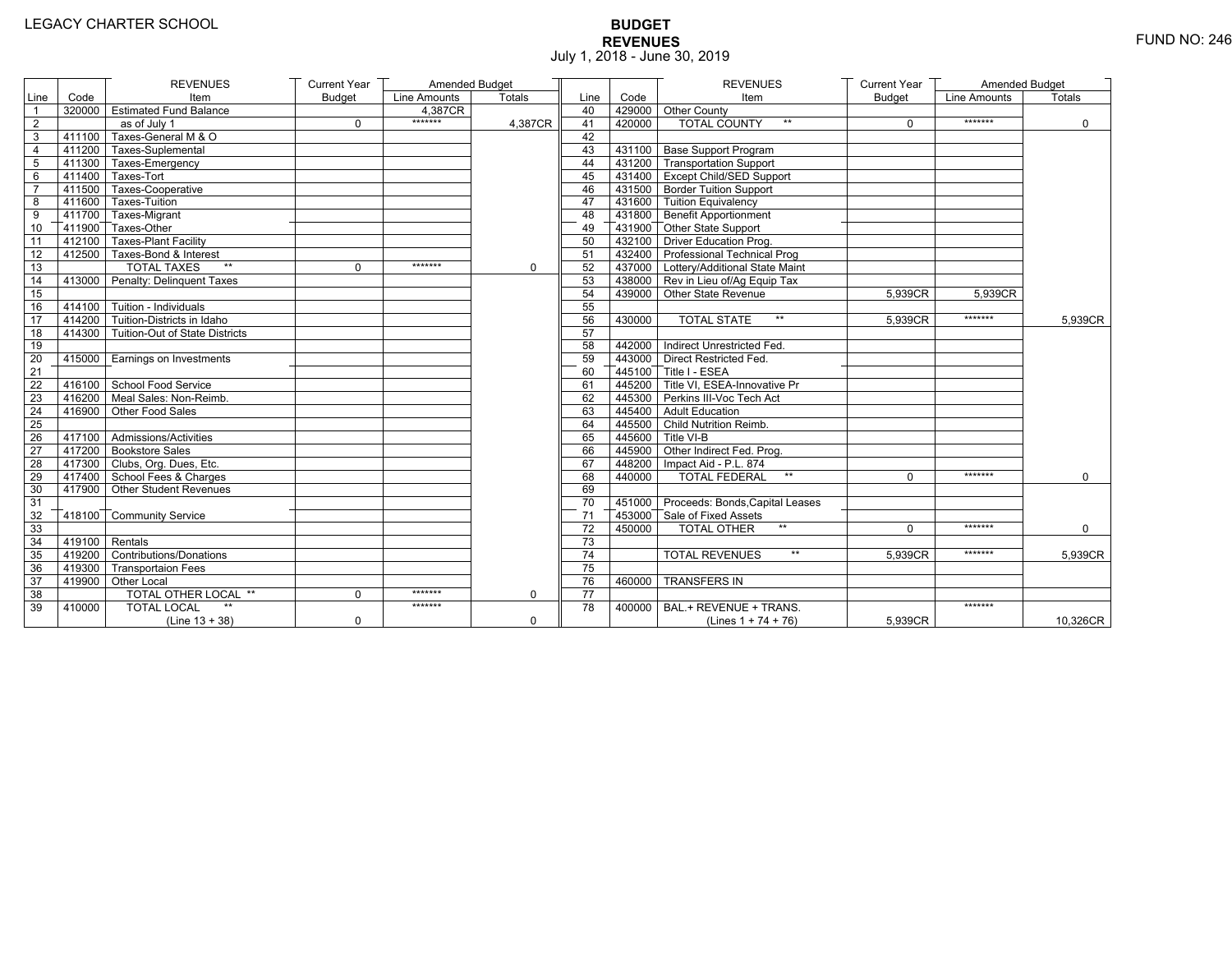LEGACY CHARTER SCHOOL

# BUDGET
## REVENUES
July 1, 2018 - June 30, 2019

FUND NO: 246

| Line | Code | REVENUES Item | Current Year Budget | Amended Budget Line Amounts | Amended Budget Totals | Line | Code | REVENUES Item | Current Year Budget | Amended Budget Line Amounts | Amended Budget Totals |
|---|---|---|---|---|---|---|---|---|---|---|---|
| 1 | 320000 | Estimated Fund Balance | | 4,387CR | | 40 | 429000 | Other County | | | |
| 2 | | as of July 1 | 0 | ******* | 4,387CR | 41 | 420000 | TOTAL COUNTY ** | 0 | ******* | 0 |
| 3 | 411100 | Taxes-General M & O | | | | 42 | | | | | |
| 4 | 411200 | Taxes-Suplemental | | | | 43 | 431100 | Base Support Program | | | |
| 5 | 411300 | Taxes-Emergency | | | | 44 | 431200 | Transportation Support | | | |
| 6 | 411400 | Taxes-Tort | | | | 45 | 431400 | Except Child/SED Support | | | |
| 7 | 411500 | Taxes-Cooperative | | | | 46 | 431500 | Border Tuition Support | | | |
| 8 | 411600 | Taxes-Tuition | | | | 47 | 431600 | Tuition Equivalency | | | |
| 9 | 411700 | Taxes-Migrant | | | | 48 | 431800 | Benefit Apportionment | | | |
| 10 | 411900 | Taxes-Other | | | | 49 | 431900 | Other State Support | | | |
| 11 | 412100 | Taxes-Plant Facility | | | | 50 | 432100 | Driver Education Prog. | | | |
| 12 | 412500 | Taxes-Bond & Interest | | | | 51 | 432400 | Professional Technical Prog | | | |
| 13 | | TOTAL TAXES ** | 0 | ******* | 0 | 52 | 437000 | Lottery/Additional State Maint | | | |
| 14 | 413000 | Penalty: Delinquent Taxes | | | | 53 | 438000 | Rev in Lieu of/Ag Equip Tax | | | |
| 15 | | | | | | 54 | 439000 | Other State Revenue | 5,939CR | 5,939CR | |
| 16 | 414100 | Tuition - Individuals | | | | 55 | | | | | |
| 17 | 414200 | Tuition-Districts in Idaho | | | | 56 | 430000 | TOTAL STATE ** | 5,939CR | ******* | 5,939CR |
| 18 | 414300 | Tuition-Out of State Districts | | | | 57 | | | | | |
| 19 | | | | | | 58 | 442000 | Indirect Unrestricted Fed. | | | |
| 20 | 415000 | Earnings on Investments | | | | 59 | 443000 | Direct Restricted Fed. | | | |
| 21 | | | | | | 60 | 445100 | Title I - ESEA | | | |
| 22 | 416100 | School Food Service | | | | 61 | 445200 | Title VI, ESEA-Innovative Pr | | | |
| 23 | 416200 | Meal Sales: Non-Reimb. | | | | 62 | 445300 | Perkins III-Voc Tech Act | | | |
| 24 | 416900 | Other Food Sales | | | | 63 | 445400 | Adult Education | | | |
| 25 | | | | | | 64 | 445500 | Child Nutrition Reimb. | | | |
| 26 | 417100 | Admissions/Activities | | | | 65 | 445600 | Title VI-B | | | |
| 27 | 417200 | Bookstore Sales | | | | 66 | 445900 | Other Indirect Fed. Prog. | | | |
| 28 | 417300 | Clubs, Org. Dues, Etc. | | | | 67 | 448200 | Impact Aid - P.L. 874 | | | |
| 29 | 417400 | School Fees & Charges | | | | 68 | 440000 | TOTAL FEDERAL ** | 0 | ******* | 0 |
| 30 | 417900 | Other Student Revenues | | | | 69 | | | | | |
| 31 | | | | | | 70 | 451000 | Proceeds: Bonds,Capital Leases | | | |
| 32 | 418100 | Community Service | | | | 71 | 453000 | Sale of Fixed Assets | | | |
| 33 | | | | | | 72 | 450000 | TOTAL OTHER ** | 0 | ******* | 0 |
| 34 | 419100 | Rentals | | | | 73 | | | | | |
| 35 | 419200 | Contributions/Donations | | | | 74 | | TOTAL REVENUES ** | 5,939CR | ******* | 5,939CR |
| 36 | 419300 | Transportaion Fees | | | | 75 | | | | | |
| 37 | 419900 | Other Local | | | | 76 | 460000 | TRANSFERS IN | | | |
| 38 | | TOTAL OTHER LOCAL ** | 0 | ******* | 0 | 77 | | | | | |
| 39 | 410000 | TOTAL LOCAL ** (Line 13 + 38) | 0 | ******* | 0 | 78 | 400000 | BAL.+ REVENUE + TRANS. (Lines 1 + 74 + 76) | 5,939CR | ******* | 10,326CR |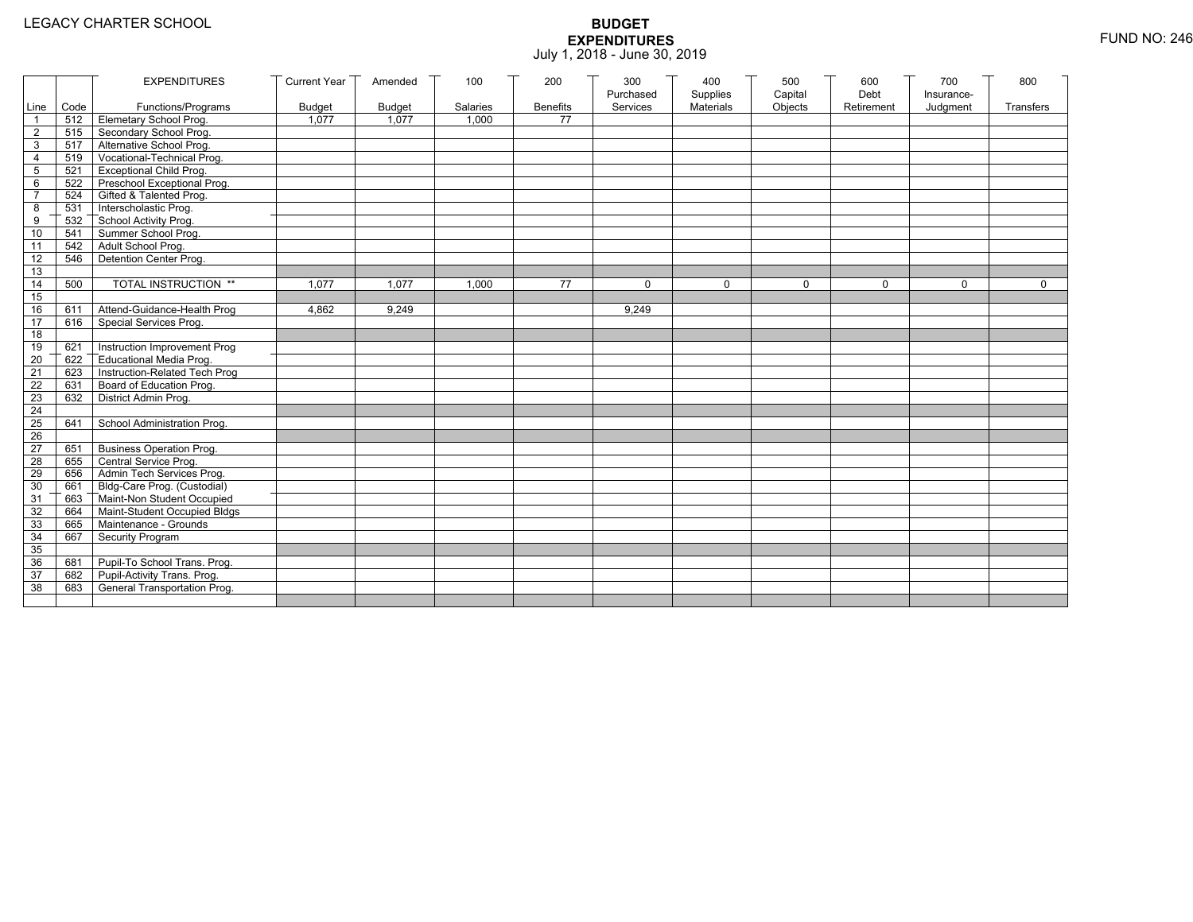LEGACY CHARTER SCHOOL

# BUDGET EXPENDITURES

July 1, 2018 - June 30, 2019

FUND NO: 246

| Line | Code | EXPENDITURES Functions/Programs | Current Year Budget | Amended Budget | 100 Salaries | 200 Benefits | 300 Purchased Services | 400 Supplies Materials | 500 Capital Objects | 600 Debt Retirement | 700 Insurance-Judgment | 800 Transfers |
|---|---|---|---|---|---|---|---|---|---|---|---|---|
| 1 | 512 | Elemetary School Prog. | 1,077 | 1,077 | 1,000 | 77 | | | | | | |
| 2 | 515 | Secondary School Prog. | | | | | | | | | | |
| 3 | 517 | Alternative School Prog. | | | | | | | | | | |
| 4 | 519 | Vocational-Technical Prog. | | | | | | | | | | |
| 5 | 521 | Exceptional Child Prog. | | | | | | | | | | |
| 6 | 522 | Preschool Exceptional Prog. | | | | | | | | | | |
| 7 | 524 | Gifted & Talented Prog. | | | | | | | | | | |
| 8 | 531 | Interscholastic Prog. | | | | | | | | | | |
| 9 | 532 | School Activity Prog. | | | | | | | | | | |
| 10 | 541 | Summer School Prog. | | | | | | | | | | |
| 11 | 542 | Adult School Prog. | | | | | | | | | | |
| 12 | 546 | Detention Center Prog. | | | | | | | | | | |
| 13 | | | | | | | | | | | | |
| 14 | 500 | TOTAL INSTRUCTION ** | 1,077 | 1,077 | 1,000 | 77 | 0 | 0 | 0 | 0 | 0 | 0 |
| 15 | | | | | | | | | | | | |
| 16 | 611 | Attend-Guidance-Health Prog | 4,862 | 9,249 | | | 9,249 | | | | | |
| 17 | 616 | Special Services Prog. | | | | | | | | | | |
| 18 | | | | | | | | | | | | |
| 19 | 621 | Instruction Improvement Prog | | | | | | | | | | |
| 20 | 622 | Educational Media Prog. | | | | | | | | | | |
| 21 | 623 | Instruction-Related Tech Prog | | | | | | | | | | |
| 22 | 631 | Board of Education Prog. | | | | | | | | | | |
| 23 | 632 | District Admin Prog. | | | | | | | | | | |
| 24 | | | | | | | | | | | | |
| 25 | 641 | School Administration Prog. | | | | | | | | | | |
| 26 | | | | | | | | | | | | |
| 27 | 651 | Business Operation Prog. | | | | | | | | | | |
| 28 | 655 | Central Service Prog. | | | | | | | | | | |
| 29 | 656 | Admin Tech Services Prog. | | | | | | | | | | |
| 30 | 661 | Bldg-Care Prog. (Custodial) | | | | | | | | | | |
| 31 | 663 | Maint-Non Student Occupied | | | | | | | | | | |
| 32 | 664 | Maint-Student Occupied Bldgs | | | | | | | | | | |
| 33 | 665 | Maintenance - Grounds | | | | | | | | | | |
| 34 | 667 | Security Program | | | | | | | | | | |
| 35 | | | | | | | | | | | | |
| 36 | 681 | Pupil-To School Trans. Prog. | | | | | | | | | | |
| 37 | 682 | Pupil-Activity Trans. Prog. | | | | | | | | | | |
| 38 | 683 | General Transportation Prog. | | | | | | | | | | |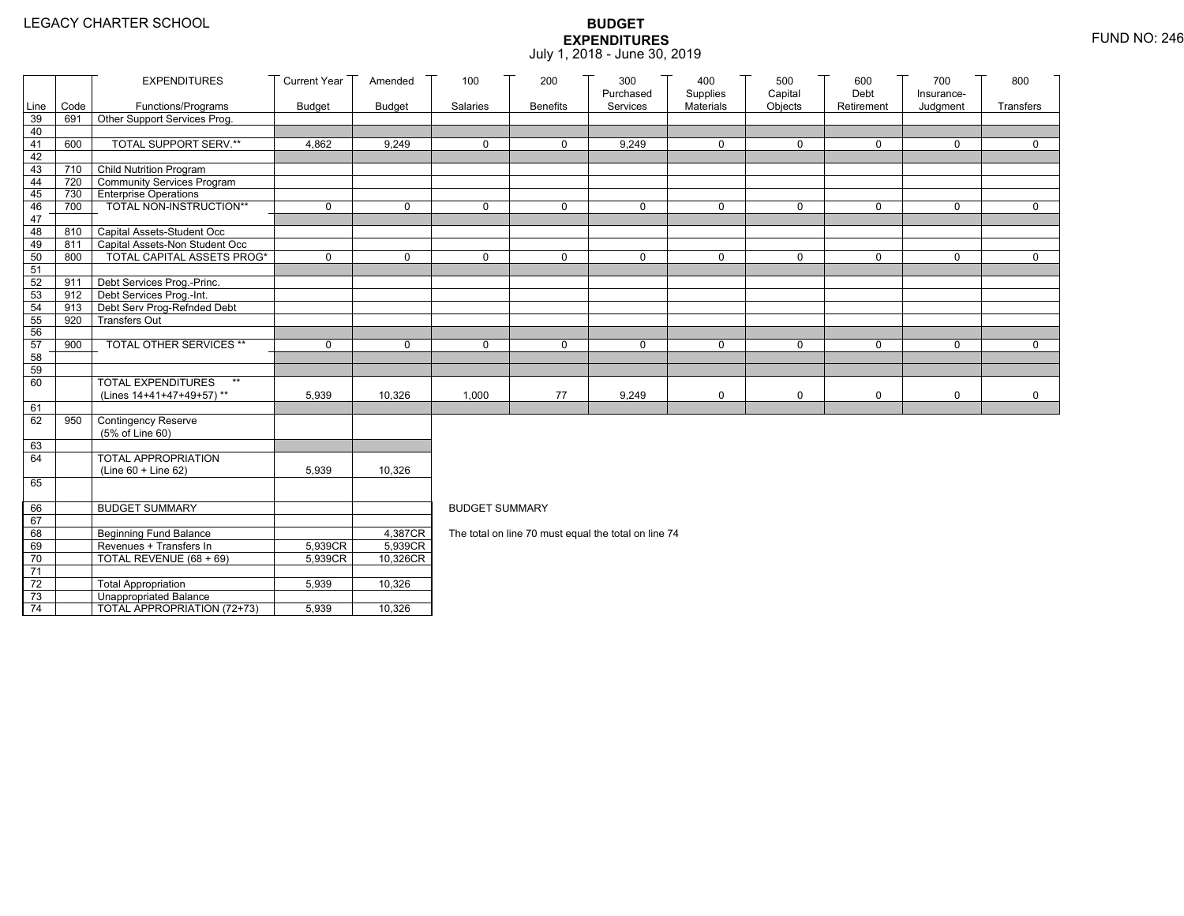LEGACY CHARTER SCHOOL

# BUDGET EXPENDITURES
July 1, 2018 - June 30, 2019

FUND NO: 246

| Line | Code | EXPENDITURES Functions/Programs | Current Year Budget | Amended Budget | 100 Salaries | 200 Benefits | 300 Purchased Services | 400 Supplies Materials | 500 Capital Objects | 600 Debt Retirement | 700 Insurance-Judgment | 800 Transfers |
|---|---|---|---|---|---|---|---|---|---|---|---|---|
| 39 | 691 | Other Support Services Prog. | | | | | | | | | | |
| 40 | | | | | | | | | | | | |
| 41 | 600 | TOTAL SUPPORT SERV.** | 4,862 | 9,249 | 0 | 0 | 9,249 | 0 | 0 | 0 | 0 | 0 |
| 42 | | | | | | | | | | | | |
| 43 | 710 | Child Nutrition Program | | | | | | | | | | |
| 44 | 720 | Community Services Program | | | | | | | | | | |
| 45 | 730 | Enterprise Operations | | | | | | | | | | |
| 46 | 700 | TOTAL NON-INSTRUCTION** | 0 | 0 | 0 | 0 | 0 | 0 | 0 | 0 | 0 | 0 |
| 47 | | | | | | | | | | | | |
| 48 | 810 | Capital Assets-Student Occ | | | | | | | | | | |
| 49 | 811 | Capital Assets-Non Student Occ | | | | | | | | | | |
| 50 | 800 | TOTAL CAPITAL ASSETS PROG* | 0 | 0 | 0 | 0 | 0 | 0 | 0 | 0 | 0 | 0 |
| 51 | | | | | | | | | | | | |
| 52 | 911 | Debt Services Prog.-Princ. | | | | | | | | | | |
| 53 | 912 | Debt Services Prog.-Int. | | | | | | | | | | |
| 54 | 913 | Debt Serv Prog-Refnded Debt | | | | | | | | | | |
| 55 | 920 | Transfers Out | | | | | | | | | | |
| 56 | | | | | | | | | | | | |
| 57 | 900 | TOTAL OTHER SERVICES ** | 0 | 0 | 0 | 0 | 0 | 0 | 0 | 0 | 0 | 0 |
| 58 | | | | | | | | | | | | |
| 59 | | | | | | | | | | | | |
| 60 | | TOTAL EXPENDITURES ** (Lines 14+41+47+49+57) ** | 5,939 | 10,326 | 1,000 | 77 | 9,249 | 0 | 0 | 0 | 0 | 0 |
| 61 | | | | | | | | | | | | |
| 62 | 950 | Contingency Reserve (5% of Line 60) | | | | | | | | | | |
| 63 | | | | | | | | | | | | |
| 64 | | TOTAL APPROPRIATION (Line 60 + Line 62) | 5,939 | 10,326 | | | | | | | | |
| 65 | | | | | | | | | | | | |
| 66 | | BUDGET SUMMARY | | | | | | | | | | |
| 67 | | | | | | | | | | | | |
| 68 | | Beginning Fund Balance | | 4,387CR | | | | | | | | |
| 69 | | Revenues + Transfers In | 5,939CR | 5,939CR | | | | | | | | |
| 70 | | TOTAL REVENUE (68 + 69) | 5,939CR | 10,326CR | | | | | | | | |
| 71 | | | | | | | | | | | | |
| 72 | | Total Appropriation | 5,939 | 10,326 | | | | | | | | |
| 73 | | Unappropriated Balance | | | | | | | | | | |
| 74 | | TOTAL APPROPRIATION (72+73) | 5,939 | 10,326 | | | | | | | | |

BUDGET SUMMARY

The total on line 70 must equal the total on line 74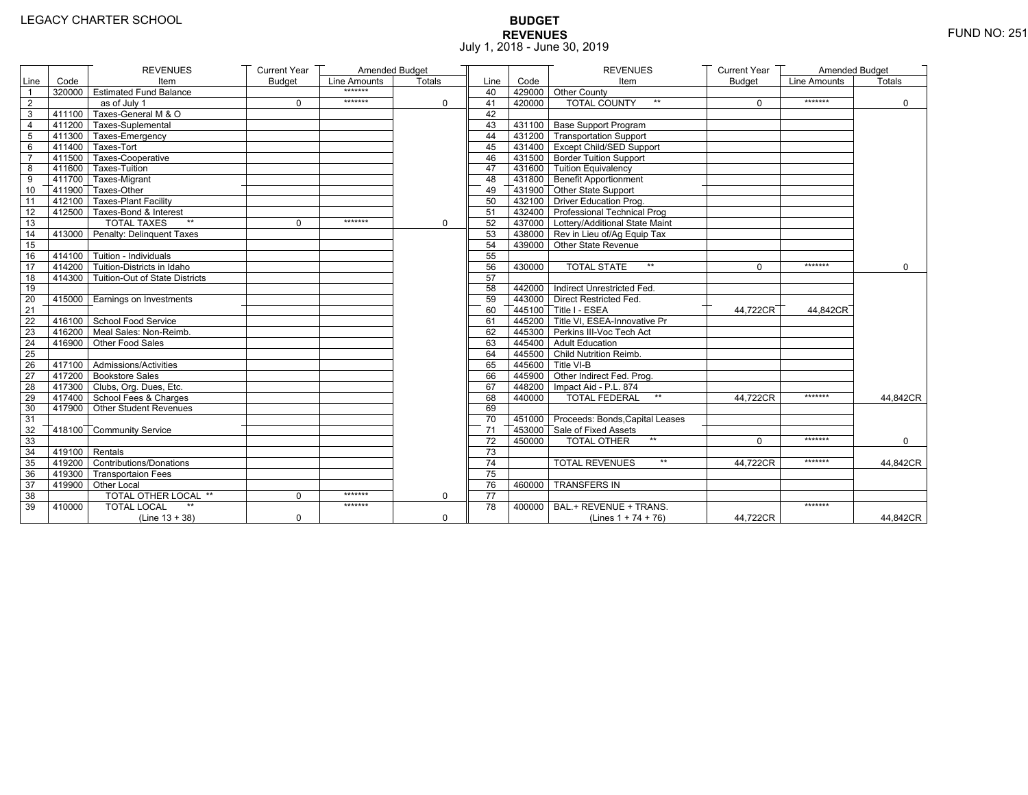LEGACY CHARTER SCHOOL

# BUDGET
## REVENUES
July 1, 2018 - June 30, 2019

FUND NO: 251

| Line | Code | REVENUES Item | Current Year Budget | Amended Budget Line Amounts | Amended Budget Totals | Line | Code | REVENUES Item | Current Year Budget | Amended Budget Line Amounts | Amended Budget Totals |
|---|---|---|---|---|---|---|---|---|---|---|---|
| 1 | 320000 | Estimated Fund Balance | | ******* | | 40 | 429000 | Other County | | | |
| 2 | | as of July 1 | 0 | ******* | 0 | 41 | 420000 | TOTAL COUNTY ** | 0 | ******* | 0 |
| 3 | 411100 | Taxes-General M & O | | | | 42 | | | | | |
| 4 | 411200 | Taxes-Suplemental | | | | 43 | 431100 | Base Support Program | | | |
| 5 | 411300 | Taxes-Emergency | | | | 44 | 431200 | Transportation Support | | | |
| 6 | 411400 | Taxes-Tort | | | | 45 | 431400 | Except Child/SED Support | | | |
| 7 | 411500 | Taxes-Cooperative | | | | 46 | 431500 | Border Tuition Support | | | |
| 8 | 411600 | Taxes-Tuition | | | | 47 | 431600 | Tuition Equivalency | | | |
| 9 | 411700 | Taxes-Migrant | | | | 48 | 431800 | Benefit Apportionment | | | |
| 10 | 411900 | Taxes-Other | | | | 49 | 431900 | Other State Support | | | |
| 11 | 412100 | Taxes-Plant Facility | | | | 50 | 432100 | Driver Education Prog. | | | |
| 12 | 412500 | Taxes-Bond & Interest | | | | 51 | 432400 | Professional Technical Prog | | | |
| 13 | | TOTAL TAXES ** | 0 | ******* | 0 | 52 | 437000 | Lottery/Additional State Maint | | | |
| 14 | 413000 | Penalty: Delinquent Taxes | | | | 53 | 438000 | Rev in Lieu of/Ag Equip Tax | | | |
| 15 | | | | | | 54 | 439000 | Other State Revenue | | | |
| 16 | 414100 | Tuition - Individuals | | | | 55 | | | | | |
| 17 | 414200 | Tuition-Districts in Idaho | | | | 56 | 430000 | TOTAL STATE ** | 0 | ******* | 0 |
| 18 | 414300 | Tuition-Out of State Districts | | | | 57 | | | | | |
| 19 | | | | | | 58 | 442000 | Indirect Unrestricted Fed. | | | |
| 20 | 415000 | Earnings on Investments | | | | 59 | 443000 | Direct Restricted Fed. | | | |
| 21 | | | | | | 60 | 445100 | Title I - ESEA | 44,722CR | 44,842CR | |
| 22 | 416100 | School Food Service | | | | 61 | 445200 | Title VI, ESEA-Innovative Pr | | | |
| 23 | 416200 | Meal Sales: Non-Reimb. | | | | 62 | 445300 | Perkins III-Voc Tech Act | | | |
| 24 | 416900 | Other Food Sales | | | | 63 | 445400 | Adult Education | | | |
| 25 | | | | | | 64 | 445500 | Child Nutrition Reimb. | | | |
| 26 | 417100 | Admissions/Activities | | | | 65 | 445600 | Title VI-B | | | |
| 27 | 417200 | Bookstore Sales | | | | 66 | 445900 | Other Indirect Fed. Prog. | | | |
| 28 | 417300 | Clubs, Org. Dues, Etc. | | | | 67 | 448200 | Impact Aid - P.L. 874 | | | |
| 29 | 417400 | School Fees & Charges | | | | 68 | 440000 | TOTAL FEDERAL ** | 44,722CR | ******* | 44,842CR |
| 30 | 417900 | Other Student Revenues | | | | 69 | | | | | |
| 31 | | | | | | 70 | 451000 | Proceeds: Bonds,Capital Leases | | | |
| 32 | 418100 | Community Service | | | | 71 | 453000 | Sale of Fixed Assets | | | |
| 33 | | | | | | 72 | 450000 | TOTAL OTHER ** | 0 | ******* | 0 |
| 34 | 419100 | Rentals | | | | 73 | | | | | |
| 35 | 419200 | Contributions/Donations | | | | 74 | | TOTAL REVENUES ** | 44,722CR | ******* | 44,842CR |
| 36 | 419300 | Transportaion Fees | | | | 75 | | | | | |
| 37 | 419900 | Other Local | | | | 76 | 460000 | TRANSFERS IN | | | |
| 38 | | TOTAL OTHER LOCAL ** | 0 | ******* | 0 | 77 | | | | | |
| 39 | 410000 | TOTAL LOCAL ** (Line 13 + 38) | 0 | ******* | 0 | 78 | 400000 | BAL.+ REVENUE + TRANS. (Lines 1 + 74 + 76) | 44,722CR | ******* | 44,842CR |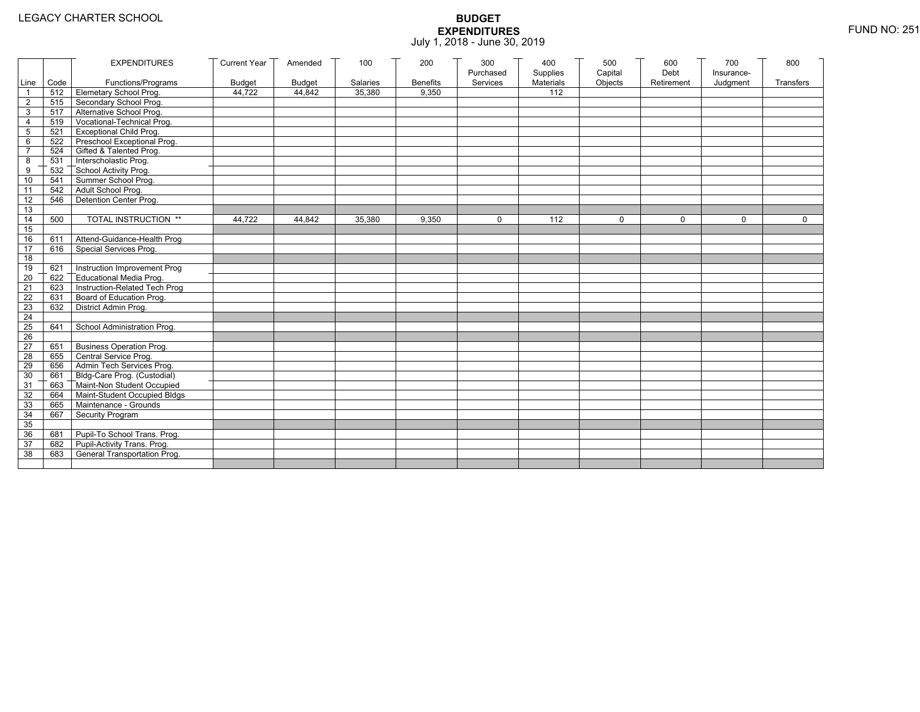LEGACY CHARTER SCHOOL

# BUDGET
## EXPENDITURES
July 1, 2018 - June 30, 2019

FUND NO: 251

| Line | Code | EXPENDITURES Functions/Programs | Current Year Budget | Amended Budget | 100 Salaries | 200 Benefits | 300 Purchased Services | 400 Supplies Materials | 500 Capital Objects | 600 Debt Retirement | 700 Insurance-Judgment | 800 Transfers |
|---|---|---|---|---|---|---|---|---|---|---|---|---|
| 1 | 512 | Elemetary School Prog. | 44,722 | 44,842 | 35,380 | 9,350 | | 112 | | | | |
| 2 | 515 | Secondary School Prog. | | | | | | | | | | |
| 3 | 517 | Alternative School Prog. | | | | | | | | | | |
| 4 | 519 | Vocational-Technical Prog. | | | | | | | | | | |
| 5 | 521 | Exceptional Child Prog. | | | | | | | | | | |
| 6 | 522 | Preschool Exceptional Prog. | | | | | | | | | | |
| 7 | 524 | Gifted & Talented Prog. | | | | | | | | | | |
| 8 | 531 | Interscholastic Prog. | | | | | | | | | | |
| 9 | 532 | School Activity Prog. | | | | | | | | | | |
| 10 | 541 | Summer School Prog. | | | | | | | | | | |
| 11 | 542 | Adult School Prog. | | | | | | | | | | |
| 12 | 546 | Detention Center Prog. | | | | | | | | | | |
| 13 | | | | | | | | | | | | |
| 14 | 500 | TOTAL INSTRUCTION ** | 44,722 | 44,842 | 35,380 | 9,350 | 0 | 112 | 0 | 0 | 0 | 0 |
| 15 | | | | | | | | | | | | |
| 16 | 611 | Attend-Guidance-Health Prog | | | | | | | | | | |
| 17 | 616 | Special Services Prog. | | | | | | | | | | |
| 18 | | | | | | | | | | | | |
| 19 | 621 | Instruction Improvement Prog | | | | | | | | | | |
| 20 | 622 | Educational Media Prog. | | | | | | | | | | |
| 21 | 623 | Instruction-Related Tech Prog | | | | | | | | | | |
| 22 | 631 | Board of Education Prog. | | | | | | | | | | |
| 23 | 632 | District Admin Prog. | | | | | | | | | | |
| 24 | | | | | | | | | | | | |
| 25 | 641 | School Administration Prog. | | | | | | | | | | |
| 26 | | | | | | | | | | | | |
| 27 | 651 | Business Operation Prog. | | | | | | | | | | |
| 28 | 655 | Central Service Prog. | | | | | | | | | | |
| 29 | 656 | Admin Tech Services Prog. | | | | | | | | | | |
| 30 | 661 | Bldg-Care Prog. (Custodial) | | | | | | | | | | |
| 31 | 663 | Maint-Non Student Occupied | | | | | | | | | | |
| 32 | 664 | Maint-Student Occupied Bldgs | | | | | | | | | | |
| 33 | 665 | Maintenance - Grounds | | | | | | | | | | |
| 34 | 667 | Security Program | | | | | | | | | | |
| 35 | | | | | | | | | | | | |
| 36 | 681 | Pupil-To School Trans. Prog. | | | | | | | | | | |
| 37 | 682 | Pupil-Activity Trans. Prog. | | | | | | | | | | |
| 38 | 683 | General Transportation Prog. | | | | | | | | | | |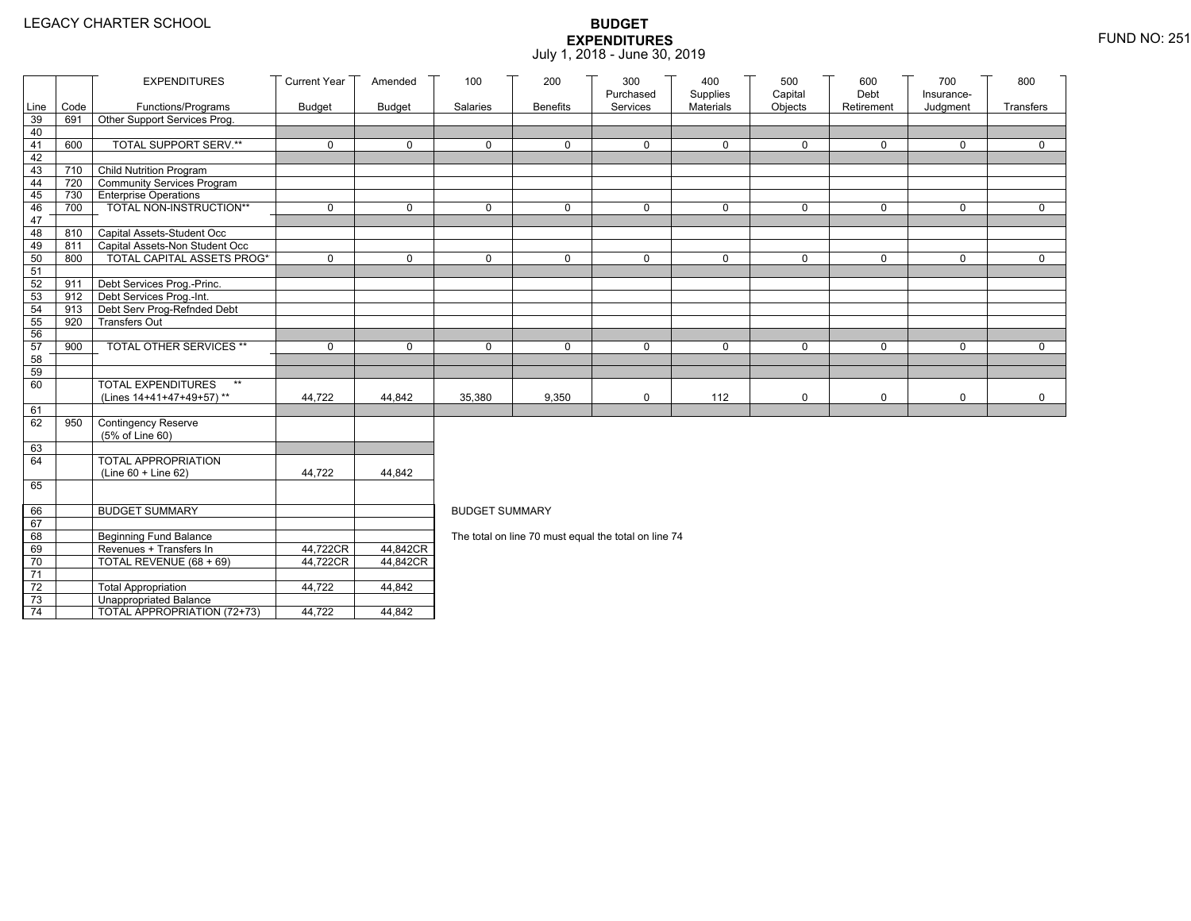LEGACY CHARTER SCHOOL

# BUDGET EXPENDITURES
July 1, 2018 - June 30, 2019

FUND NO: 251

| Line | Code | EXPENDITURES Functions/Programs | Current Year Budget | Amended Budget | 100 Salaries | 200 Benefits | 300 Purchased Services | 400 Supplies Materials | 500 Capital Objects | 600 Debt Retirement | 700 Insurance-Judgment | 800 Transfers |
|---|---|---|---|---|---|---|---|---|---|---|---|---|
| 39 | 691 | Other Support Services Prog. | | | | | | | | | | |
| 40 | | | | | | | | | | | | |
| 41 | 600 | TOTAL SUPPORT SERV.** | 0 | 0 | 0 | 0 | 0 | 0 | 0 | 0 | 0 | 0 |
| 42 | | | | | | | | | | | | |
| 43 | 710 | Child Nutrition Program | | | | | | | | | | |
| 44 | 720 | Community Services Program | | | | | | | | | | |
| 45 | 730 | Enterprise Operations | | | | | | | | | | |
| 46 | 700 | TOTAL NON-INSTRUCTION** | 0 | 0 | 0 | 0 | 0 | 0 | 0 | 0 | 0 | 0 |
| 47 | | | | | | | | | | | | |
| 48 | 810 | Capital Assets-Student Occ | | | | | | | | | | |
| 49 | 811 | Capital Assets-Non Student Occ | | | | | | | | | | |
| 50 | 800 | TOTAL CAPITAL ASSETS PROG* | 0 | 0 | 0 | 0 | 0 | 0 | 0 | 0 | 0 | 0 |
| 51 | | | | | | | | | | | | |
| 52 | 911 | Debt Services Prog.-Princ. | | | | | | | | | | |
| 53 | 912 | Debt Services Prog.-Int. | | | | | | | | | | |
| 54 | 913 | Debt Serv Prog-Refnded Debt | | | | | | | | | | |
| 55 | 920 | Transfers Out | | | | | | | | | | |
| 56 | | | | | | | | | | | | |
| 57 | 900 | TOTAL OTHER SERVICES ** | 0 | 0 | 0 | 0 | 0 | 0 | 0 | 0 | 0 | 0 |
| 58 | | | | | | | | | | | | |
| 59 | | | | | | | | | | | | |
| 60 | | TOTAL EXPENDITURES ** (Lines 14+41+47+49+57) ** | 44,722 | 44,842 | 35,380 | 9,350 | 0 | 112 | 0 | 0 | 0 | 0 |
| 61 | | | | | | | | | | | | |
| 62 | 950 | Contingency Reserve (5% of Line 60) | | | | | | | | | | |
| 63 | | | | | | | | | | | | |
| 64 | | TOTAL APPROPRIATION (Line 60 + Line 62) | 44,722 | 44,842 | | | | | | | | |
| 65 | | | | | | | | | | | | |

| Line | Code | | Current Year Budget | Amended Budget |
|---|---|---|---|---|
| 66 | | BUDGET SUMMARY | | |
| 67 | | | | |
| 68 | | Beginning Fund Balance | | |
| 69 | | Revenues + Transfers In | 44,722CR | 44,842CR |
| 70 | | TOTAL REVENUE (68 + 69) | 44,722CR | 44,842CR |
| 71 | | | | |
| 72 | | Total Appropriation | 44,722 | 44,842 |
| 73 | | Unappropriated Balance | | |
| 74 | | TOTAL APPROPRIATION (72+73) | 44,722 | 44,842 |

BUDGET SUMMARY

The total on line 70 must equal the total on line 74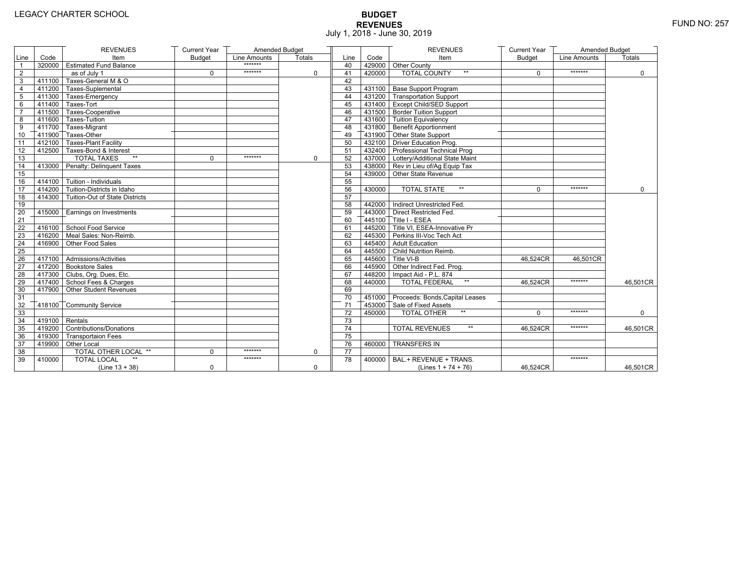LEGACY CHARTER SCHOOL

# BUDGET
## REVENUES
July 1, 2018 - June 30, 2019

FUND NO: 257

| Line | Code | REVENUES Item | Current Year Budget | Amended Budget Line Amounts | Amended Budget Totals |
|---|---|---|---|---|---|
| 1 | 320000 | Estimated Fund Balance | | ******* | |
| 2 | | as of July 1 | 0 | ******* | 0 |
| 3 | 411100 | Taxes-General M & O | | | |
| 4 | 411200 | Taxes-Suplemental | | | |
| 5 | 411300 | Taxes-Emergency | | | |
| 6 | 411400 | Taxes-Tort | | | |
| 7 | 411500 | Taxes-Cooperative | | | |
| 8 | 411600 | Taxes-Tuition | | | |
| 9 | 411700 | Taxes-Migrant | | | |
| 10 | 411900 | Taxes-Other | | | |
| 11 | 412100 | Taxes-Plant Facility | | | |
| 12 | 412500 | Taxes-Bond & Interest | | | |
| 13 | | TOTAL TAXES ** | 0 | ******* | 0 |
| 14 | 413000 | Penalty: Delinquent Taxes | | | |
| 15 | | | | | |
| 16 | 414100 | Tuition - Individuals | | | |
| 17 | 414200 | Tuition-Districts in Idaho | | | |
| 18 | 414300 | Tuition-Out of State Districts | | | |
| 19 | | | | | |
| 20 | 415000 | Earnings on Investments | | | |
| 21 | | | | | |
| 22 | 416100 | School Food Service | | | |
| 23 | 416200 | Meal Sales: Non-Reimb. | | | |
| 24 | 416900 | Other Food Sales | | | |
| 25 | | | | | |
| 26 | 417100 | Admissions/Activities | | | |
| 27 | 417200 | Bookstore Sales | | | |
| 28 | 417300 | Clubs, Org. Dues, Etc. | | | |
| 29 | 417400 | School Fees & Charges | | | |
| 30 | 417900 | Other Student Revenues | | | |
| 31 | | | | | |
| 32 | 418100 | Community Service | | | |
| 33 | | | | | |
| 34 | 419100 | Rentals | | | |
| 35 | 419200 | Contributions/Donations | | | |
| 36 | 419300 | Transportaion Fees | | | |
| 37 | 419900 | Other Local | | | |
| 38 | | TOTAL OTHER LOCAL ** | 0 | ******* | 0 |
| 39 | 410000 | TOTAL LOCAL ** (Line 13 + 38) | 0 | ******* | 0 |

| Line | Code | REVENUES Item | Current Year Budget | Amended Budget Line Amounts | Amended Budget Totals |
|---|---|---|---|---|---|
| 40 | 429000 | Other County | | | |
| 41 | 420000 | TOTAL COUNTY ** | 0 | ******* | 0 |
| 42 | | | | | |
| 43 | 431100 | Base Support Program | | | |
| 44 | 431200 | Transportation Support | | | |
| 45 | 431400 | Except Child/SED Support | | | |
| 46 | 431500 | Border Tuition Support | | | |
| 47 | 431600 | Tuition Equivalency | | | |
| 48 | 431800 | Benefit Apportionment | | | |
| 49 | 431900 | Other State Support | | | |
| 50 | 432100 | Driver Education Prog. | | | |
| 51 | 432400 | Professional Technical Prog | | | |
| 52 | 437000 | Lottery/Additional State Maint | | | |
| 53 | 438000 | Rev in Lieu of/Ag Equip Tax | | | |
| 54 | 439000 | Other State Revenue | | | |
| 55 | | | | | |
| 56 | 430000 | TOTAL STATE ** | 0 | ******* | 0 |
| 57 | | | | | |
| 58 | 442000 | Indirect Unrestricted Fed. | | | |
| 59 | 443000 | Direct Restricted Fed. | | | |
| 60 | 445100 | Title I - ESEA | | | |
| 61 | 445200 | Title VI, ESEA-Innovative Pr | | | |
| 62 | 445300 | Perkins III-Voc Tech Act | | | |
| 63 | 445400 | Adult Education | | | |
| 64 | 445500 | Child Nutrition Reimb. | | | |
| 65 | 445600 | Title VI-B | 46,524CR | 46,501CR | |
| 66 | 445900 | Other Indirect Fed. Prog. | | | |
| 67 | 448200 | Impact Aid - P.L. 874 | | | |
| 68 | 440000 | TOTAL FEDERAL ** | 46,524CR | ******* | 46,501CR |
| 69 | | | | | |
| 70 | 451000 | Proceeds: Bonds,Capital Leases | | | |
| 71 | 453000 | Sale of Fixed Assets | | | |
| 72 | 450000 | TOTAL OTHER ** | 0 | ******* | 0 |
| 73 | | | | | |
| 74 | | TOTAL REVENUES ** | 46,524CR | ******* | 46,501CR |
| 75 | | | | | |
| 76 | 460000 | TRANSFERS IN | | | |
| 77 | | | | | |
| 78 | 400000 | BAL.+ REVENUE + TRANS. (Lines 1 + 74 + 76) | 46,524CR | ******* | 46,501CR |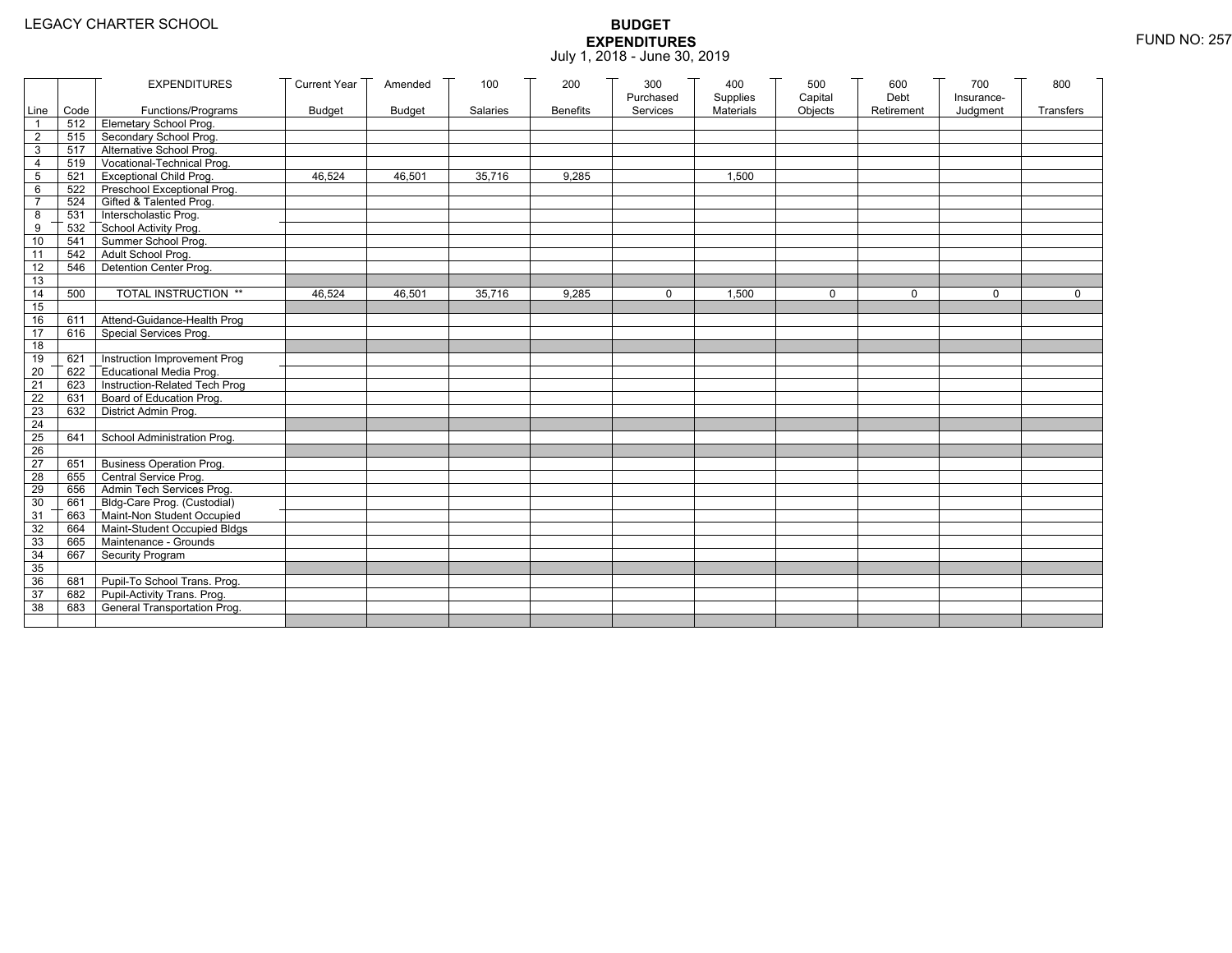LEGACY CHARTER SCHOOL

# BUDGET EXPENDITURES

July 1, 2018 - June 30, 2019

FUND NO: 257

| Line | Code | EXPENDITURES Functions/Programs | Current Year Budget | Amended Budget | 100 Salaries | 200 Benefits | 300 Purchased Services | 400 Supplies Materials | 500 Capital Objects | 600 Debt Retirement | 700 Insurance-Judgment | 800 Transfers |
|---|---|---|---|---|---|---|---|---|---|---|---|---|
| 1 | 512 | Elemetary School Prog. | | | | | | | | | | |
| 2 | 515 | Secondary School Prog. | | | | | | | | | | |
| 3 | 517 | Alternative School Prog. | | | | | | | | | | |
| 4 | 519 | Vocational-Technical Prog. | | | | | | | | | | |
| 5 | 521 | Exceptional Child Prog. | 46,524 | 46,501 | 35,716 | 9,285 | | 1,500 | | | | |
| 6 | 522 | Preschool Exceptional Prog. | | | | | | | | | | |
| 7 | 524 | Gifted & Talented Prog. | | | | | | | | | | |
| 8 | 531 | Interscholastic Prog. | | | | | | | | | | |
| 9 | 532 | School Activity Prog. | | | | | | | | | | |
| 10 | 541 | Summer School Prog. | | | | | | | | | | |
| 11 | 542 | Adult School Prog. | | | | | | | | | | |
| 12 | 546 | Detention Center Prog. | | | | | | | | | | |
| 13 | | | | | | | | | | | | |
| 14 | 500 | TOTAL INSTRUCTION ** | 46,524 | 46,501 | 35,716 | 9,285 | 0 | 1,500 | 0 | 0 | 0 | 0 |
| 15 | | | | | | | | | | | | |
| 16 | 611 | Attend-Guidance-Health Prog | | | | | | | | | | |
| 17 | 616 | Special Services Prog. | | | | | | | | | | |
| 18 | | | | | | | | | | | | |
| 19 | 621 | Instruction Improvement Prog | | | | | | | | | | |
| 20 | 622 | Educational Media Prog. | | | | | | | | | | |
| 21 | 623 | Instruction-Related Tech Prog | | | | | | | | | | |
| 22 | 631 | Board of Education Prog. | | | | | | | | | | |
| 23 | 632 | District Admin Prog. | | | | | | | | | | |
| 24 | | | | | | | | | | | | |
| 25 | 641 | School Administration Prog. | | | | | | | | | | |
| 26 | | | | | | | | | | | | |
| 27 | 651 | Business Operation Prog. | | | | | | | | | | |
| 28 | 655 | Central Service Prog. | | | | | | | | | | |
| 29 | 656 | Admin Tech Services Prog. | | | | | | | | | | |
| 30 | 661 | Bldg-Care Prog. (Custodial) | | | | | | | | | | |
| 31 | 663 | Maint-Non Student Occupied | | | | | | | | | | |
| 32 | 664 | Maint-Student Occupied Bldgs | | | | | | | | | | |
| 33 | 665 | Maintenance - Grounds | | | | | | | | | | |
| 34 | 667 | Security Program | | | | | | | | | | |
| 35 | | | | | | | | | | | | |
| 36 | 681 | Pupil-To School Trans. Prog. | | | | | | | | | | |
| 37 | 682 | Pupil-Activity Trans. Prog. | | | | | | | | | | |
| 38 | 683 | General Transportation Prog. | | | | | | | | | | |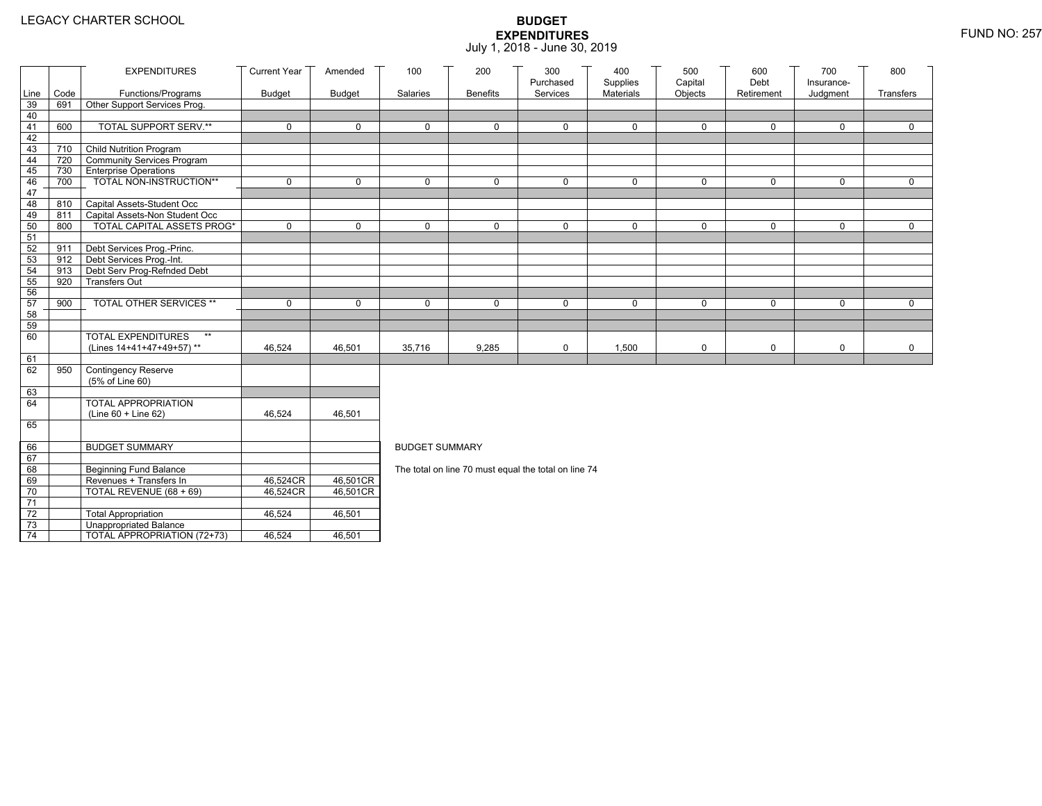LEGACY CHARTER SCHOOL

# BUDGET EXPENDITURES
July 1, 2018 - June 30, 2019

FUND NO: 257

| Line | Code | EXPENDITURES Functions/Programs | Current Year Budget | Amended Budget | 100 Salaries | 200 Benefits | 300 Purchased Services | 400 Supplies Materials | 500 Capital Objects | 600 Debt Retirement | 700 Insurance-Judgment | 800 Transfers |
|---|---|---|---|---|---|---|---|---|---|---|---|---|
| 39 | 691 | Other Support Services Prog. | | | | | | | | | | |
| 40 | | | | | | | | | | | | |
| 41 | 600 | TOTAL SUPPORT SERV.** | 0 | 0 | 0 | 0 | 0 | 0 | 0 | 0 | 0 | 0 |
| 42 | | | | | | | | | | | | |
| 43 | 710 | Child Nutrition Program | | | | | | | | | | |
| 44 | 720 | Community Services Program | | | | | | | | | | |
| 45 | 730 | Enterprise Operations | | | | | | | | | | |
| 46 | 700 | TOTAL NON-INSTRUCTION** | 0 | 0 | 0 | 0 | 0 | 0 | 0 | 0 | 0 | 0 |
| 47 | | | | | | | | | | | | |
| 48 | 810 | Capital Assets-Student Occ | | | | | | | | | | |
| 49 | 811 | Capital Assets-Non Student Occ | | | | | | | | | | |
| 50 | 800 | TOTAL CAPITAL ASSETS PROG* | 0 | 0 | 0 | 0 | 0 | 0 | 0 | 0 | 0 | 0 |
| 51 | | | | | | | | | | | | |
| 52 | 911 | Debt Services Prog.-Princ. | | | | | | | | | | |
| 53 | 912 | Debt Services Prog.-Int. | | | | | | | | | | |
| 54 | 913 | Debt Serv Prog-Refnded Debt | | | | | | | | | | |
| 55 | 920 | Transfers Out | | | | | | | | | | |
| 56 | | | | | | | | | | | | |
| 57 | 900 | TOTAL OTHER SERVICES ** | 0 | 0 | 0 | 0 | 0 | 0 | 0 | 0 | 0 | 0 |
| 58 | | | | | | | | | | | | |
| 59 | | | | | | | | | | | | |
| 60 | | TOTAL EXPENDITURES ** (Lines 14+41+47+49+57) ** | 46,524 | 46,501 | 35,716 | 9,285 | 0 | 1,500 | 0 | 0 | 0 | 0 |
| 61 | | | | | | | | | | | | |
| 62 | 950 | Contingency Reserve (5% of Line 60) | | | | | | | | | | |
| 63 | | | | | | | | | | | | |
| 64 | | TOTAL APPROPRIATION (Line 60 + Line 62) | 46,524 | 46,501 | | | | | | | | |
| 65 | | | | | | | | | | | | |

| Line | Code | | Current Year Budget | Amended Budget |
|---|---|---|---|---|
| 66 | | BUDGET SUMMARY | | |
| 67 | | | | |
| 68 | | Beginning Fund Balance | | |
| 69 | | Revenues + Transfers In | 46,524CR | 46,501CR |
| 70 | | TOTAL REVENUE (68 + 69) | 46,524CR | 46,501CR |
| 71 | | | | |
| 72 | | Total Appropriation | 46,524 | 46,501 |
| 73 | | Unappropriated Balance | | |
| 74 | | TOTAL APPROPRIATION (72+73) | 46,524 | 46,501 |

BUDGET SUMMARY

The total on line 70 must equal the total on line 74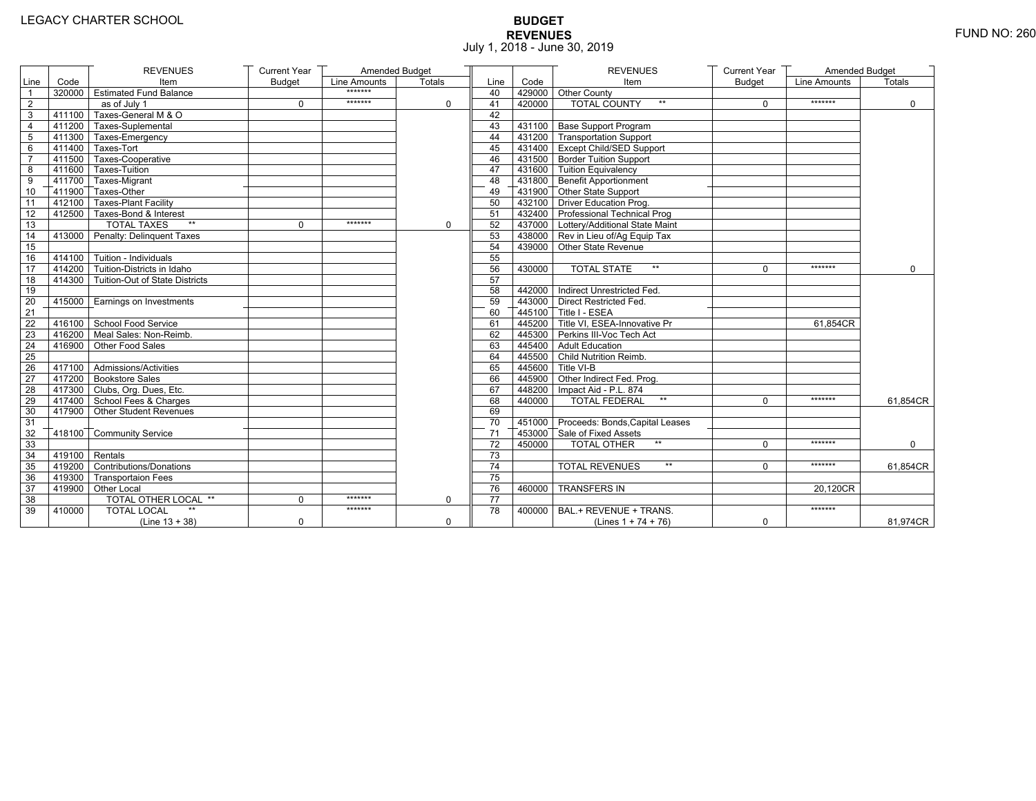LEGACY CHARTER SCHOOL

# BUDGET
## REVENUES
July 1, 2018 - June 30, 2019

FUND NO: 260

| Line | Code | REVENUES Item | Current Year Budget | Amended Budget Line Amounts | Amended Budget Totals | Line | Code | REVENUES Item | Current Year Budget | Amended Budget Line Amounts | Amended Budget Totals |
|---|---|---|---|---|---|---|---|---|---|---|---|
| 1 | 320000 | Estimated Fund Balance | | ******* | | 40 | 429000 | Other County | | | |
| 2 | | as of July 1 | 0 | ******* | 0 | 41 | 420000 | TOTAL COUNTY ** | 0 | ******* | 0 |
| 3 | 411100 | Taxes-General M & O | | | | 42 | | | | | |
| 4 | 411200 | Taxes-Suplemental | | | | 43 | 431100 | Base Support Program | | | |
| 5 | 411300 | Taxes-Emergency | | | | 44 | 431200 | Transportation Support | | | |
| 6 | 411400 | Taxes-Tort | | | | 45 | 431400 | Except Child/SED Support | | | |
| 7 | 411500 | Taxes-Cooperative | | | | 46 | 431500 | Border Tuition Support | | | |
| 8 | 411600 | Taxes-Tuition | | | | 47 | 431600 | Tuition Equivalency | | | |
| 9 | 411700 | Taxes-Migrant | | | | 48 | 431800 | Benefit Apportionment | | | |
| 10 | 411900 | Taxes-Other | | | | 49 | 431900 | Other State Support | | | |
| 11 | 412100 | Taxes-Plant Facility | | | | 50 | 432100 | Driver Education Prog. | | | |
| 12 | 412500 | Taxes-Bond & Interest | | | | 51 | 432400 | Professional Technical Prog | | | |
| 13 | | TOTAL TAXES ** | 0 | ******* | 0 | 52 | 437000 | Lottery/Additional State Maint | | | |
| 14 | 413000 | Penalty: Delinquent Taxes | | | | 53 | 438000 | Rev in Lieu of/Ag Equip Tax | | | |
| 15 | | | | | | 54 | 439000 | Other State Revenue | | | |
| 16 | 414100 | Tuition - Individuals | | | | 55 | | | | | |
| 17 | 414200 | Tuition-Districts in Idaho | | | | 56 | 430000 | TOTAL STATE ** | 0 | ******* | 0 |
| 18 | 414300 | Tuition-Out of State Districts | | | | 57 | | | | | |
| 19 | | | | | | 58 | 442000 | Indirect Unrestricted Fed. | | | |
| 20 | 415000 | Earnings on Investments | | | | 59 | 443000 | Direct Restricted Fed. | | | |
| 21 | | | | | | 60 | 445100 | Title I - ESEA | | | |
| 22 | 416100 | School Food Service | | | | 61 | 445200 | Title VI, ESEA-Innovative Pr | | 61,854CR | |
| 23 | 416200 | Meal Sales: Non-Reimb. | | | | 62 | 445300 | Perkins III-Voc Tech Act | | | |
| 24 | 416900 | Other Food Sales | | | | 63 | 445400 | Adult Education | | | |
| 25 | | | | | | 64 | 445500 | Child Nutrition Reimb. | | | |
| 26 | 417100 | Admissions/Activities | | | | 65 | 445600 | Title VI-B | | | |
| 27 | 417200 | Bookstore Sales | | | | 66 | 445900 | Other Indirect Fed. Prog. | | | |
| 28 | 417300 | Clubs, Org. Dues, Etc. | | | | 67 | 448200 | Impact Aid - P.L. 874 | | | |
| 29 | 417400 | School Fees & Charges | | | | 68 | 440000 | TOTAL FEDERAL ** | 0 | ******* | 61,854CR |
| 30 | 417900 | Other Student Revenues | | | | 69 | | | | | |
| 31 | | | | | | 70 | 451000 | Proceeds: Bonds,Capital Leases | | | |
| 32 | 418100 | Community Service | | | | 71 | 453000 | Sale of Fixed Assets | | | |
| 33 | | | | | | 72 | 450000 | TOTAL OTHER ** | 0 | ******* | 0 |
| 34 | 419100 | Rentals | | | | 73 | | | | | |
| 35 | 419200 | Contributions/Donations | | | | 74 | | TOTAL REVENUES ** | 0 | ******* | 61,854CR |
| 36 | 419300 | Transportaion Fees | | | | 75 | | | | | |
| 37 | 419900 | Other Local | | | | 76 | 460000 | TRANSFERS IN | | 20,120CR | |
| 38 | | TOTAL OTHER LOCAL ** | 0 | ******* | 0 | 77 | | | | | |
| 39 | 410000 | TOTAL LOCAL ** (Line 13 + 38) | 0 | ******* | 0 | 78 | 400000 | BAL.+ REVENUE + TRANS. (Lines 1 + 74 + 76) | 0 | ******* | 81,974CR |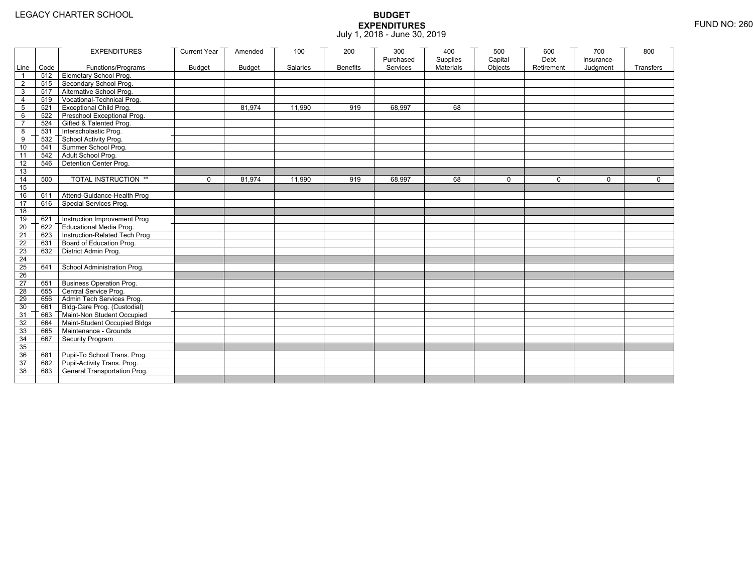LEGACY CHARTER SCHOOL

# BUDGET EXPENDITURES

July 1, 2018 - June 30, 2019

FUND NO: 260

| Line | Code | EXPENDITURES Functions/Programs | Current Year Budget | Amended Budget | 100 Salaries | 200 Benefits | 300 Purchased Services | 400 Supplies Materials | 500 Capital Objects | 600 Debt Retirement | 700 Insurance-Judgment | 800 Transfers |
|---|---|---|---|---|---|---|---|---|---|---|---|---|
| 1 | 512 | Elemetary School Prog. | | | | | | | | | | |
| 2 | 515 | Secondary School Prog. | | | | | | | | | | |
| 3 | 517 | Alternative School Prog. | | | | | | | | | | |
| 4 | 519 | Vocational-Technical Prog. | | | | | | | | | | |
| 5 | 521 | Exceptional Child Prog. | | 81,974 | 11,990 | 919 | 68,997 | 68 | | | | |
| 6 | 522 | Preschool Exceptional Prog. | | | | | | | | | | |
| 7 | 524 | Gifted & Talented Prog. | | | | | | | | | | |
| 8 | 531 | Interscholastic Prog. | | | | | | | | | | |
| 9 | 532 | School Activity Prog. | | | | | | | | | | |
| 10 | 541 | Summer School Prog. | | | | | | | | | | |
| 11 | 542 | Adult School Prog. | | | | | | | | | | |
| 12 | 546 | Detention Center Prog. | | | | | | | | | | |
| 13 | | | | | | | | | | | | |
| 14 | 500 | TOTAL INSTRUCTION ** | 0 | 81,974 | 11,990 | 919 | 68,997 | 68 | 0 | 0 | 0 | 0 |
| 15 | | | | | | | | | | | | |
| 16 | 611 | Attend-Guidance-Health Prog | | | | | | | | | | |
| 17 | 616 | Special Services Prog. | | | | | | | | | | |
| 18 | | | | | | | | | | | | |
| 19 | 621 | Instruction Improvement Prog | | | | | | | | | | |
| 20 | 622 | Educational Media Prog. | | | | | | | | | | |
| 21 | 623 | Instruction-Related Tech Prog | | | | | | | | | | |
| 22 | 631 | Board of Education Prog. | | | | | | | | | | |
| 23 | 632 | District Admin Prog. | | | | | | | | | | |
| 24 | | | | | | | | | | | | |
| 25 | 641 | School Administration Prog. | | | | | | | | | | |
| 26 | | | | | | | | | | | | |
| 27 | 651 | Business Operation Prog. | | | | | | | | | | |
| 28 | 655 | Central Service Prog. | | | | | | | | | | |
| 29 | 656 | Admin Tech Services Prog. | | | | | | | | | | |
| 30 | 661 | Bldg-Care Prog. (Custodial) | | | | | | | | | | |
| 31 | 663 | Maint-Non Student Occupied | | | | | | | | | | |
| 32 | 664 | Maint-Student Occupied Bldgs | | | | | | | | | | |
| 33 | 665 | Maintenance - Grounds | | | | | | | | | | |
| 34 | 667 | Security Program | | | | | | | | | | |
| 35 | | | | | | | | | | | | |
| 36 | 681 | Pupil-To School Trans. Prog. | | | | | | | | | | |
| 37 | 682 | Pupil-Activity Trans. Prog. | | | | | | | | | | |
| 38 | 683 | General Transportation Prog. | | | | | | | | | | |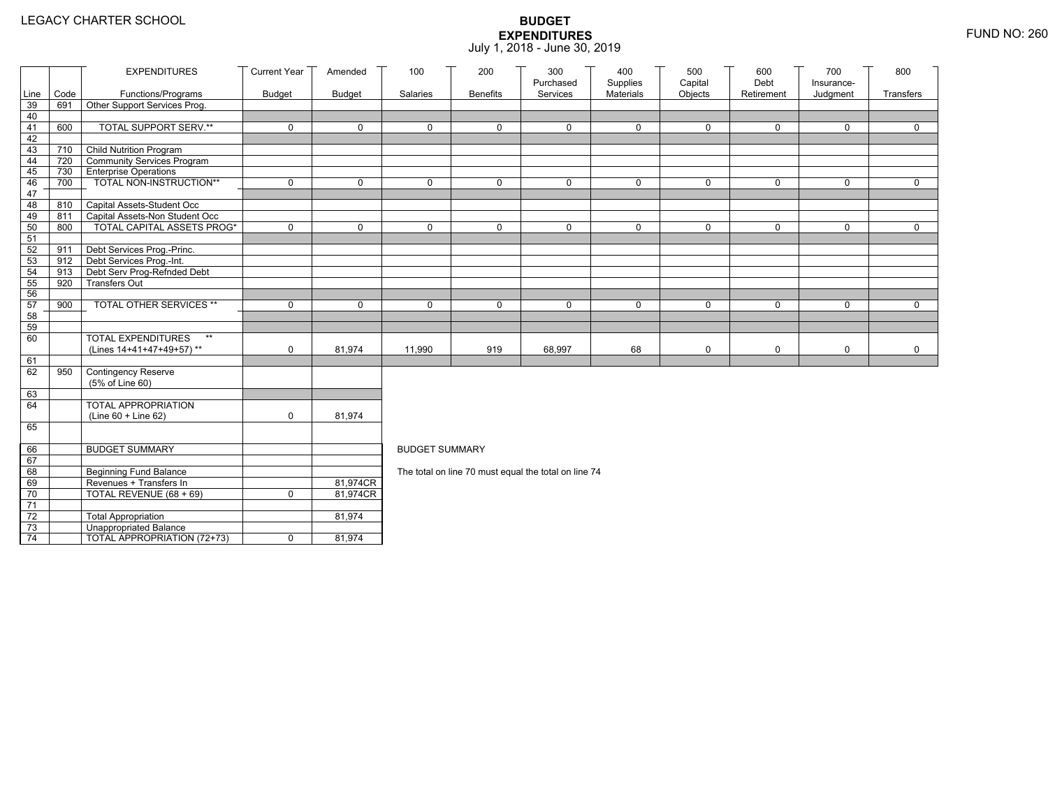LEGACY CHARTER SCHOOL

# BUDGET EXPENDITURES

July 1, 2018 - June 30, 2019

FUND NO: 260

| Line | Code | EXPENDITURES Functions/Programs | Current Year Budget | Amended Budget | 100 Salaries | 200 Benefits | 300 Purchased Services | 400 Supplies Materials | 500 Capital Objects | 600 Debt Retirement | 700 Insurance-Judgment | 800 Transfers |
|---|---|---|---|---|---|---|---|---|---|---|---|---|
| 39 | 691 | Other Support Services Prog. | | | | | | | | | | |
| 40 | | | | | | | | | | | | |
| 41 | 600 | TOTAL SUPPORT SERV.** | 0 | 0 | 0 | 0 | 0 | 0 | 0 | 0 | 0 | 0 |
| 42 | | | | | | | | | | | | |
| 43 | 710 | Child Nutrition Program | | | | | | | | | | |
| 44 | 720 | Community Services Program | | | | | | | | | | |
| 45 | 730 | Enterprise Operations | | | | | | | | | | |
| 46 | 700 | TOTAL NON-INSTRUCTION** | 0 | 0 | 0 | 0 | 0 | 0 | 0 | 0 | 0 | 0 |
| 47 | | | | | | | | | | | | |
| 48 | 810 | Capital Assets-Student Occ | | | | | | | | | | |
| 49 | 811 | Capital Assets-Non Student Occ | | | | | | | | | | |
| 50 | 800 | TOTAL CAPITAL ASSETS PROG* | 0 | 0 | 0 | 0 | 0 | 0 | 0 | 0 | 0 | 0 |
| 51 | | | | | | | | | | | | |
| 52 | 911 | Debt Services Prog.-Princ. | | | | | | | | | | |
| 53 | 912 | Debt Services Prog.-Int. | | | | | | | | | | |
| 54 | 913 | Debt Serv Prog-Refnded Debt | | | | | | | | | | |
| 55 | 920 | Transfers Out | | | | | | | | | | |
| 56 | | | | | | | | | | | | |
| 57 | 900 | TOTAL OTHER SERVICES ** | 0 | 0 | 0 | 0 | 0 | 0 | 0 | 0 | 0 | 0 |
| 58 | | | | | | | | | | | | |
| 59 | | | | | | | | | | | | |
| 60 | | TOTAL EXPENDITURES ** (Lines 14+41+47+49+57) ** | 0 | 81,974 | 11,990 | 919 | 68,997 | 68 | 0 | 0 | 0 | 0 |
| 61 | | | | | | | | | | | | |
| 62 | 950 | Contingency Reserve (5% of Line 60) | | | | | | | | | | |
| 63 | | | | | | | | | | | | |
| 64 | | TOTAL APPROPRIATION (Line 60 + Line 62) | 0 | 81,974 | | | | | | | | |
| 65 | | | | | | | | | | | | |
| 66 | | BUDGET SUMMARY | | | | | | | | | | |
| 67 | | | | | | | | | | | | |
| 68 | | Beginning Fund Balance | | | | | | | | | | |
| 69 | | Revenues + Transfers In | | 81,974CR | | | | | | | | |
| 70 | | TOTAL REVENUE (68 + 69) | 0 | 81,974CR | | | | | | | | |
| 71 | | | | | | | | | | | | |
| 72 | | Total Appropriation | | 81,974 | | | | | | | | |
| 73 | | Unappropriated Balance | | | | | | | | | | |
| 74 | | TOTAL APPROPRIATION (72+73) | 0 | 81,974 | | | | | | | | |

BUDGET SUMMARY

The total on line 70 must equal the total on line 74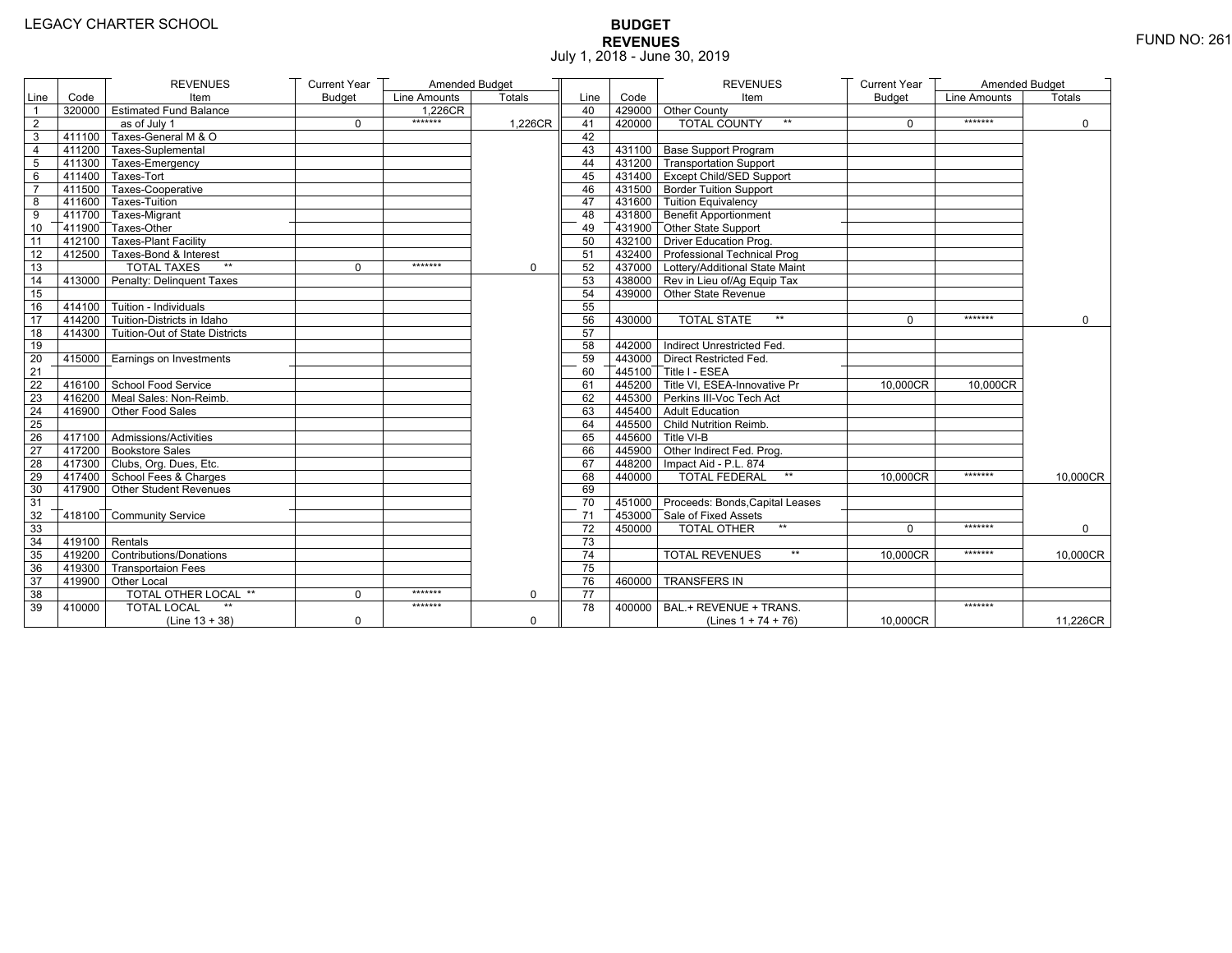LEGACY CHARTER SCHOOL

# BUDGET
## REVENUES
July 1, 2018 - June 30, 2019

FUND NO: 261

| Line | Code | REVENUES Item | Current Year Budget | Amended Budget Line Amounts | Amended Budget Totals |
|---|---|---|---|---|---|
| 1 | 320000 | Estimated Fund Balance | | 1,226CR | |
| 2 | | as of July 1 | 0 | ******* | 1,226CR |
| 3 | 411100 | Taxes-General M & O | | | |
| 4 | 411200 | Taxes-Suplemental | | | |
| 5 | 411300 | Taxes-Emergency | | | |
| 6 | 411400 | Taxes-Tort | | | |
| 7 | 411500 | Taxes-Cooperative | | | |
| 8 | 411600 | Taxes-Tuition | | | |
| 9 | 411700 | Taxes-Migrant | | | |
| 10 | 411900 | Taxes-Other | | | |
| 11 | 412100 | Taxes-Plant Facility | | | |
| 12 | 412500 | Taxes-Bond & Interest | | | |
| 13 | | TOTAL TAXES ** | 0 | ******* | 0 |
| 14 | 413000 | Penalty: Delinquent Taxes | | | |
| 15 | | | | | |
| 16 | 414100 | Tuition - Individuals | | | |
| 17 | 414200 | Tuition-Districts in Idaho | | | |
| 18 | 414300 | Tuition-Out of State Districts | | | |
| 19 | | | | | |
| 20 | 415000 | Earnings on Investments | | | |
| 21 | | | | | |
| 22 | 416100 | School Food Service | | | |
| 23 | 416200 | Meal Sales: Non-Reimb. | | | |
| 24 | 416900 | Other Food Sales | | | |
| 25 | | | | | |
| 26 | 417100 | Admissions/Activities | | | |
| 27 | 417200 | Bookstore Sales | | | |
| 28 | 417300 | Clubs, Org. Dues, Etc. | | | |
| 29 | 417400 | School Fees & Charges | | | |
| 30 | 417900 | Other Student Revenues | | | |
| 31 | | | | | |
| 32 | 418100 | Community Service | | | |
| 33 | | | | | |
| 34 | 419100 | Rentals | | | |
| 35 | 419200 | Contributions/Donations | | | |
| 36 | 419300 | Transportaion Fees | | | |
| 37 | 419900 | Other Local | | | |
| 38 | | TOTAL OTHER LOCAL ** | 0 | ******* | 0 |
| 39 | 410000 | TOTAL LOCAL ** (Line 13 + 38) | 0 | ******* | 0 |

| Line | Code | REVENUES Item | Current Year Budget | Amended Budget Line Amounts | Amended Budget Totals |
|---|---|---|---|---|---|
| 40 | 429000 | Other County | | | |
| 41 | 420000 | TOTAL COUNTY ** | 0 | ******* | 0 |
| 42 | | | | | |
| 43 | 431100 | Base Support Program | | | |
| 44 | 431200 | Transportation Support | | | |
| 45 | 431400 | Except Child/SED Support | | | |
| 46 | 431500 | Border Tuition Support | | | |
| 47 | 431600 | Tuition Equivalency | | | |
| 48 | 431800 | Benefit Apportionment | | | |
| 49 | 431900 | Other State Support | | | |
| 50 | 432100 | Driver Education Prog. | | | |
| 51 | 432400 | Professional Technical Prog | | | |
| 52 | 437000 | Lottery/Additional State Maint | | | |
| 53 | 438000 | Rev in Lieu of/Ag Equip Tax | | | |
| 54 | 439000 | Other State Revenue | | | |
| 55 | | | | | |
| 56 | 430000 | TOTAL STATE ** | 0 | ******* | 0 |
| 57 | | | | | |
| 58 | 442000 | Indirect Unrestricted Fed. | | | |
| 59 | 443000 | Direct Restricted Fed. | | | |
| 60 | 445100 | Title I - ESEA | | | |
| 61 | 445200 | Title VI, ESEA-Innovative Pr | 10,000CR | 10,000CR | |
| 62 | 445300 | Perkins III-Voc Tech Act | | | |
| 63 | 445400 | Adult Education | | | |
| 64 | 445500 | Child Nutrition Reimb. | | | |
| 65 | 445600 | Title VI-B | | | |
| 66 | 445900 | Other Indirect Fed. Prog. | | | |
| 67 | 448200 | Impact Aid - P.L. 874 | | | |
| 68 | 440000 | TOTAL FEDERAL ** | 10,000CR | ******* | 10,000CR |
| 69 | | | | | |
| 70 | 451000 | Proceeds: Bonds,Capital Leases | | | |
| 71 | 453000 | Sale of Fixed Assets | | | |
| 72 | 450000 | TOTAL OTHER ** | 0 | ******* | 0 |
| 73 | | | | | |
| 74 | | TOTAL REVENUES ** | 10,000CR | ******* | 10,000CR |
| 75 | | | | | |
| 76 | 460000 | TRANSFERS IN | | | |
| 77 | | | | | |
| 78 | 400000 | BAL.+ REVENUE + TRANS. (Lines 1 + 74 + 76) | 10,000CR | ******* | 11,226CR |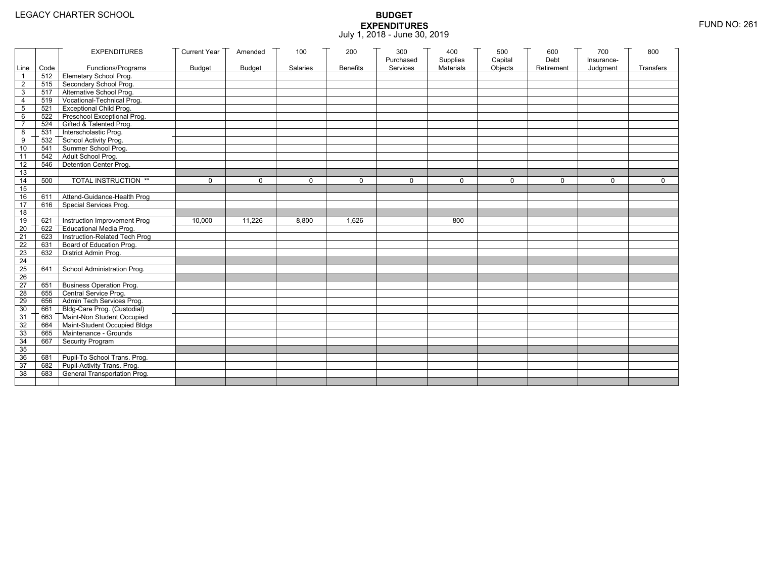LEGACY CHARTER SCHOOL

# BUDGET EXPENDITURES

July 1, 2018 - June 30, 2019

FUND NO: 261

| Line | Code | EXPENDITURES Functions/Programs | Current Year Budget | Amended Budget | 100 Salaries | 200 Benefits | 300 Purchased Services | 400 Supplies Materials | 500 Capital Objects | 600 Debt Retirement | 700 Insurance-Judgment | 800 Transfers |
|---|---|---|---|---|---|---|---|---|---|---|---|---|
| 1 | 512 | Elemetary School Prog. | | | | | | | | | | |
| 2 | 515 | Secondary School Prog. | | | | | | | | | | |
| 3 | 517 | Alternative School Prog. | | | | | | | | | | |
| 4 | 519 | Vocational-Technical Prog. | | | | | | | | | | |
| 5 | 521 | Exceptional Child Prog. | | | | | | | | | | |
| 6 | 522 | Preschool Exceptional Prog. | | | | | | | | | | |
| 7 | 524 | Gifted & Talented Prog. | | | | | | | | | | |
| 8 | 531 | Interscholastic Prog. | | | | | | | | | | |
| 9 | 532 | School Activity Prog. | | | | | | | | | | |
| 10 | 541 | Summer School Prog. | | | | | | | | | | |
| 11 | 542 | Adult School Prog. | | | | | | | | | | |
| 12 | 546 | Detention Center Prog. | | | | | | | | | | |
| 13 | | | | | | | | | | | | |
| 14 | 500 | TOTAL INSTRUCTION ** | 0 | 0 | 0 | 0 | 0 | 0 | 0 | 0 | 0 | 0 |
| 15 | | | | | | | | | | | | |
| 16 | 611 | Attend-Guidance-Health Prog | | | | | | | | | | |
| 17 | 616 | Special Services Prog. | | | | | | | | | | |
| 18 | | | | | | | | | | | | |
| 19 | 621 | Instruction Improvement Prog | 10,000 | 11,226 | 8,800 | 1,626 | | 800 | | | | |
| 20 | 622 | Educational Media Prog. | | | | | | | | | | |
| 21 | 623 | Instruction-Related Tech Prog | | | | | | | | | | |
| 22 | 631 | Board of Education Prog. | | | | | | | | | | |
| 23 | 632 | District Admin Prog. | | | | | | | | | | |
| 24 | | | | | | | | | | | | |
| 25 | 641 | School Administration Prog. | | | | | | | | | | |
| 26 | | | | | | | | | | | | |
| 27 | 651 | Business Operation Prog. | | | | | | | | | | |
| 28 | 655 | Central Service Prog. | | | | | | | | | | |
| 29 | 656 | Admin Tech Services Prog. | | | | | | | | | | |
| 30 | 661 | Bldg-Care Prog. (Custodial) | | | | | | | | | | |
| 31 | 663 | Maint-Non Student Occupied | | | | | | | | | | |
| 32 | 664 | Maint-Student Occupied Bldgs | | | | | | | | | | |
| 33 | 665 | Maintenance - Grounds | | | | | | | | | | |
| 34 | 667 | Security Program | | | | | | | | | | |
| 35 | | | | | | | | | | | | |
| 36 | 681 | Pupil-To School Trans. Prog. | | | | | | | | | | |
| 37 | 682 | Pupil-Activity Trans. Prog. | | | | | | | | | | |
| 38 | 683 | General Transportation Prog. | | | | | | | | | | |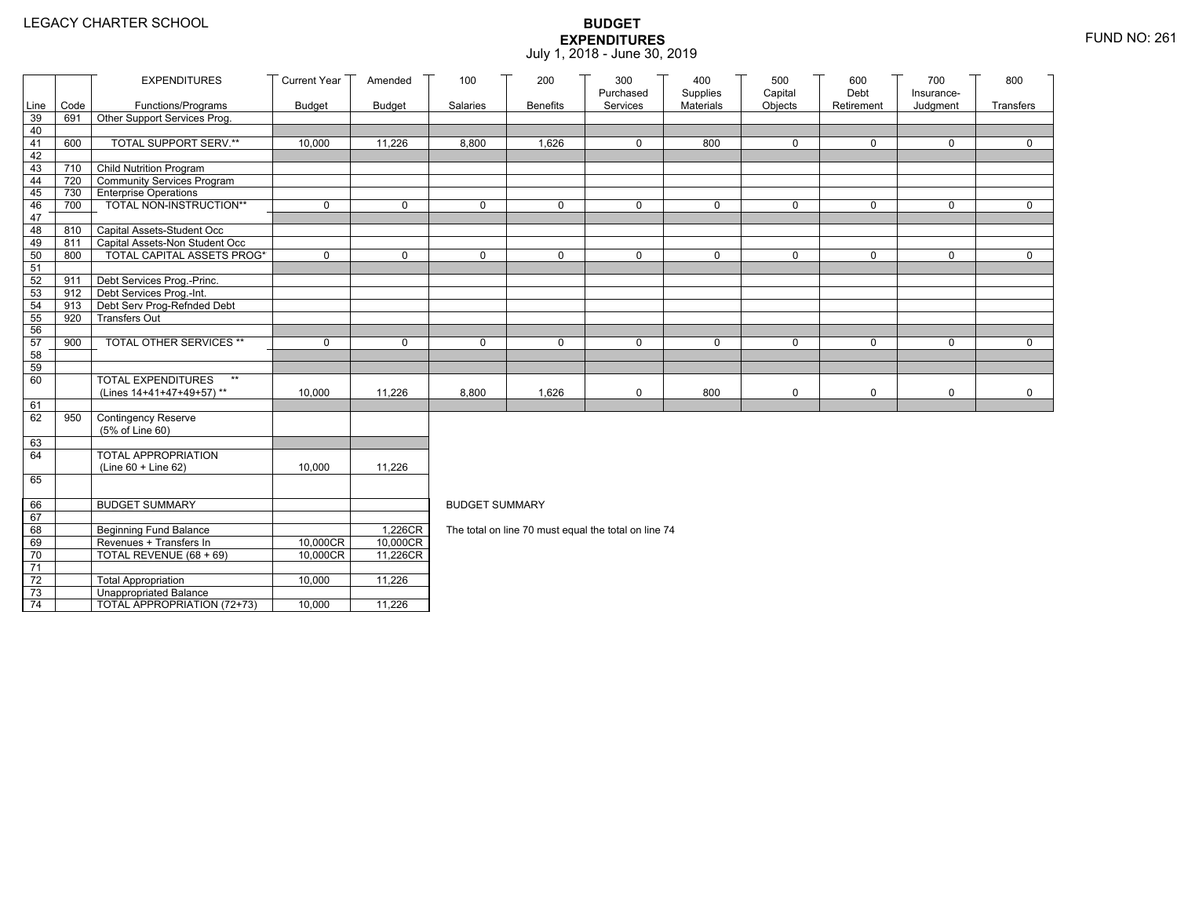LEGACY CHARTER SCHOOL

# BUDGET EXPENDITURES
July 1, 2018 - June 30, 2019

FUND NO: 261

| Line | Code | EXPENDITURES Functions/Programs | Current Year Budget | Amended Budget | 100 Salaries | 200 Benefits | 300 Purchased Services | 400 Supplies Materials | 500 Capital Objects | 600 Debt Retirement | 700 Insurance-Judgment | 800 Transfers |
|---|---|---|---|---|---|---|---|---|---|---|---|---|
| 39 | 691 | Other Support Services Prog. | | | | | | | | | | |
| 40 | | | | | | | | | | | | |
| 41 | 600 | TOTAL SUPPORT SERV.** | 10,000 | 11,226 | 8,800 | 1,626 | 0 | 800 | 0 | 0 | 0 | 0 |
| 42 | | | | | | | | | | | | |
| 43 | 710 | Child Nutrition Program | | | | | | | | | | |
| 44 | 720 | Community Services Program | | | | | | | | | | |
| 45 | 730 | Enterprise Operations | | | | | | | | | | |
| 46 | 700 | TOTAL NON-INSTRUCTION** | 0 | 0 | 0 | 0 | 0 | 0 | 0 | 0 | 0 | 0 |
| 47 | | | | | | | | | | | | |
| 48 | 810 | Capital Assets-Student Occ | | | | | | | | | | |
| 49 | 811 | Capital Assets-Non Student Occ | | | | | | | | | | |
| 50 | 800 | TOTAL CAPITAL ASSETS PROG* | 0 | 0 | 0 | 0 | 0 | 0 | 0 | 0 | 0 | 0 |
| 51 | | | | | | | | | | | | |
| 52 | 911 | Debt Services Prog.-Princ. | | | | | | | | | | |
| 53 | 912 | Debt Services Prog.-Int. | | | | | | | | | | |
| 54 | 913 | Debt Serv Prog-Refnded Debt | | | | | | | | | | |
| 55 | 920 | Transfers Out | | | | | | | | | | |
| 56 | | | | | | | | | | | | |
| 57 | 900 | TOTAL OTHER SERVICES ** | 0 | 0 | 0 | 0 | 0 | 0 | 0 | 0 | 0 | 0 |
| 58 | | | | | | | | | | | | |
| 59 | | | | | | | | | | | | |
| 60 | | TOTAL EXPENDITURES ** (Lines 14+41+47+49+57) ** | 10,000 | 11,226 | 8,800 | 1,626 | 0 | 800 | 0 | 0 | 0 | 0 |
| 61 | | | | | | | | | | | | |
| 62 | 950 | Contingency Reserve (5% of Line 60) | | | | | | | | | | |
| 63 | | | | | | | | | | | | |
| 64 | | TOTAL APPROPRIATION (Line 60 + Line 62) | 10,000 | 11,226 | | | | | | | | |
| 65 | | | | | | | | | | | | |
| 66 | | BUDGET SUMMARY | | | | | | | | | | |
| 67 | | | | | | | | | | | | |
| 68 | | Beginning Fund Balance | | 1,226CR | | | | | | | | |
| 69 | | Revenues + Transfers In | 10,000CR | 10,000CR | | | | | | | | |
| 70 | | TOTAL REVENUE (68 + 69) | 10,000CR | 11,226CR | | | | | | | | |
| 71 | | | | | | | | | | | | |
| 72 | | Total Appropriation | 10,000 | 11,226 | | | | | | | | |
| 73 | | Unappropriated Balance | | | | | | | | | | |
| 74 | | TOTAL APPROPRIATION (72+73) | 10,000 | 11,226 | | | | | | | | |

BUDGET SUMMARY

The total on line 70 must equal the total on line 74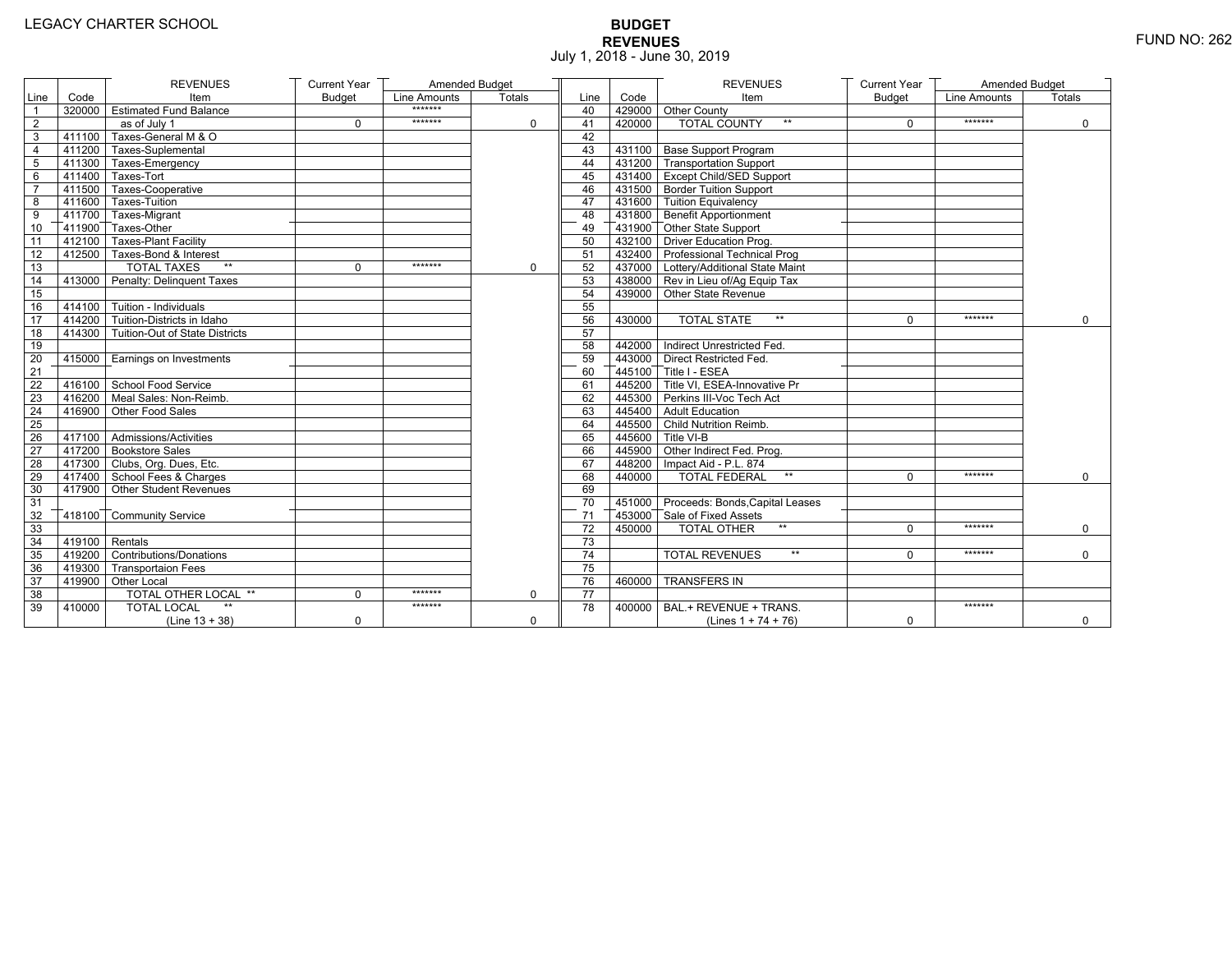LEGACY CHARTER SCHOOL

FUND NO: 262

# BUDGET
## REVENUES
July 1, 2018 - June 30, 2019

| Line | Code | REVENUES Item | Current Year Budget | Amended Budget Line Amounts | Amended Budget Totals |
|---|---|---|---|---|---|
| 1 | 320000 | Estimated Fund Balance | | ******* | |
| 2 | | as of July 1 | 0 | ******* | 0 |
| 3 | 411100 | Taxes-General M & O | | | |
| 4 | 411200 | Taxes-Suplemental | | | |
| 5 | 411300 | Taxes-Emergency | | | |
| 6 | 411400 | Taxes-Tort | | | |
| 7 | 411500 | Taxes-Cooperative | | | |
| 8 | 411600 | Taxes-Tuition | | | |
| 9 | 411700 | Taxes-Migrant | | | |
| 10 | 411900 | Taxes-Other | | | |
| 11 | 412100 | Taxes-Plant Facility | | | |
| 12 | 412500 | Taxes-Bond & Interest | | | |
| 13 | | TOTAL TAXES ** | 0 | ******* | 0 |
| 14 | 413000 | Penalty: Delinquent Taxes | | | |
| 15 | | | | | |
| 16 | 414100 | Tuition - Individuals | | | |
| 17 | 414200 | Tuition-Districts in Idaho | | | |
| 18 | 414300 | Tuition-Out of State Districts | | | |
| 19 | | | | | |
| 20 | 415000 | Earnings on Investments | | | |
| 21 | | | | | |
| 22 | 416100 | School Food Service | | | |
| 23 | 416200 | Meal Sales: Non-Reimb. | | | |
| 24 | 416900 | Other Food Sales | | | |
| 25 | | | | | |
| 26 | 417100 | Admissions/Activities | | | |
| 27 | 417200 | Bookstore Sales | | | |
| 28 | 417300 | Clubs, Org. Dues, Etc. | | | |
| 29 | 417400 | School Fees & Charges | | | |
| 30 | 417900 | Other Student Revenues | | | |
| 31 | | | | | |
| 32 | 418100 | Community Service | | | |
| 33 | | | | | |
| 34 | 419100 | Rentals | | | |
| 35 | 419200 | Contributions/Donations | | | |
| 36 | 419300 | Transportaion Fees | | | |
| 37 | 419900 | Other Local | | | |
| 38 | | TOTAL OTHER LOCAL ** | 0 | ******* | 0 |
| 39 | 410000 | TOTAL LOCAL ** (Line 13 + 38) | 0 | ******* | 0 |

| Line | Code | REVENUES Item | Current Year Budget | Amended Budget Line Amounts | Amended Budget Totals |
|---|---|---|---|---|---|
| 40 | 429000 | Other County | | | |
| 41 | 420000 | TOTAL COUNTY ** | 0 | ******* | 0 |
| 42 | | | | | |
| 43 | 431100 | Base Support Program | | | |
| 44 | 431200 | Transportation Support | | | |
| 45 | 431400 | Except Child/SED Support | | | |
| 46 | 431500 | Border Tuition Support | | | |
| 47 | 431600 | Tuition Equivalency | | | |
| 48 | 431800 | Benefit Apportionment | | | |
| 49 | 431900 | Other State Support | | | |
| 50 | 432100 | Driver Education Prog. | | | |
| 51 | 432400 | Professional Technical Prog | | | |
| 52 | 437000 | Lottery/Additional State Maint | | | |
| 53 | 438000 | Rev in Lieu of/Ag Equip Tax | | | |
| 54 | 439000 | Other State Revenue | | | |
| 55 | | | | | |
| 56 | 430000 | TOTAL STATE ** | 0 | ******* | 0 |
| 57 | | | | | |
| 58 | 442000 | Indirect Unrestricted Fed. | | | |
| 59 | 443000 | Direct Restricted Fed. | | | |
| 60 | 445100 | Title I - ESEA | | | |
| 61 | 445200 | Title VI, ESEA-Innovative Pr | | | |
| 62 | 445300 | Perkins III-Voc Tech Act | | | |
| 63 | 445400 | Adult Education | | | |
| 64 | 445500 | Child Nutrition Reimb. | | | |
| 65 | 445600 | Title VI-B | | | |
| 66 | 445900 | Other Indirect Fed. Prog. | | | |
| 67 | 448200 | Impact Aid - P.L. 874 | | | |
| 68 | 440000 | TOTAL FEDERAL ** | 0 | ******* | 0 |
| 69 | | | | | |
| 70 | 451000 | Proceeds: Bonds,Capital Leases | | | |
| 71 | 453000 | Sale of Fixed Assets | | | |
| 72 | 450000 | TOTAL OTHER ** | 0 | ******* | 0 |
| 73 | | | | | |
| 74 | | TOTAL REVENUES ** | 0 | ******* | 0 |
| 75 | | | | | |
| 76 | 460000 | TRANSFERS IN | | | |
| 77 | | | | | |
| 78 | 400000 | BAL.+ REVENUE + TRANS. (Lines 1 + 74 + 76) | 0 | ******* | 0 |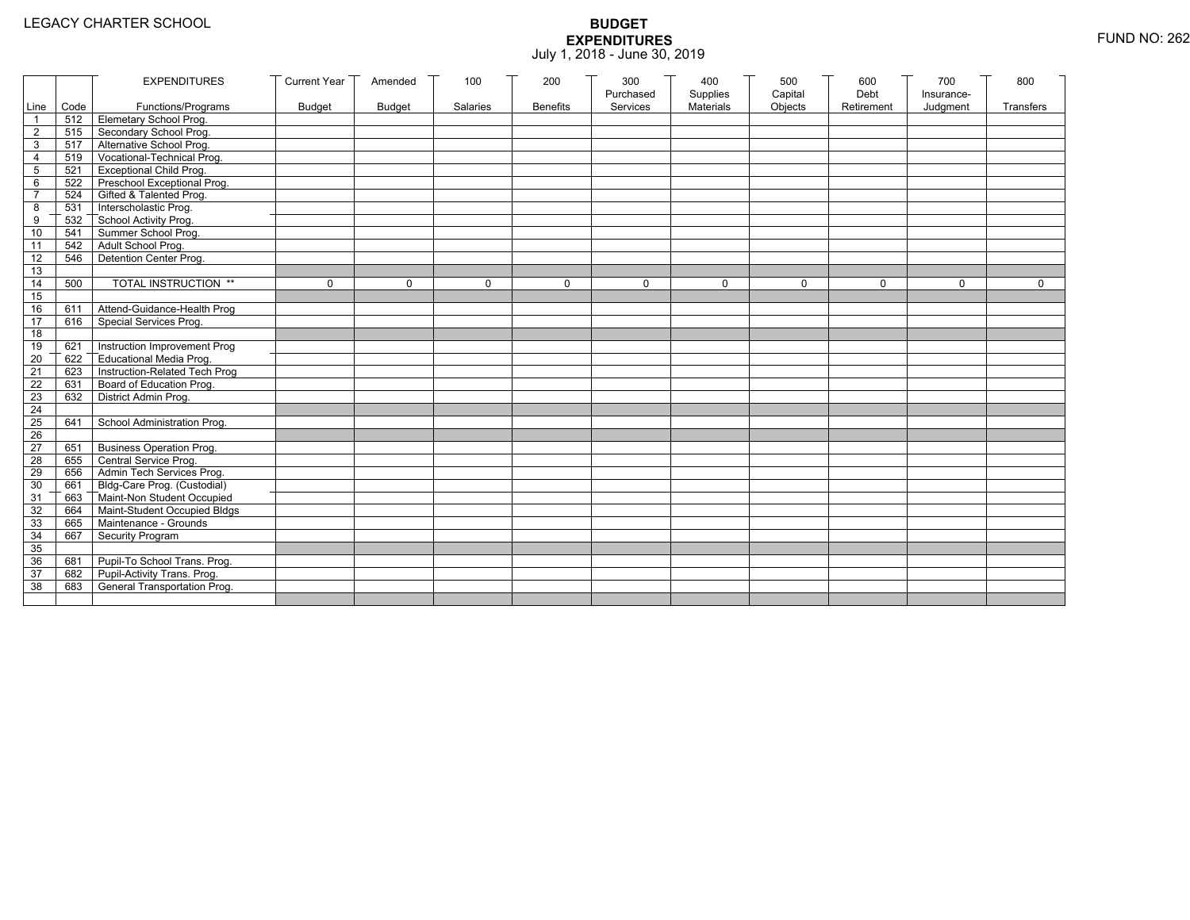LEGACY CHARTER SCHOOL

# BUDGET EXPENDITURES

July 1, 2018 - June 30, 2019

FUND NO: 262

| Line | Code | EXPENDITURES Functions/Programs | Current Year Budget | Amended Budget | 100 Salaries | 200 Benefits | 300 Purchased Services | 400 Supplies Materials | 500 Capital Objects | 600 Debt Retirement | 700 Insurance-Judgment | 800 Transfers |
|---|---|---|---|---|---|---|---|---|---|---|---|---|
| 1 | 512 | Elemetary School Prog. | | | | | | | | | | |
| 2 | 515 | Secondary School Prog. | | | | | | | | | | |
| 3 | 517 | Alternative School Prog. | | | | | | | | | | |
| 4 | 519 | Vocational-Technical Prog. | | | | | | | | | | |
| 5 | 521 | Exceptional Child Prog. | | | | | | | | | | |
| 6 | 522 | Preschool Exceptional Prog. | | | | | | | | | | |
| 7 | 524 | Gifted & Talented Prog. | | | | | | | | | | |
| 8 | 531 | Interscholastic Prog. | | | | | | | | | | |
| 9 | 532 | School Activity Prog. | | | | | | | | | | |
| 10 | 541 | Summer School Prog. | | | | | | | | | | |
| 11 | 542 | Adult School Prog. | | | | | | | | | | |
| 12 | 546 | Detention Center Prog. | | | | | | | | | | |
| 13 | | | | | | | | | | | | |
| 14 | 500 | TOTAL INSTRUCTION ** | 0 | 0 | 0 | 0 | 0 | 0 | 0 | 0 | 0 | 0 |
| 15 | | | | | | | | | | | | |
| 16 | 611 | Attend-Guidance-Health Prog | | | | | | | | | | |
| 17 | 616 | Special Services Prog. | | | | | | | | | | |
| 18 | | | | | | | | | | | | |
| 19 | 621 | Instruction Improvement Prog | | | | | | | | | | |
| 20 | 622 | Educational Media Prog. | | | | | | | | | | |
| 21 | 623 | Instruction-Related Tech Prog | | | | | | | | | | |
| 22 | 631 | Board of Education Prog. | | | | | | | | | | |
| 23 | 632 | District Admin Prog. | | | | | | | | | | |
| 24 | | | | | | | | | | | | |
| 25 | 641 | School Administration Prog. | | | | | | | | | | |
| 26 | | | | | | | | | | | | |
| 27 | 651 | Business Operation Prog. | | | | | | | | | | |
| 28 | 655 | Central Service Prog. | | | | | | | | | | |
| 29 | 656 | Admin Tech Services Prog. | | | | | | | | | | |
| 30 | 661 | Bldg-Care Prog. (Custodial) | | | | | | | | | | |
| 31 | 663 | Maint-Non Student Occupied | | | | | | | | | | |
| 32 | 664 | Maint-Student Occupied Bldgs | | | | | | | | | | |
| 33 | 665 | Maintenance - Grounds | | | | | | | | | | |
| 34 | 667 | Security Program | | | | | | | | | | |
| 35 | | | | | | | | | | | | |
| 36 | 681 | Pupil-To School Trans. Prog. | | | | | | | | | | |
| 37 | 682 | Pupil-Activity Trans. Prog. | | | | | | | | | | |
| 38 | 683 | General Transportation Prog. | | | | | | | | | | |
| | | | | | | | | | | | | |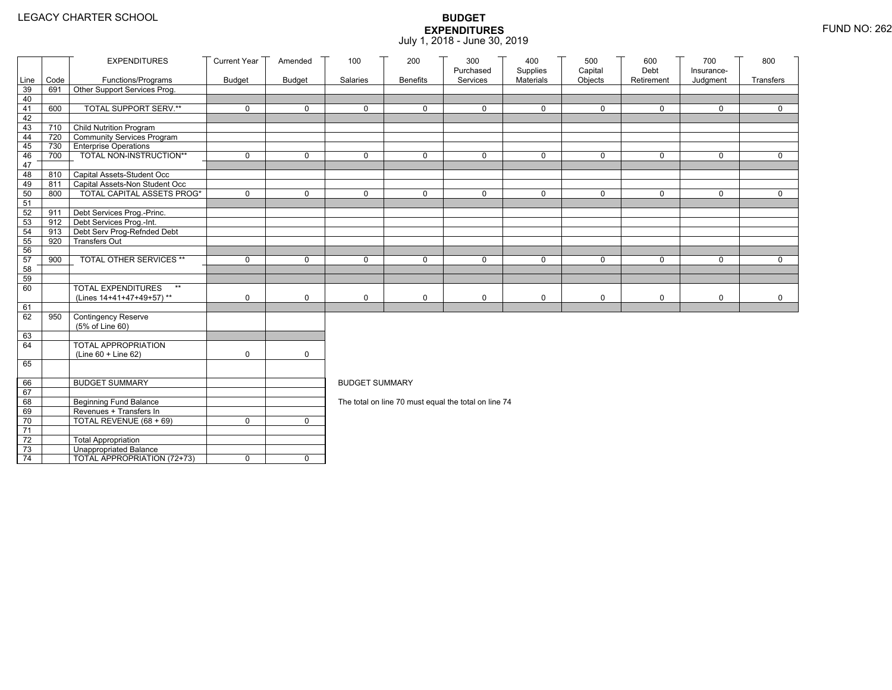LEGACY CHARTER SCHOOL

# BUDGET EXPENDITURES

July 1, 2018 - June 30, 2019

FUND NO: 262

| Line | Code | EXPENDITURES Functions/Programs | Current Year Budget | Amended Budget | 100 Salaries | 200 Benefits | 300 Purchased Services | 400 Supplies Materials | 500 Capital Objects | 600 Debt Retirement | 700 Insurance-Judgment | 800 Transfers |
|---|---|---|---|---|---|---|---|---|---|---|---|---|
| 39 | 691 | Other Support Services Prog. | | | | | | | | | | |
| 40 | | | | | | | | | | | | |
| 41 | 600 | TOTAL SUPPORT SERV.** | 0 | 0 | 0 | 0 | 0 | 0 | 0 | 0 | 0 | 0 |
| 42 | | | | | | | | | | | | |
| 43 | 710 | Child Nutrition Program | | | | | | | | | | |
| 44 | 720 | Community Services Program | | | | | | | | | | |
| 45 | 730 | Enterprise Operations | | | | | | | | | | |
| 46 | 700 | TOTAL NON-INSTRUCTION** | 0 | 0 | 0 | 0 | 0 | 0 | 0 | 0 | 0 | 0 |
| 47 | | | | | | | | | | | | |
| 48 | 810 | Capital Assets-Student Occ | | | | | | | | | | |
| 49 | 811 | Capital Assets-Non Student Occ | | | | | | | | | | |
| 50 | 800 | TOTAL CAPITAL ASSETS PROG* | 0 | 0 | 0 | 0 | 0 | 0 | 0 | 0 | 0 | 0 |
| 51 | | | | | | | | | | | | |
| 52 | 911 | Debt Services Prog.-Princ. | | | | | | | | | | |
| 53 | 912 | Debt Services Prog.-Int. | | | | | | | | | | |
| 54 | 913 | Debt Serv Prog-Refnded Debt | | | | | | | | | | |
| 55 | 920 | Transfers Out | | | | | | | | | | |
| 56 | | | | | | | | | | | | |
| 57 | 900 | TOTAL OTHER SERVICES ** | 0 | 0 | 0 | 0 | 0 | 0 | 0 | 0 | 0 | 0 |
| 58 | | | | | | | | | | | | |
| 59 | | | | | | | | | | | | |
| 60 | | TOTAL EXPENDITURES ** (Lines 14+41+47+49+57) ** | 0 | 0 | 0 | 0 | 0 | 0 | 0 | 0 | 0 | 0 |
| 61 | | | | | | | | | | | | |
| 62 | 950 | Contingency Reserve (5% of Line 60) | | | | | | | | | | |
| 63 | | | | | | | | | | | | |
| 64 | | TOTAL APPROPRIATION (Line 60 + Line 62) | 0 | 0 | | | | | | | | |
| 65 | | | | | | | | | | | | |

| Line | | BUDGET SUMMARY | | |
|---|---|---|---|---|
| 66 | | BUDGET SUMMARY | | |
| 67 | | | | |
| 68 | | Beginning Fund Balance | | |
| 69 | | Revenues + Transfers In | | |
| 70 | | TOTAL REVENUE (68 + 69) | 0 | 0 |
| 71 | | | | |
| 72 | | Total Appropriation | | |
| 73 | | Unappropriated Balance | | |
| 74 | | TOTAL APPROPRIATION (72+73) | 0 | 0 |

BUDGET SUMMARY

The total on line 70 must equal the total on line 74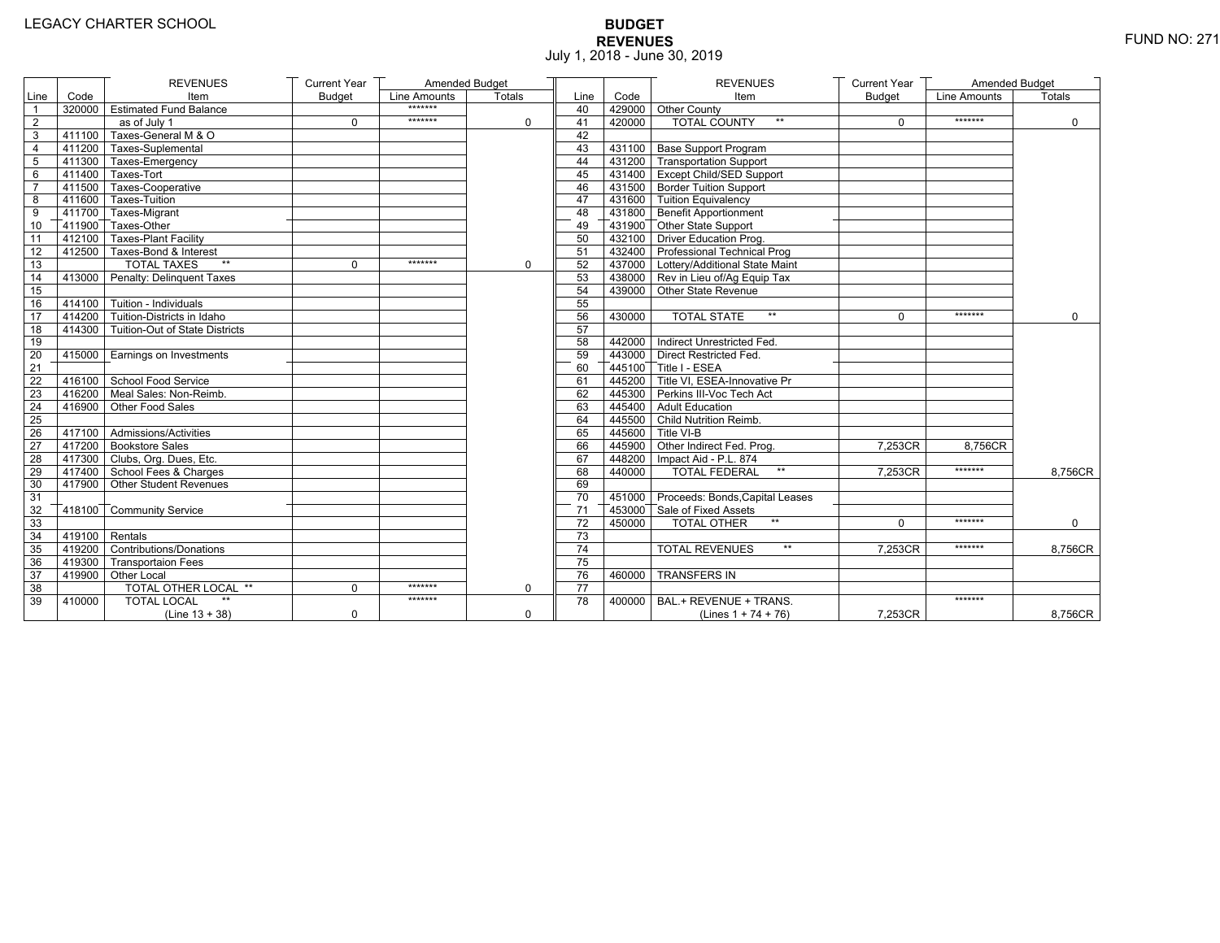LEGACY CHARTER SCHOOL

# BUDGET
## REVENUES
July 1, 2018 - June 30, 2019

FUND NO: 271

| Line | Code | REVENUES Item | Current Year Budget | Amended Budget Line Amounts | Amended Budget Totals |
|---|---|---|---|---|---|
| 1 | 320000 | Estimated Fund Balance | | ******* | |
| 2 | | as of July 1 | 0 | ******* | 0 |
| 3 | 411100 | Taxes-General M & O | | | |
| 4 | 411200 | Taxes-Suplemental | | | |
| 5 | 411300 | Taxes-Emergency | | | |
| 6 | 411400 | Taxes-Tort | | | |
| 7 | 411500 | Taxes-Cooperative | | | |
| 8 | 411600 | Taxes-Tuition | | | |
| 9 | 411700 | Taxes-Migrant | | | |
| 10 | 411900 | Taxes-Other | | | |
| 11 | 412100 | Taxes-Plant Facility | | | |
| 12 | 412500 | Taxes-Bond & Interest | | | |
| 13 | | TOTAL TAXES ** | 0 | ******* | 0 |
| 14 | 413000 | Penalty: Delinquent Taxes | | | |
| 15 | | | | | |
| 16 | 414100 | Tuition - Individuals | | | |
| 17 | 414200 | Tuition-Districts in Idaho | | | |
| 18 | 414300 | Tuition-Out of State Districts | | | |
| 19 | | | | | |
| 20 | 415000 | Earnings on Investments | | | |
| 21 | | | | | |
| 22 | 416100 | School Food Service | | | |
| 23 | 416200 | Meal Sales: Non-Reimb. | | | |
| 24 | 416900 | Other Food Sales | | | |
| 25 | | | | | |
| 26 | 417100 | Admissions/Activities | | | |
| 27 | 417200 | Bookstore Sales | | | |
| 28 | 417300 | Clubs, Org. Dues, Etc. | | | |
| 29 | 417400 | School Fees & Charges | | | |
| 30 | 417900 | Other Student Revenues | | | |
| 31 | | | | | |
| 32 | 418100 | Community Service | | | |
| 33 | | | | | |
| 34 | 419100 | Rentals | | | |
| 35 | 419200 | Contributions/Donations | | | |
| 36 | 419300 | Transportaion Fees | | | |
| 37 | 419900 | Other Local | | | |
| 38 | | TOTAL OTHER LOCAL ** | 0 | ******* | 0 |
| 39 | 410000 | TOTAL LOCAL ** (Line 13 + 38) | 0 | ******* | 0 |

| Line | Code | REVENUES Item | Current Year Budget | Amended Budget Line Amounts | Amended Budget Totals |
|---|---|---|---|---|---|
| 40 | 429000 | Other County | | | |
| 41 | 420000 | TOTAL COUNTY ** | 0 | ******* | 0 |
| 42 | | | | | |
| 43 | 431100 | Base Support Program | | | |
| 44 | 431200 | Transportation Support | | | |
| 45 | 431400 | Except Child/SED Support | | | |
| 46 | 431500 | Border Tuition Support | | | |
| 47 | 431600 | Tuition Equivalency | | | |
| 48 | 431800 | Benefit Apportionment | | | |
| 49 | 431900 | Other State Support | | | |
| 50 | 432100 | Driver Education Prog. | | | |
| 51 | 432400 | Professional Technical Prog | | | |
| 52 | 437000 | Lottery/Additional State Maint | | | |
| 53 | 438000 | Rev in Lieu of/Ag Equip Tax | | | |
| 54 | 439000 | Other State Revenue | | | |
| 55 | | | | | |
| 56 | 430000 | TOTAL STATE ** | 0 | ******* | 0 |
| 57 | | | | | |
| 58 | 442000 | Indirect Unrestricted Fed. | | | |
| 59 | 443000 | Direct Restricted Fed. | | | |
| 60 | 445100 | Title I - ESEA | | | |
| 61 | 445200 | Title VI, ESEA-Innovative Pr | | | |
| 62 | 445300 | Perkins III-Voc Tech Act | | | |
| 63 | 445400 | Adult Education | | | |
| 64 | 445500 | Child Nutrition Reimb. | | | |
| 65 | 445600 | Title VI-B | | | |
| 66 | 445900 | Other Indirect Fed. Prog. | 7,253CR | 8,756CR | |
| 67 | 448200 | Impact Aid - P.L. 874 | | | |
| 68 | 440000 | TOTAL FEDERAL ** | 7,253CR | ******* | 8,756CR |
| 69 | | | | | |
| 70 | 451000 | Proceeds: Bonds,Capital Leases | | | |
| 71 | 453000 | Sale of Fixed Assets | | | |
| 72 | 450000 | TOTAL OTHER ** | 0 | ******* | 0 |
| 73 | | | | | |
| 74 | | TOTAL REVENUES ** | 7,253CR | ******* | 8,756CR |
| 75 | | | | | |
| 76 | 460000 | TRANSFERS IN | | | |
| 77 | | | | | |
| 78 | 400000 | BAL.+ REVENUE + TRANS. (Lines 1 + 74 + 76) | 7,253CR | ******* | 8,756CR |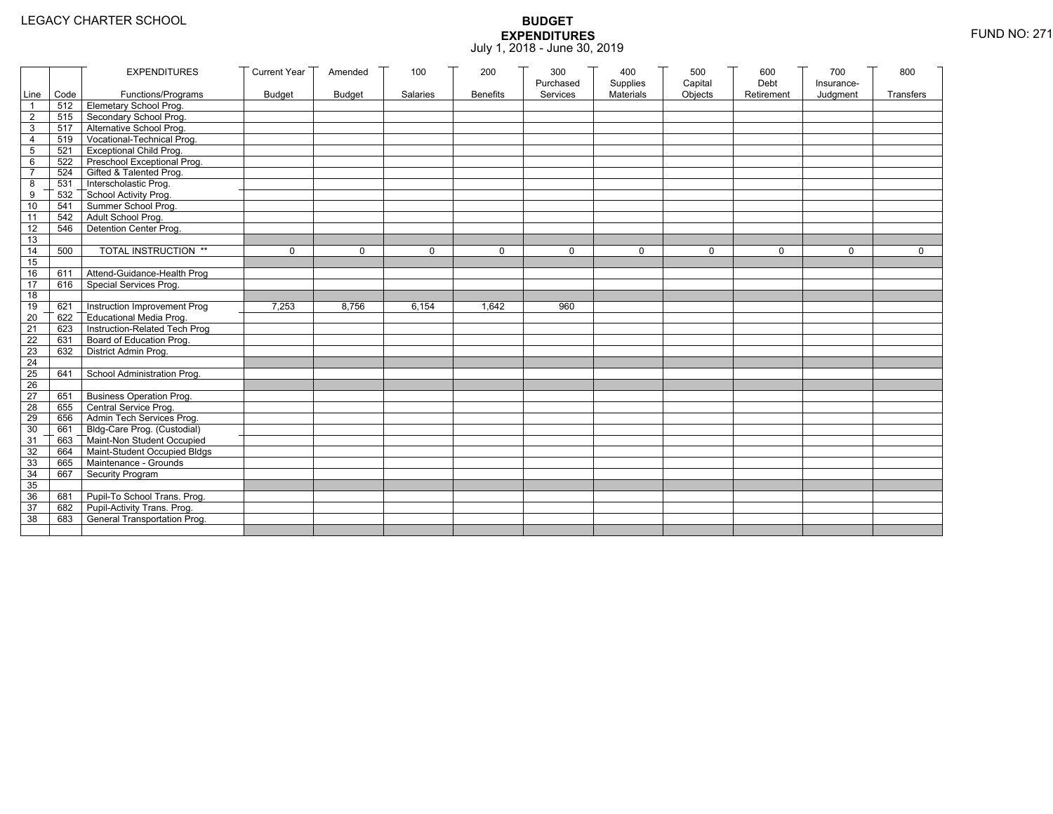LEGACY CHARTER SCHOOL

# BUDGET
## EXPENDITURES
July 1, 2018 - June 30, 2019

FUND NO: 271

| Line | Code | EXPENDITURES Functions/Programs | Current Year Budget | Amended Budget | 100 Salaries | 200 Benefits | 300 Purchased Services | 400 Supplies Materials | 500 Capital Objects | 600 Debt Retirement | 700 Insurance-Judgment | 800 Transfers |
|---|---|---|---|---|---|---|---|---|---|---|---|---|
| 1 | 512 | Elemetary School Prog. | | | | | | | | | | |
| 2 | 515 | Secondary School Prog. | | | | | | | | | | |
| 3 | 517 | Alternative School Prog. | | | | | | | | | | |
| 4 | 519 | Vocational-Technical Prog. | | | | | | | | | | |
| 5 | 521 | Exceptional Child Prog. | | | | | | | | | | |
| 6 | 522 | Preschool Exceptional Prog. | | | | | | | | | | |
| 7 | 524 | Gifted & Talented Prog. | | | | | | | | | | |
| 8 | 531 | Interscholastic Prog. | | | | | | | | | | |
| 9 | 532 | School Activity Prog. | | | | | | | | | | |
| 10 | 541 | Summer School Prog. | | | | | | | | | | |
| 11 | 542 | Adult School Prog. | | | | | | | | | | |
| 12 | 546 | Detention Center Prog. | | | | | | | | | | |
| 13 | | | | | | | | | | | | |
| 14 | 500 | TOTAL INSTRUCTION ** | 0 | 0 | 0 | 0 | 0 | 0 | 0 | 0 | 0 | 0 |
| 15 | | | | | | | | | | | | |
| 16 | 611 | Attend-Guidance-Health Prog | | | | | | | | | | |
| 17 | 616 | Special Services Prog. | | | | | | | | | | |
| 18 | | | | | | | | | | | | |
| 19 | 621 | Instruction Improvement Prog | 7,253 | 8,756 | 6,154 | 1,642 | 960 | | | | | |
| 20 | 622 | Educational Media Prog. | | | | | | | | | | |
| 21 | 623 | Instruction-Related Tech Prog | | | | | | | | | | |
| 22 | 631 | Board of Education Prog. | | | | | | | | | | |
| 23 | 632 | District Admin Prog. | | | | | | | | | | |
| 24 | | | | | | | | | | | | |
| 25 | 641 | School Administration Prog. | | | | | | | | | | |
| 26 | | | | | | | | | | | | |
| 27 | 651 | Business Operation Prog. | | | | | | | | | | |
| 28 | 655 | Central Service Prog. | | | | | | | | | | |
| 29 | 656 | Admin Tech Services Prog. | | | | | | | | | | |
| 30 | 661 | Bldg-Care Prog. (Custodial) | | | | | | | | | | |
| 31 | 663 | Maint-Non Student Occupied | | | | | | | | | | |
| 32 | 664 | Maint-Student Occupied Bldgs | | | | | | | | | | |
| 33 | 665 | Maintenance - Grounds | | | | | | | | | | |
| 34 | 667 | Security Program | | | | | | | | | | |
| 35 | | | | | | | | | | | | |
| 36 | 681 | Pupil-To School Trans. Prog. | | | | | | | | | | |
| 37 | 682 | Pupil-Activity Trans. Prog. | | | | | | | | | | |
| 38 | 683 | General Transportation Prog. | | | | | | | | | | |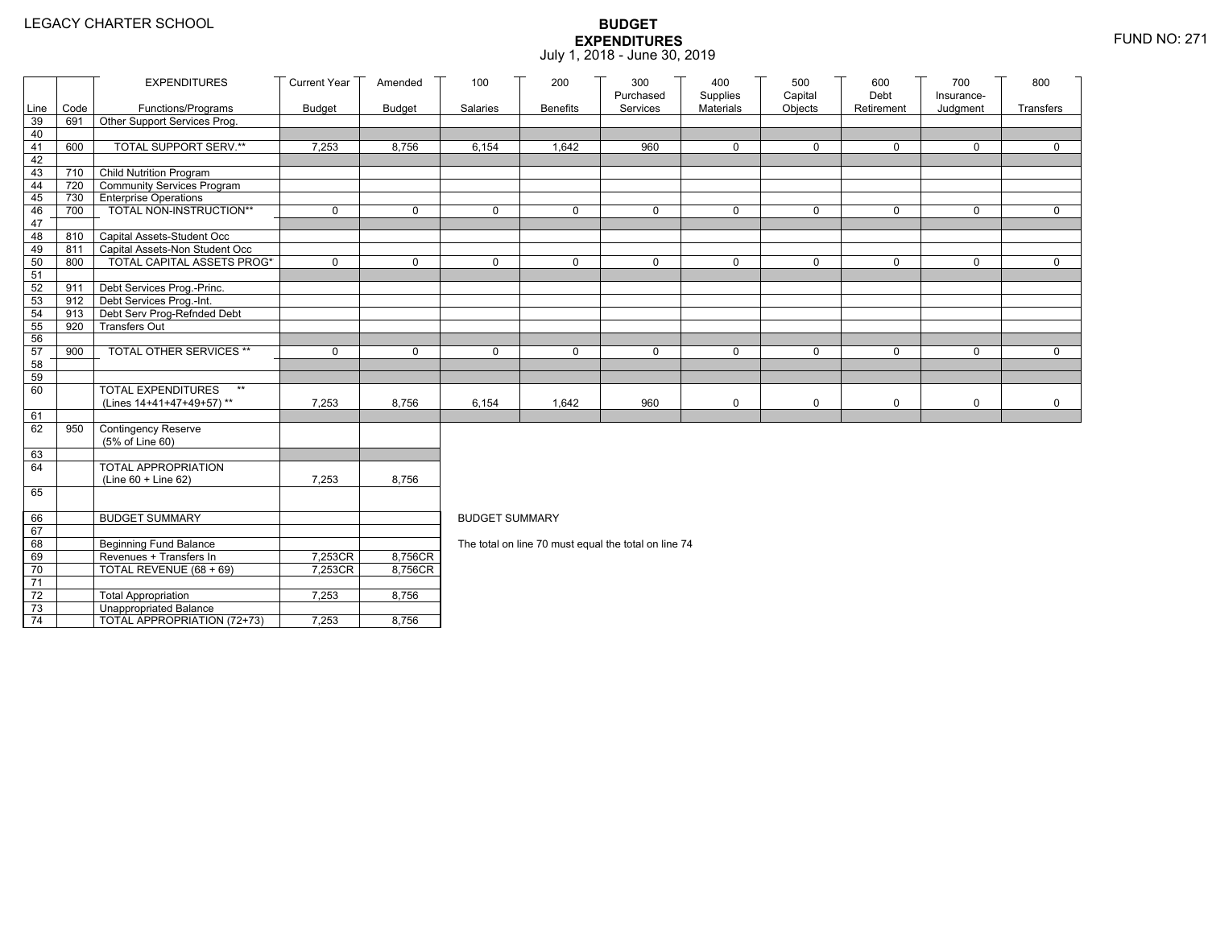LEGACY CHARTER SCHOOL

# BUDGET EXPENDITURES

July 1, 2018 - June 30, 2019

FUND NO: 271

| Line | Code | EXPENDITURES Functions/Programs | Current Year Budget | Amended Budget | 100 Salaries | 200 Benefits | 300 Purchased Services | 400 Supplies Materials | 500 Capital Objects | 600 Debt Retirement | 700 Insurance-Judgment | 800 Transfers |
|---|---|---|---|---|---|---|---|---|---|---|---|---|
| 39 | 691 | Other Support Services Prog. | | | | | | | | | | |
| 40 | | | | | | | | | | | | |
| 41 | 600 | TOTAL SUPPORT SERV.** | 7,253 | 8,756 | 6,154 | 1,642 | 960 | 0 | 0 | 0 | 0 | 0 |
| 42 | | | | | | | | | | | | |
| 43 | 710 | Child Nutrition Program | | | | | | | | | | |
| 44 | 720 | Community Services Program | | | | | | | | | | |
| 45 | 730 | Enterprise Operations | | | | | | | | | | |
| 46 | 700 | TOTAL NON-INSTRUCTION** | 0 | 0 | 0 | 0 | 0 | 0 | 0 | 0 | 0 | 0 |
| 47 | | | | | | | | | | | | |
| 48 | 810 | Capital Assets-Student Occ | | | | | | | | | | |
| 49 | 811 | Capital Assets-Non Student Occ | | | | | | | | | | |
| 50 | 800 | TOTAL CAPITAL ASSETS PROG* | 0 | 0 | 0 | 0 | 0 | 0 | 0 | 0 | 0 | 0 |
| 51 | | | | | | | | | | | | |
| 52 | 911 | Debt Services Prog.-Princ. | | | | | | | | | | |
| 53 | 912 | Debt Services Prog.-Int. | | | | | | | | | | |
| 54 | 913 | Debt Serv Prog-Refnded Debt | | | | | | | | | | |
| 55 | 920 | Transfers Out | | | | | | | | | | |
| 56 | | | | | | | | | | | | |
| 57 | 900 | TOTAL OTHER SERVICES ** | 0 | 0 | 0 | 0 | 0 | 0 | 0 | 0 | 0 | 0 |
| 58 | | | | | | | | | | | | |
| 59 | | | | | | | | | | | | |
| 60 | | TOTAL EXPENDITURES ** (Lines 14+41+47+49+57) ** | 7,253 | 8,756 | 6,154 | 1,642 | 960 | 0 | 0 | 0 | 0 | 0 |
| 61 | | | | | | | | | | | | |
| 62 | 950 | Contingency Reserve (5% of Line 60) | | | | | | | | | | |
| 63 | | | | | | | | | | | | |
| 64 | | TOTAL APPROPRIATION (Line 60 + Line 62) | 7,253 | 8,756 | | | | | | | | |
| 65 | | | | | | | | | | | | |
| 66 | | BUDGET SUMMARY | | | | | | | | | | |
| 67 | | | | | | | | | | | | |
| 68 | | Beginning Fund Balance | | | | | | | | | | |
| 69 | | Revenues + Transfers In | 7,253CR | 8,756CR | | | | | | | | |
| 70 | | TOTAL REVENUE (68 + 69) | 7,253CR | 8,756CR | | | | | | | | |
| 71 | | | | | | | | | | | | |
| 72 | | Total Appropriation | 7,253 | 8,756 | | | | | | | | |
| 73 | | Unappropriated Balance | | | | | | | | | | |
| 74 | | TOTAL APPROPRIATION (72+73) | 7,253 | 8,756 | | | | | | | | |

BUDGET SUMMARY

The total on line 70 must equal the total on line 74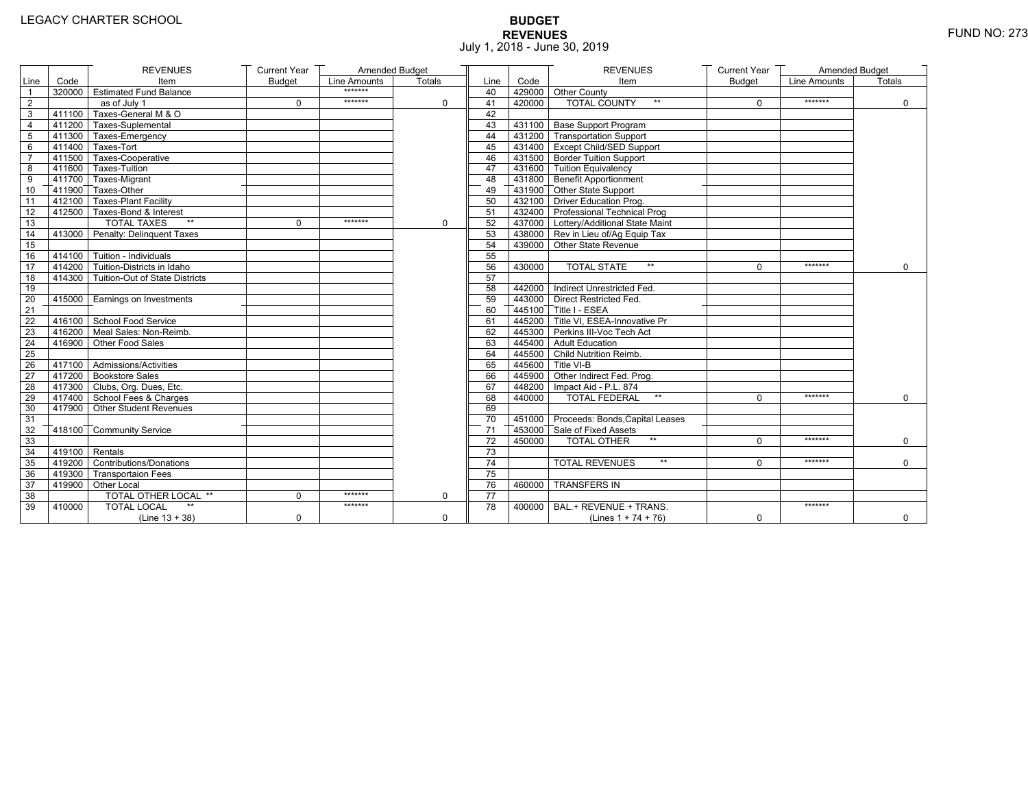LEGACY CHARTER SCHOOL

**BUDGET**
**REVENUES**
July 1, 2018 - June 30, 2019

FUND NO: 273

| Line | Code | REVENUES Item | Current Year Budget | Amended Budget Line Amounts | Amended Budget Totals |
|---|---|---|---|---|---|
| 1 | 320000 | Estimated Fund Balance | | ******* | |
| 2 | | as of July 1 | 0 | ******* | 0 |
| 3 | 411100 | Taxes-General M & O | | | |
| 4 | 411200 | Taxes-Suplemental | | | |
| 5 | 411300 | Taxes-Emergency | | | |
| 6 | 411400 | Taxes-Tort | | | |
| 7 | 411500 | Taxes-Cooperative | | | |
| 8 | 411600 | Taxes-Tuition | | | |
| 9 | 411700 | Taxes-Migrant | | | |
| 10 | 411900 | Taxes-Other | | | |
| 11 | 412100 | Taxes-Plant Facility | | | |
| 12 | 412500 | Taxes-Bond & Interest | | | |
| 13 | | TOTAL TAXES ** | 0 | ******* | 0 |
| 14 | 413000 | Penalty: Delinquent Taxes | | | |
| 15 | | | | | |
| 16 | 414100 | Tuition - Individuals | | | |
| 17 | 414200 | Tuition-Districts in Idaho | | | |
| 18 | 414300 | Tuition-Out of State Districts | | | |
| 19 | | | | | |
| 20 | 415000 | Earnings on Investments | | | |
| 21 | | | | | |
| 22 | 416100 | School Food Service | | | |
| 23 | 416200 | Meal Sales: Non-Reimb. | | | |
| 24 | 416900 | Other Food Sales | | | |
| 25 | | | | | |
| 26 | 417100 | Admissions/Activities | | | |
| 27 | 417200 | Bookstore Sales | | | |
| 28 | 417300 | Clubs, Org. Dues, Etc. | | | |
| 29 | 417400 | School Fees & Charges | | | |
| 30 | 417900 | Other Student Revenues | | | |
| 31 | | | | | |
| 32 | 418100 | Community Service | | | |
| 33 | | | | | |
| 34 | 419100 | Rentals | | | |
| 35 | 419200 | Contributions/Donations | | | |
| 36 | 419300 | Transportaion Fees | | | |
| 37 | 419900 | Other Local | | | |
| 38 | | TOTAL OTHER LOCAL ** | 0 | ******* | 0 |
| 39 | 410000 | TOTAL LOCAL ** (Line 13 + 38) | 0 | ******* | 0 |
| 40 | 429000 | Other County | | | |
| 41 | 420000 | TOTAL COUNTY ** | 0 | ******* | 0 |
| 42 | | | | | |
| 43 | 431100 | Base Support Program | | | |
| 44 | 431200 | Transportation Support | | | |
| 45 | 431400 | Except Child/SED Support | | | |
| 46 | 431500 | Border Tuition Support | | | |
| 47 | 431600 | Tuition Equivalency | | | |
| 48 | 431800 | Benefit Apportionment | | | |
| 49 | 431900 | Other State Support | | | |
| 50 | 432100 | Driver Education Prog. | | | |
| 51 | 432400 | Professional Technical Prog | | | |
| 52 | 437000 | Lottery/Additional State Maint | | | |
| 53 | 438000 | Rev in Lieu of/Ag Equip Tax | | | |
| 54 | 439000 | Other State Revenue | | | |
| 55 | | | | | |
| 56 | 430000 | TOTAL STATE ** | 0 | ******* | 0 |
| 57 | | | | | |
| 58 | 442000 | Indirect Unrestricted Fed. | | | |
| 59 | 443000 | Direct Restricted Fed. | | | |
| 60 | 445100 | Title I - ESEA | | | |
| 61 | 445200 | Title VI, ESEA-Innovative Pr | | | |
| 62 | 445300 | Perkins III-Voc Tech Act | | | |
| 63 | 445400 | Adult Education | | | |
| 64 | 445500 | Child Nutrition Reimb. | | | |
| 65 | 445600 | Title VI-B | | | |
| 66 | 445900 | Other Indirect Fed. Prog. | | | |
| 67 | 448200 | Impact Aid - P.L. 874 | | | |
| 68 | 440000 | TOTAL FEDERAL ** | 0 | ******* | 0 |
| 69 | | | | | |
| 70 | 451000 | Proceeds: Bonds,Capital Leases | | | |
| 71 | 453000 | Sale of Fixed Assets | | | |
| 72 | 450000 | TOTAL OTHER ** | 0 | ******* | 0 |
| 73 | | | | | |
| 74 | | TOTAL REVENUES ** | 0 | ******* | 0 |
| 75 | | | | | |
| 76 | 460000 | TRANSFERS IN | | | |
| 77 | | | | | |
| 78 | 400000 | BAL.+ REVENUE + TRANS. (Lines 1 + 74 + 76) | 0 | ******* | 0 |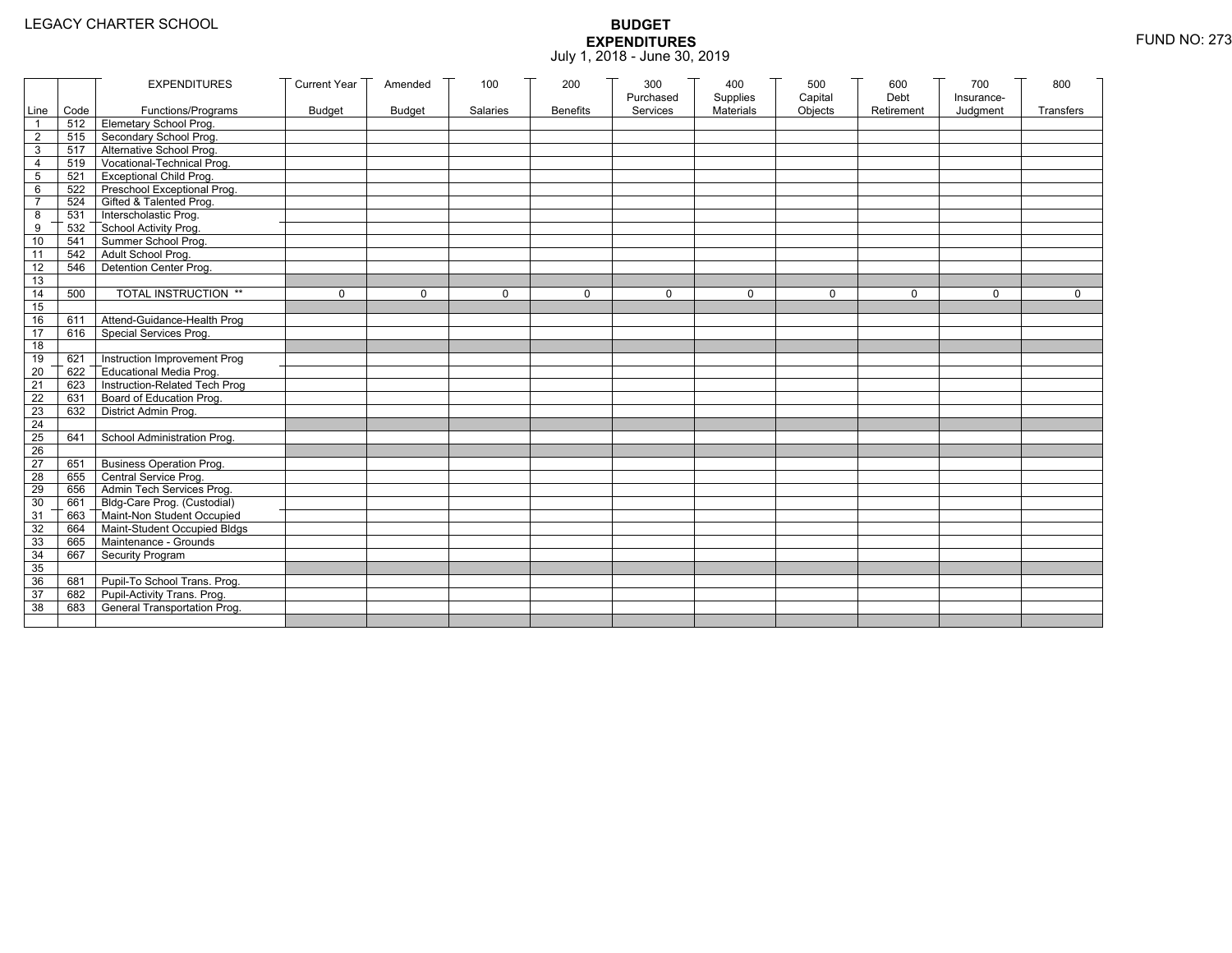LEGACY CHARTER SCHOOL

# BUDGET EXPENDITURES

July 1, 2018 - June 30, 2019

FUND NO: 273

| Line | Code | EXPENDITURES Functions/Programs | Current Year Budget | Amended Budget | 100 Salaries | 200 Benefits | 300 Purchased Services | 400 Supplies Materials | 500 Capital Objects | 600 Debt Retirement | 700 Insurance-Judgment | 800 Transfers |
|---|---|---|---|---|---|---|---|---|---|---|---|---|
| 1 | 512 | Elemetary School Prog. | | | | | | | | | | |
| 2 | 515 | Secondary School Prog. | | | | | | | | | | |
| 3 | 517 | Alternative School Prog. | | | | | | | | | | |
| 4 | 519 | Vocational-Technical Prog. | | | | | | | | | | |
| 5 | 521 | Exceptional Child Prog. | | | | | | | | | | |
| 6 | 522 | Preschool Exceptional Prog. | | | | | | | | | | |
| 7 | 524 | Gifted & Talented Prog. | | | | | | | | | | |
| 8 | 531 | Interscholastic Prog. | | | | | | | | | | |
| 9 | 532 | School Activity Prog. | | | | | | | | | | |
| 10 | 541 | Summer School Prog. | | | | | | | | | | |
| 11 | 542 | Adult School Prog. | | | | | | | | | | |
| 12 | 546 | Detention Center Prog. | | | | | | | | | | |
| 13 | | | | | | | | | | | | |
| 14 | 500 | TOTAL INSTRUCTION ** | 0 | 0 | 0 | 0 | 0 | 0 | 0 | 0 | 0 | 0 |
| 15 | | | | | | | | | | | | |
| 16 | 611 | Attend-Guidance-Health Prog | | | | | | | | | | |
| 17 | 616 | Special Services Prog. | | | | | | | | | | |
| 18 | | | | | | | | | | | | |
| 19 | 621 | Instruction Improvement Prog | | | | | | | | | | |
| 20 | 622 | Educational Media Prog. | | | | | | | | | | |
| 21 | 623 | Instruction-Related Tech Prog | | | | | | | | | | |
| 22 | 631 | Board of Education Prog. | | | | | | | | | | |
| 23 | 632 | District Admin Prog. | | | | | | | | | | |
| 24 | | | | | | | | | | | | |
| 25 | 641 | School Administration Prog. | | | | | | | | | | |
| 26 | | | | | | | | | | | | |
| 27 | 651 | Business Operation Prog. | | | | | | | | | | |
| 28 | 655 | Central Service Prog. | | | | | | | | | | |
| 29 | 656 | Admin Tech Services Prog. | | | | | | | | | | |
| 30 | 661 | Bldg-Care Prog. (Custodial) | | | | | | | | | | |
| 31 | 663 | Maint-Non Student Occupied | | | | | | | | | | |
| 32 | 664 | Maint-Student Occupied Bldgs | | | | | | | | | | |
| 33 | 665 | Maintenance - Grounds | | | | | | | | | | |
| 34 | 667 | Security Program | | | | | | | | | | |
| 35 | | | | | | | | | | | | |
| 36 | 681 | Pupil-To School Trans. Prog. | | | | | | | | | | |
| 37 | 682 | Pupil-Activity Trans. Prog. | | | | | | | | | | |
| 38 | 683 | General Transportation Prog. | | | | | | | | | | |
| | | | | | | | | | | | | |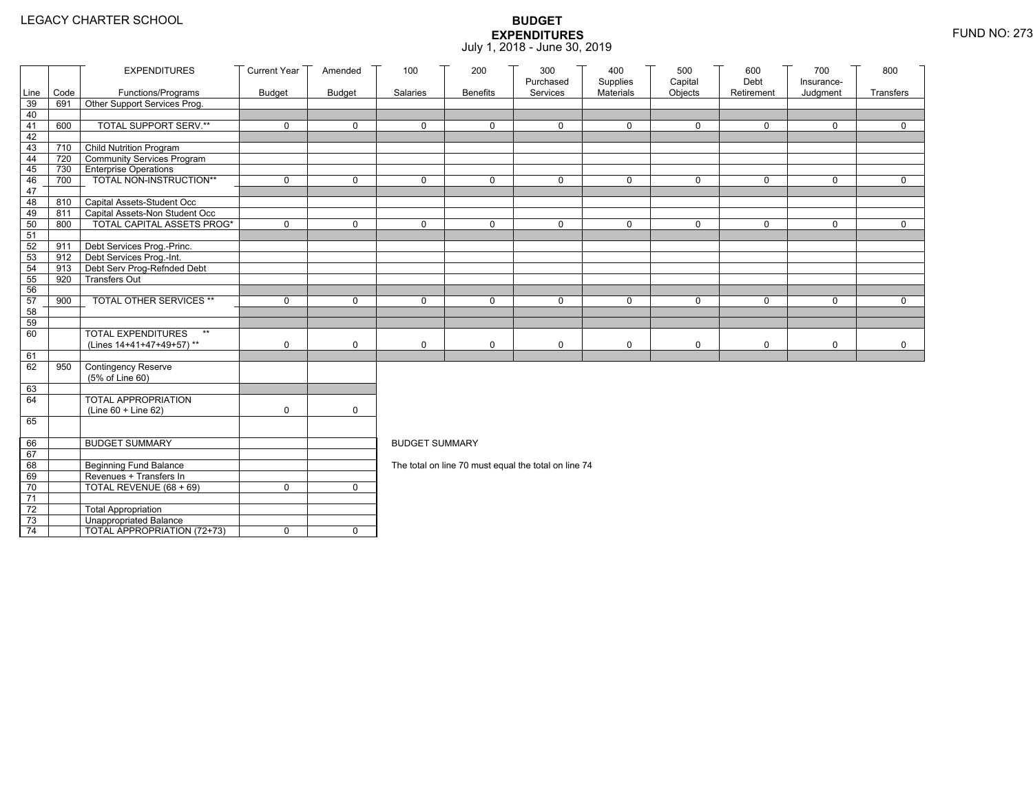LEGACY CHARTER SCHOOL

# BUDGET EXPENDITURES

July 1, 2018 - June 30, 2019

FUND NO: 273

| Line | Code | EXPENDITURES Functions/Programs | Current Year Budget | Amended Budget | 100 Salaries | 200 Benefits | 300 Purchased Services | 400 Supplies Materials | 500 Capital Objects | 600 Debt Retirement | 700 Insurance-Judgment | 800 Transfers |
|---|---|---|---|---|---|---|---|---|---|---|---|---|
| 39 | 691 | Other Support Services Prog. | | | | | | | | | | |
| 40 | | | | | | | | | | | | |
| 41 | 600 | TOTAL SUPPORT SERV.** | 0 | 0 | 0 | 0 | 0 | 0 | 0 | 0 | 0 | 0 |
| 42 | | | | | | | | | | | | |
| 43 | 710 | Child Nutrition Program | | | | | | | | | | |
| 44 | 720 | Community Services Program | | | | | | | | | | |
| 45 | 730 | Enterprise Operations | | | | | | | | | | |
| 46 | 700 | TOTAL NON-INSTRUCTION** | 0 | 0 | 0 | 0 | 0 | 0 | 0 | 0 | 0 | 0 |
| 47 | | | | | | | | | | | | |
| 48 | 810 | Capital Assets-Student Occ | | | | | | | | | | |
| 49 | 811 | Capital Assets-Non Student Occ | | | | | | | | | | |
| 50 | 800 | TOTAL CAPITAL ASSETS PROG* | 0 | 0 | 0 | 0 | 0 | 0 | 0 | 0 | 0 | 0 |
| 51 | | | | | | | | | | | | |
| 52 | 911 | Debt Services Prog.-Princ. | | | | | | | | | | |
| 53 | 912 | Debt Services Prog.-Int. | | | | | | | | | | |
| 54 | 913 | Debt Serv Prog-Refnded Debt | | | | | | | | | | |
| 55 | 920 | Transfers Out | | | | | | | | | | |
| 56 | | | | | | | | | | | | |
| 57 | 900 | TOTAL OTHER SERVICES ** | 0 | 0 | 0 | 0 | 0 | 0 | 0 | 0 | 0 | 0 |
| 58 | | | | | | | | | | | | |
| 59 | | | | | | | | | | | | |
| 60 | | TOTAL EXPENDITURES ** (Lines 14+41+47+49+57) ** | 0 | 0 | 0 | 0 | 0 | 0 | 0 | 0 | 0 | 0 |
| 61 | | | | | | | | | | | | |
| 62 | 950 | Contingency Reserve (5% of Line 60) | | | | | | | | | | |
| 63 | | | | | | | | | | | | |
| 64 | | TOTAL APPROPRIATION (Line 60 + Line 62) | 0 | 0 | | | | | | | | |
| 65 | | | | | | | | | | | | |

| Line | Code | | | |
|---|---|---|---|---|
| 66 | | BUDGET SUMMARY | | |
| 67 | | | | |
| 68 | | Beginning Fund Balance | | |
| 69 | | Revenues + Transfers In | | |
| 70 | | TOTAL REVENUE (68 + 69) | 0 | 0 |
| 71 | | | | |
| 72 | | Total Appropriation | | |
| 73 | | Unappropriated Balance | | |
| 74 | | TOTAL APPROPRIATION (72+73) | 0 | 0 |

BUDGET SUMMARY

The total on line 70 must equal the total on line 74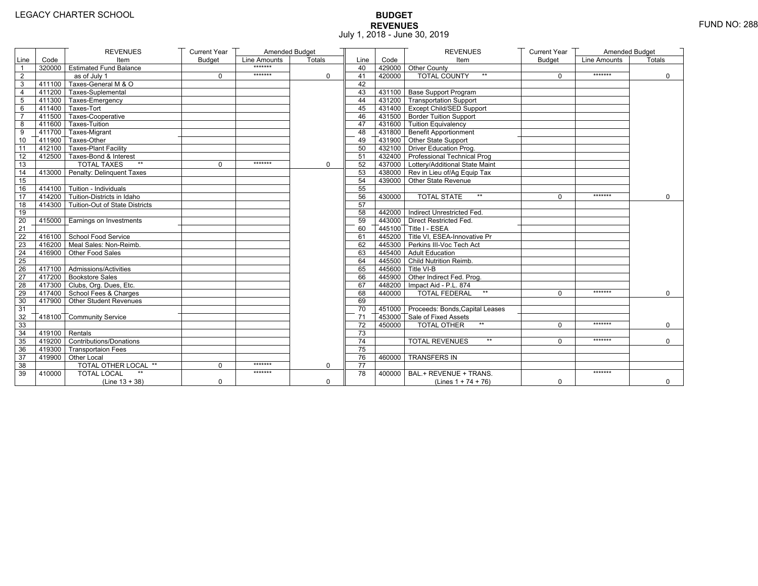LEGACY CHARTER SCHOOL

FUND NO: 288

# BUDGET
## REVENUES
July 1, 2018 - June 30, 2019

| Line | Code | REVENUES Item | Current Year Budget | Amended Budget Line Amounts | Amended Budget Totals |
|---|---|---|---|---|---|
| 1 | 320000 | Estimated Fund Balance | | ******* | |
| 2 | | as of July 1 | 0 | ******* | 0 |
| 3 | 411100 | Taxes-General M & O | | | |
| 4 | 411200 | Taxes-Suplemental | | | |
| 5 | 411300 | Taxes-Emergency | | | |
| 6 | 411400 | Taxes-Tort | | | |
| 7 | 411500 | Taxes-Cooperative | | | |
| 8 | 411600 | Taxes-Tuition | | | |
| 9 | 411700 | Taxes-Migrant | | | |
| 10 | 411900 | Taxes-Other | | | |
| 11 | 412100 | Taxes-Plant Facility | | | |
| 12 | 412500 | Taxes-Bond & Interest | | | |
| 13 | | TOTAL TAXES ** | 0 | ******* | 0 |
| 14 | 413000 | Penalty: Delinquent Taxes | | | |
| 15 | | | | | |
| 16 | 414100 | Tuition - Individuals | | | |
| 17 | 414200 | Tuition-Districts in Idaho | | | |
| 18 | 414300 | Tuition-Out of State Districts | | | |
| 19 | | | | | |
| 20 | 415000 | Earnings on Investments | | | |
| 21 | | | | | |
| 22 | 416100 | School Food Service | | | |
| 23 | 416200 | Meal Sales: Non-Reimb. | | | |
| 24 | 416900 | Other Food Sales | | | |
| 25 | | | | | |
| 26 | 417100 | Admissions/Activities | | | |
| 27 | 417200 | Bookstore Sales | | | |
| 28 | 417300 | Clubs, Org. Dues, Etc. | | | |
| 29 | 417400 | School Fees & Charges | | | |
| 30 | 417900 | Other Student Revenues | | | |
| 31 | | | | | |
| 32 | 418100 | Community Service | | | |
| 33 | | | | | |
| 34 | 419100 | Rentals | | | |
| 35 | 419200 | Contributions/Donations | | | |
| 36 | 419300 | Transportaion Fees | | | |
| 37 | 419900 | Other Local | | | |
| 38 | | TOTAL OTHER LOCAL ** | 0 | ******* | 0 |
| 39 | 410000 | TOTAL LOCAL ** (Line 13 + 38) | 0 | ******* | 0 |

| Line | Code | REVENUES Item | Current Year Budget | Amended Budget Line Amounts | Amended Budget Totals |
|---|---|---|---|---|---|
| 40 | 429000 | Other County | | | |
| 41 | 420000 | TOTAL COUNTY ** | 0 | ******* | 0 |
| 42 | | | | | |
| 43 | 431100 | Base Support Program | | | |
| 44 | 431200 | Transportation Support | | | |
| 45 | 431400 | Except Child/SED Support | | | |
| 46 | 431500 | Border Tuition Support | | | |
| 47 | 431600 | Tuition Equivalency | | | |
| 48 | 431800 | Benefit Apportionment | | | |
| 49 | 431900 | Other State Support | | | |
| 50 | 432100 | Driver Education Prog. | | | |
| 51 | 432400 | Professional Technical Prog | | | |
| 52 | 437000 | Lottery/Additional State Maint | | | |
| 53 | 438000 | Rev in Lieu of/Ag Equip Tax | | | |
| 54 | 439000 | Other State Revenue | | | |
| 55 | | | | | |
| 56 | 430000 | TOTAL STATE ** | 0 | ******* | 0 |
| 57 | | | | | |
| 58 | 442000 | Indirect Unrestricted Fed. | | | |
| 59 | 443000 | Direct Restricted Fed. | | | |
| 60 | 445100 | Title I - ESEA | | | |
| 61 | 445200 | Title VI, ESEA-Innovative Pr | | | |
| 62 | 445300 | Perkins III-Voc Tech Act | | | |
| 63 | 445400 | Adult Education | | | |
| 64 | 445500 | Child Nutrition Reimb. | | | |
| 65 | 445600 | Title VI-B | | | |
| 66 | 445900 | Other Indirect Fed. Prog. | | | |
| 67 | 448200 | Impact Aid - P.L. 874 | | | |
| 68 | 440000 | TOTAL FEDERAL ** | 0 | ******* | 0 |
| 69 | | | | | |
| 70 | 451000 | Proceeds: Bonds,Capital Leases | | | |
| 71 | 453000 | Sale of Fixed Assets | | | |
| 72 | 450000 | TOTAL OTHER ** | 0 | ******* | 0 |
| 73 | | | | | |
| 74 | | TOTAL REVENUES ** | 0 | ******* | 0 |
| 75 | | | | | |
| 76 | 460000 | TRANSFERS IN | | | |
| 77 | | | | | |
| 78 | 400000 | BAL.+ REVENUE + TRANS. (Lines 1 + 74 + 76) | 0 | ******* | 0 |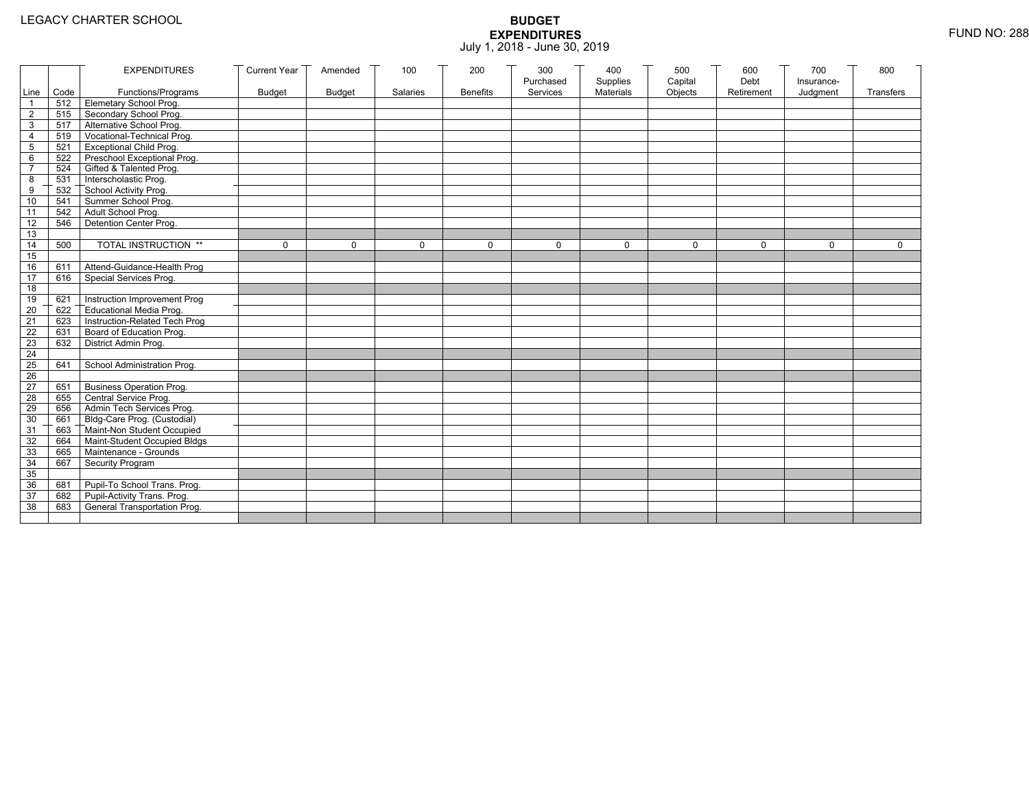LEGACY CHARTER SCHOOL

# BUDGET EXPENDITURES

July 1, 2018 - June 30, 2019

FUND NO: 288

| Line | Code | EXPENDITURES Functions/Programs | Current Year Budget | Amended Budget | 100 Salaries | 200 Benefits | 300 Purchased Services | 400 Supplies Materials | 500 Capital Objects | 600 Debt Retirement | 700 Insurance-Judgment | 800 Transfers |
|---|---|---|---|---|---|---|---|---|---|---|---|---|
| 1 | 512 | Elemetary School Prog. | | | | | | | | | | |
| 2 | 515 | Secondary School Prog. | | | | | | | | | | |
| 3 | 517 | Alternative School Prog. | | | | | | | | | | |
| 4 | 519 | Vocational-Technical Prog. | | | | | | | | | | |
| 5 | 521 | Exceptional Child Prog. | | | | | | | | | | |
| 6 | 522 | Preschool Exceptional Prog. | | | | | | | | | | |
| 7 | 524 | Gifted & Talented Prog. | | | | | | | | | | |
| 8 | 531 | Interscholastic Prog. | | | | | | | | | | |
| 9 | 532 | School Activity Prog. | | | | | | | | | | |
| 10 | 541 | Summer School Prog. | | | | | | | | | | |
| 11 | 542 | Adult School Prog. | | | | | | | | | | |
| 12 | 546 | Detention Center Prog. | | | | | | | | | | |
| 13 | | | | | | | | | | | | |
| 14 | 500 | TOTAL INSTRUCTION ** | 0 | 0 | 0 | 0 | 0 | 0 | 0 | 0 | 0 | 0 |
| 15 | | | | | | | | | | | | |
| 16 | 611 | Attend-Guidance-Health Prog | | | | | | | | | | |
| 17 | 616 | Special Services Prog. | | | | | | | | | | |
| 18 | | | | | | | | | | | | |
| 19 | 621 | Instruction Improvement Prog | | | | | | | | | | |
| 20 | 622 | Educational Media Prog. | | | | | | | | | | |
| 21 | 623 | Instruction-Related Tech Prog | | | | | | | | | | |
| 22 | 631 | Board of Education Prog. | | | | | | | | | | |
| 23 | 632 | District Admin Prog. | | | | | | | | | | |
| 24 | | | | | | | | | | | | |
| 25 | 641 | School Administration Prog. | | | | | | | | | | |
| 26 | | | | | | | | | | | | |
| 27 | 651 | Business Operation Prog. | | | | | | | | | | |
| 28 | 655 | Central Service Prog. | | | | | | | | | | |
| 29 | 656 | Admin Tech Services Prog. | | | | | | | | | | |
| 30 | 661 | Bldg-Care Prog. (Custodial) | | | | | | | | | | |
| 31 | 663 | Maint-Non Student Occupied | | | | | | | | | | |
| 32 | 664 | Maint-Student Occupied Bldgs | | | | | | | | | | |
| 33 | 665 | Maintenance - Grounds | | | | | | | | | | |
| 34 | 667 | Security Program | | | | | | | | | | |
| 35 | | | | | | | | | | | | |
| 36 | 681 | Pupil-To School Trans. Prog. | | | | | | | | | | |
| 37 | 682 | Pupil-Activity Trans. Prog. | | | | | | | | | | |
| 38 | 683 | General Transportation Prog. | | | | | | | | | | |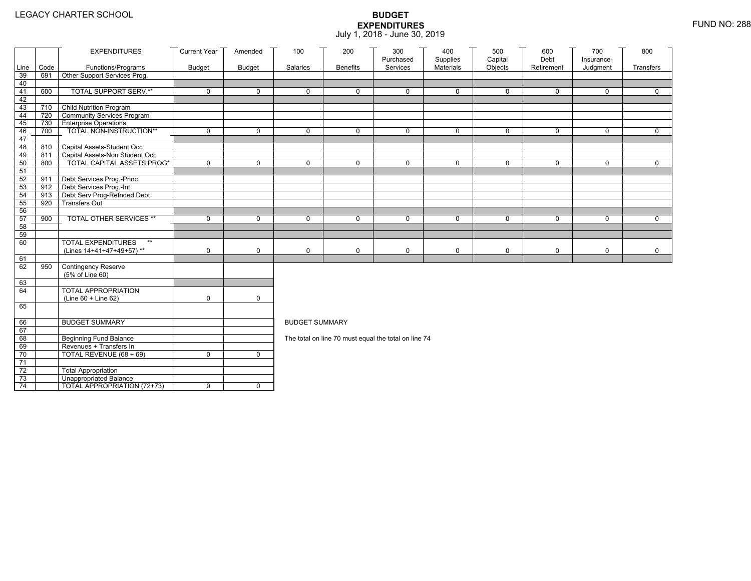LEGACY CHARTER SCHOOL

# BUDGET EXPENDITURES

July 1, 2018 - June 30, 2019

FUND NO: 288

| Line | Code | EXPENDITURES Functions/Programs | Current Year Budget | Amended Budget | 100 Salaries | 200 Benefits | 300 Purchased Services | 400 Supplies Materials | 500 Capital Objects | 600 Debt Retirement | 700 Insurance-Judgment | 800 Transfers |
|---|---|---|---|---|---|---|---|---|---|---|---|---|
| 39 | 691 | Other Support Services Prog. | | | | | | | | | | |
| 40 | | | | | | | | | | | | |
| 41 | 600 | TOTAL SUPPORT SERV.** | 0 | 0 | 0 | 0 | 0 | 0 | 0 | 0 | 0 | 0 |
| 42 | | | | | | | | | | | | |
| 43 | 710 | Child Nutrition Program | | | | | | | | | | |
| 44 | 720 | Community Services Program | | | | | | | | | | |
| 45 | 730 | Enterprise Operations | | | | | | | | | | |
| 46 | 700 | TOTAL NON-INSTRUCTION** | 0 | 0 | 0 | 0 | 0 | 0 | 0 | 0 | 0 | 0 |
| 47 | | | | | | | | | | | | |
| 48 | 810 | Capital Assets-Student Occ | | | | | | | | | | |
| 49 | 811 | Capital Assets-Non Student Occ | | | | | | | | | | |
| 50 | 800 | TOTAL CAPITAL ASSETS PROG* | 0 | 0 | 0 | 0 | 0 | 0 | 0 | 0 | 0 | 0 |
| 51 | | | | | | | | | | | | |
| 52 | 911 | Debt Services Prog.-Princ. | | | | | | | | | | |
| 53 | 912 | Debt Services Prog.-Int. | | | | | | | | | | |
| 54 | 913 | Debt Serv Prog-Refnded Debt | | | | | | | | | | |
| 55 | 920 | Transfers Out | | | | | | | | | | |
| 56 | | | | | | | | | | | | |
| 57 | 900 | TOTAL OTHER SERVICES ** | 0 | 0 | 0 | 0 | 0 | 0 | 0 | 0 | 0 | 0 |
| 58 | | | | | | | | | | | | |
| 59 | | | | | | | | | | | | |
| 60 | | TOTAL EXPENDITURES ** (Lines 14+41+47+49+57) ** | 0 | 0 | 0 | 0 | 0 | 0 | 0 | 0 | 0 | 0 |
| 61 | | | | | | | | | | | | |
| 62 | 950 | Contingency Reserve (5% of Line 60) | | | | | | | | | | |
| 63 | | | | | | | | | | | | |
| 64 | | TOTAL APPROPRIATION (Line 60 + Line 62) | 0 | 0 | | | | | | | | |
| 65 | | | | | | | | | | | | |
| 66 | | BUDGET SUMMARY | | | | | | | | | | |
| 67 | | | | | | | | | | | | |
| 68 | | Beginning Fund Balance | | | | | | | | | | |
| 69 | | Revenues + Transfers In | | | | | | | | | | |
| 70 | | TOTAL REVENUE (68 + 69) | 0 | 0 | | | | | | | | |
| 71 | | | | | | | | | | | | |
| 72 | | Total Appropriation | | | | | | | | | | |
| 73 | | Unappropriated Balance | | | | | | | | | | |
| 74 | | TOTAL APPROPRIATION (72+73) | 0 | 0 | | | | | | | | |

BUDGET SUMMARY

The total on line 70 must equal the total on line 74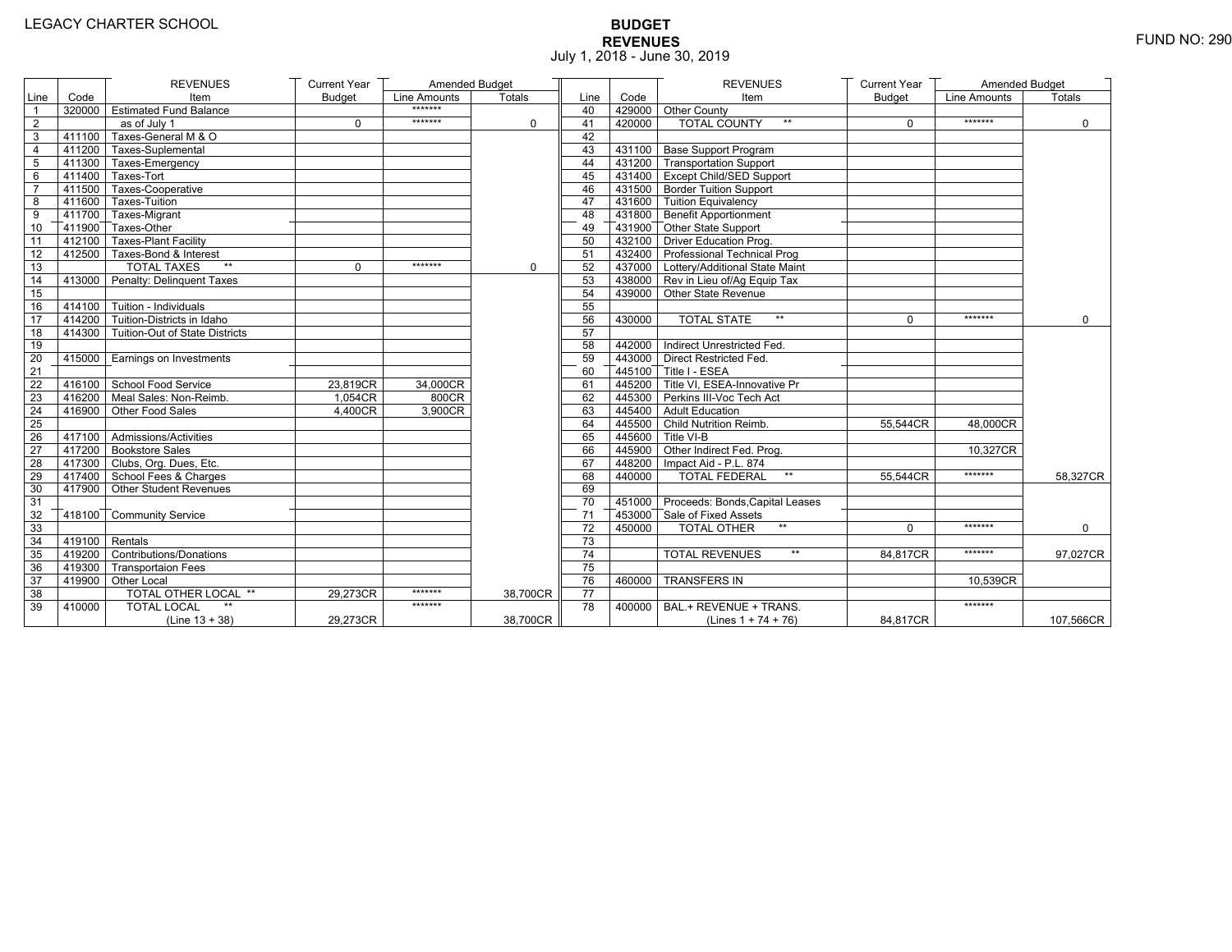LEGACY CHARTER SCHOOL

# BUDGET
## REVENUES
July 1, 2018 - June 30, 2019

FUND NO: 290

| Line | Code | REVENUES Item | Current Year Budget | Amended Budget Line Amounts | Amended Budget Totals |
|---|---|---|---|---|---|
| 1 | 320000 | Estimated Fund Balance | | ******* | |
| 2 | | as of July 1 | 0 | ******* | 0 |
| 3 | 411100 | Taxes-General M & O | | | |
| 4 | 411200 | Taxes-Suplemental | | | |
| 5 | 411300 | Taxes-Emergency | | | |
| 6 | 411400 | Taxes-Tort | | | |
| 7 | 411500 | Taxes-Cooperative | | | |
| 8 | 411600 | Taxes-Tuition | | | |
| 9 | 411700 | Taxes-Migrant | | | |
| 10 | 411900 | Taxes-Other | | | |
| 11 | 412100 | Taxes-Plant Facility | | | |
| 12 | 412500 | Taxes-Bond & Interest | | | |
| 13 | | TOTAL TAXES ** | 0 | ******* | 0 |
| 14 | 413000 | Penalty: Delinquent Taxes | | | |
| 15 | | | | | |
| 16 | 414100 | Tuition - Individuals | | | |
| 17 | 414200 | Tuition-Districts in Idaho | | | |
| 18 | 414300 | Tuition-Out of State Districts | | | |
| 19 | | | | | |
| 20 | 415000 | Earnings on Investments | | | |
| 21 | | | | | |
| 22 | 416100 | School Food Service | 23,819CR | 34,000CR | |
| 23 | 416200 | Meal Sales: Non-Reimb. | 1,054CR | 800CR | |
| 24 | 416900 | Other Food Sales | 4,400CR | 3,900CR | |
| 25 | | | | | |
| 26 | 417100 | Admissions/Activities | | | |
| 27 | 417200 | Bookstore Sales | | | |
| 28 | 417300 | Clubs, Org. Dues, Etc. | | | |
| 29 | 417400 | School Fees & Charges | | | |
| 30 | 417900 | Other Student Revenues | | | |
| 31 | | | | | |
| 32 | 418100 | Community Service | | | |
| 33 | | | | | |
| 34 | 419100 | Rentals | | | |
| 35 | 419200 | Contributions/Donations | | | |
| 36 | 419300 | Transportaion Fees | | | |
| 37 | 419900 | Other Local | | | |
| 38 | | TOTAL OTHER LOCAL ** | 29,273CR | ******* | 38,700CR |
| 39 | 410000 | TOTAL LOCAL ** (Line 13 + 38) | 29,273CR | ******* | 38,700CR |
| 40 | 429000 | Other County | | | |
| 41 | 420000 | TOTAL COUNTY ** | 0 | ******* | 0 |
| 42 | | | | | |
| 43 | 431100 | Base Support Program | | | |
| 44 | 431200 | Transportation Support | | | |
| 45 | 431400 | Except Child/SED Support | | | |
| 46 | 431500 | Border Tuition Support | | | |
| 47 | 431600 | Tuition Equivalency | | | |
| 48 | 431800 | Benefit Apportionment | | | |
| 49 | 431900 | Other State Support | | | |
| 50 | 432100 | Driver Education Prog. | | | |
| 51 | 432400 | Professional Technical Prog | | | |
| 52 | 437000 | Lottery/Additional State Maint | | | |
| 53 | 438000 | Rev in Lieu of/Ag Equip Tax | | | |
| 54 | 439000 | Other State Revenue | | | |
| 55 | | | | | |
| 56 | 430000 | TOTAL STATE ** | 0 | ******* | 0 |
| 57 | | | | | |
| 58 | 442000 | Indirect Unrestricted Fed. | | | |
| 59 | 443000 | Direct Restricted Fed. | | | |
| 60 | 445100 | Title I - ESEA | | | |
| 61 | 445200 | Title VI, ESEA-Innovative Pr | | | |
| 62 | 445300 | Perkins III-Voc Tech Act | | | |
| 63 | 445400 | Adult Education | | | |
| 64 | 445500 | Child Nutrition Reimb. | 55,544CR | 48,000CR | |
| 65 | 445600 | Title VI-B | | | |
| 66 | 445900 | Other Indirect Fed. Prog. | | 10,327CR | |
| 67 | 448200 | Impact Aid - P.L. 874 | | | |
| 68 | 440000 | TOTAL FEDERAL ** | 55,544CR | ******* | 58,327CR |
| 69 | | | | | |
| 70 | 451000 | Proceeds: Bonds,Capital Leases | | | |
| 71 | 453000 | Sale of Fixed Assets | | | |
| 72 | 450000 | TOTAL OTHER ** | 0 | ******* | 0 |
| 73 | | | | | |
| 74 | | TOTAL REVENUES ** | 84,817CR | ******* | 97,027CR |
| 75 | | | | | |
| 76 | 460000 | TRANSFERS IN | | 10,539CR | |
| 77 | | | | | |
| 78 | 400000 | BAL.+ REVENUE + TRANS. (Lines 1 + 74 + 76) | 84,817CR | ******* | 107,566CR |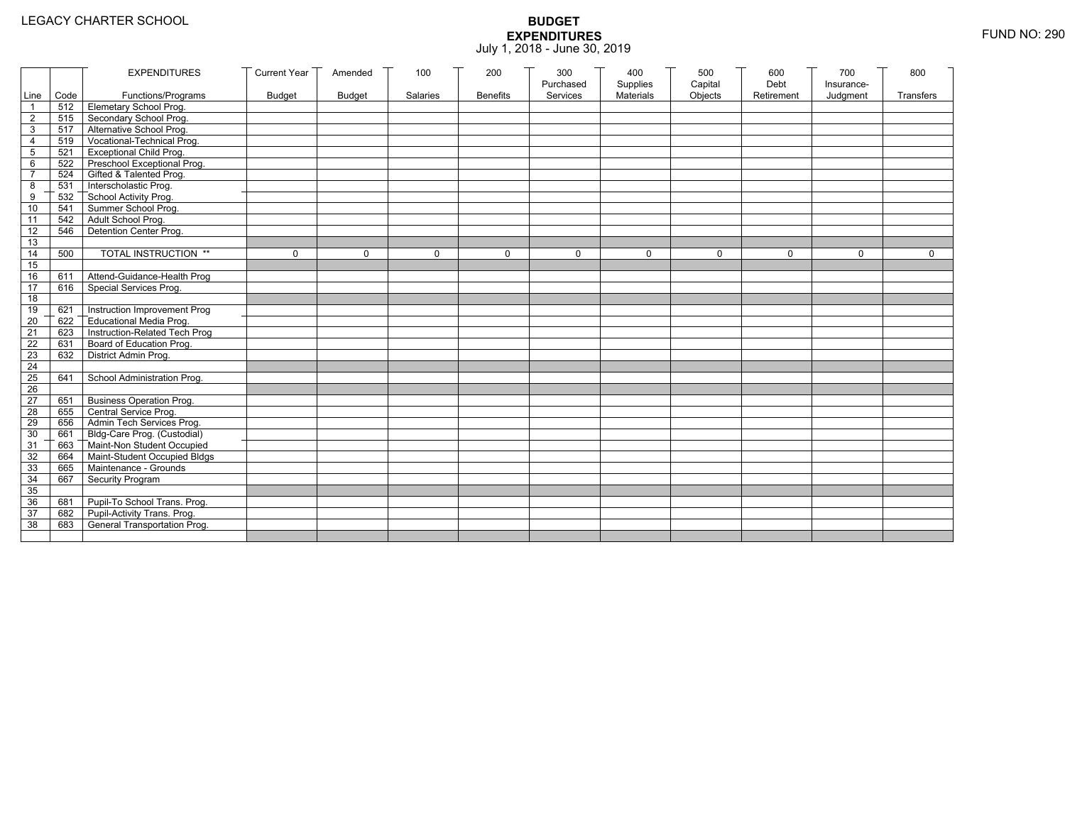LEGACY CHARTER SCHOOL

# BUDGET EXPENDITURES

July 1, 2018 - June 30, 2019

FUND NO: 290

| Line | Code | EXPENDITURES Functions/Programs | Current Year Budget | Amended Budget | 100 Salaries | 200 Benefits | 300 Purchased Services | 400 Supplies Materials | 500 Capital Objects | 600 Debt Retirement | 700 Insurance- Judgment | 800 Transfers |
|---|---|---|---|---|---|---|---|---|---|---|---|---|
| 1 | 512 | Elemetary School Prog. | | | | | | | | | | |
| 2 | 515 | Secondary School Prog. | | | | | | | | | | |
| 3 | 517 | Alternative School Prog. | | | | | | | | | | |
| 4 | 519 | Vocational-Technical Prog. | | | | | | | | | | |
| 5 | 521 | Exceptional Child Prog. | | | | | | | | | | |
| 6 | 522 | Preschool Exceptional Prog. | | | | | | | | | | |
| 7 | 524 | Gifted & Talented Prog. | | | | | | | | | | |
| 8 | 531 | Interscholastic Prog. | | | | | | | | | | |
| 9 | 532 | School Activity Prog. | | | | | | | | | | |
| 10 | 541 | Summer School Prog. | | | | | | | | | | |
| 11 | 542 | Adult School Prog. | | | | | | | | | | |
| 12 | 546 | Detention Center Prog. | | | | | | | | | | |
| 13 | | | | | | | | | | | | |
| 14 | 500 | TOTAL INSTRUCTION ** | 0 | 0 | 0 | 0 | 0 | 0 | 0 | 0 | 0 | 0 |
| 15 | | | | | | | | | | | | |
| 16 | 611 | Attend-Guidance-Health Prog | | | | | | | | | | |
| 17 | 616 | Special Services Prog. | | | | | | | | | | |
| 18 | | | | | | | | | | | | |
| 19 | 621 | Instruction Improvement Prog | | | | | | | | | | |
| 20 | 622 | Educational Media Prog. | | | | | | | | | | |
| 21 | 623 | Instruction-Related Tech Prog | | | | | | | | | | |
| 22 | 631 | Board of Education Prog. | | | | | | | | | | |
| 23 | 632 | District Admin Prog. | | | | | | | | | | |
| 24 | | | | | | | | | | | | |
| 25 | 641 | School Administration Prog. | | | | | | | | | | |
| 26 | | | | | | | | | | | | |
| 27 | 651 | Business Operation Prog. | | | | | | | | | | |
| 28 | 655 | Central Service Prog. | | | | | | | | | | |
| 29 | 656 | Admin Tech Services Prog. | | | | | | | | | | |
| 30 | 661 | Bldg-Care Prog. (Custodial) | | | | | | | | | | |
| 31 | 663 | Maint-Non Student Occupied | | | | | | | | | | |
| 32 | 664 | Maint-Student Occupied Bldgs | | | | | | | | | | |
| 33 | 665 | Maintenance - Grounds | | | | | | | | | | |
| 34 | 667 | Security Program | | | | | | | | | | |
| 35 | | | | | | | | | | | | |
| 36 | 681 | Pupil-To School Trans. Prog. | | | | | | | | | | |
| 37 | 682 | Pupil-Activity Trans. Prog. | | | | | | | | | | |
| 38 | 683 | General Transportation Prog. | | | | | | | | | | |
| | | | | | | | | | | | | |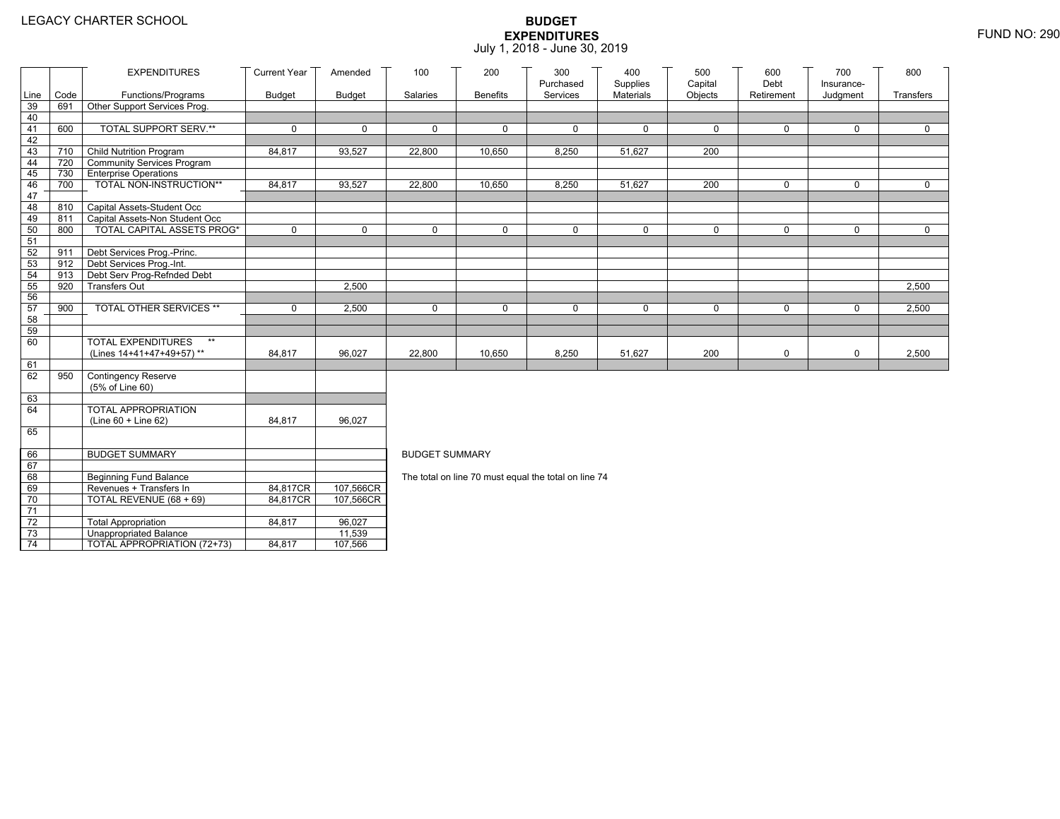LEGACY CHARTER SCHOOL

# BUDGET EXPENDITURES

July 1, 2018 - June 30, 2019

FUND NO: 290

| Line | Code | EXPENDITURES Functions/Programs | Current Year Budget | Amended Budget | 100 Salaries | 200 Benefits | 300 Purchased Services | 400 Supplies Materials | 500 Capital Objects | 600 Debt Retirement | 700 Insurance-Judgment | 800 Transfers |
|---|---|---|---|---|---|---|---|---|---|---|---|---|
| 39 | 691 | Other Support Services Prog. | | | | | | | | | | |
| 40 | | | | | | | | | | | | |
| 41 | 600 | TOTAL SUPPORT SERV.** | 0 | 0 | 0 | 0 | 0 | 0 | 0 | 0 | 0 | 0 |
| 42 | | | | | | | | | | | | |
| 43 | 710 | Child Nutrition Program | 84,817 | 93,527 | 22,800 | 10,650 | 8,250 | 51,627 | 200 | | | |
| 44 | 720 | Community Services Program | | | | | | | | | | |
| 45 | 730 | Enterprise Operations | | | | | | | | | | |
| 46 | 700 | TOTAL NON-INSTRUCTION** | 84,817 | 93,527 | 22,800 | 10,650 | 8,250 | 51,627 | 200 | 0 | 0 | 0 |
| 47 | | | | | | | | | | | | |
| 48 | 810 | Capital Assets-Student Occ | | | | | | | | | | |
| 49 | 811 | Capital Assets-Non Student Occ | | | | | | | | | | |
| 50 | 800 | TOTAL CAPITAL ASSETS PROG* | 0 | 0 | 0 | 0 | 0 | 0 | 0 | 0 | 0 | 0 |
| 51 | | | | | | | | | | | | |
| 52 | 911 | Debt Services Prog.-Princ. | | | | | | | | | | |
| 53 | 912 | Debt Services Prog.-Int. | | | | | | | | | | |
| 54 | 913 | Debt Serv Prog-Refnded Debt | | | | | | | | | | |
| 55 | 920 | Transfers Out | | 2,500 | | | | | | | | 2,500 |
| 56 | | | | | | | | | | | | |
| 57 | 900 | TOTAL OTHER SERVICES ** | 0 | 2,500 | 0 | 0 | 0 | 0 | 0 | 0 | 0 | 2,500 |
| 58 | | | | | | | | | | | | |
| 59 | | | | | | | | | | | | |
| 60 | | TOTAL EXPENDITURES ** (Lines 14+41+47+49+57) ** | 84,817 | 96,027 | 22,800 | 10,650 | 8,250 | 51,627 | 200 | 0 | 0 | 2,500 |
| 61 | | | | | | | | | | | | |
| 62 | 950 | Contingency Reserve (5% of Line 60) | | | | | | | | | | |
| 63 | | | | | | | | | | | | |
| 64 | | TOTAL APPROPRIATION (Line 60 + Line 62) | 84,817 | 96,027 | | | | | | | | |
| 65 | | | | | | | | | | | | |

| Line | Code | BUDGET SUMMARY | Current Year Budget | Amended Budget |
|---|---|---|---|---|
| 66 | | BUDGET SUMMARY | | |
| 67 | | | | |
| 68 | | Beginning Fund Balance | | |
| 69 | | Revenues + Transfers In | 84,817CR | 107,566CR |
| 70 | | TOTAL REVENUE (68 + 69) | 84,817CR | 107,566CR |
| 71 | | | | |
| 72 | | Total Appropriation | 84,817 | 96,027 |
| 73 | | Unappropriated Balance | | 11,539 |
| 74 | | TOTAL APPROPRIATION (72+73) | 84,817 | 107,566 |

BUDGET SUMMARY

The total on line 70 must equal the total on line 74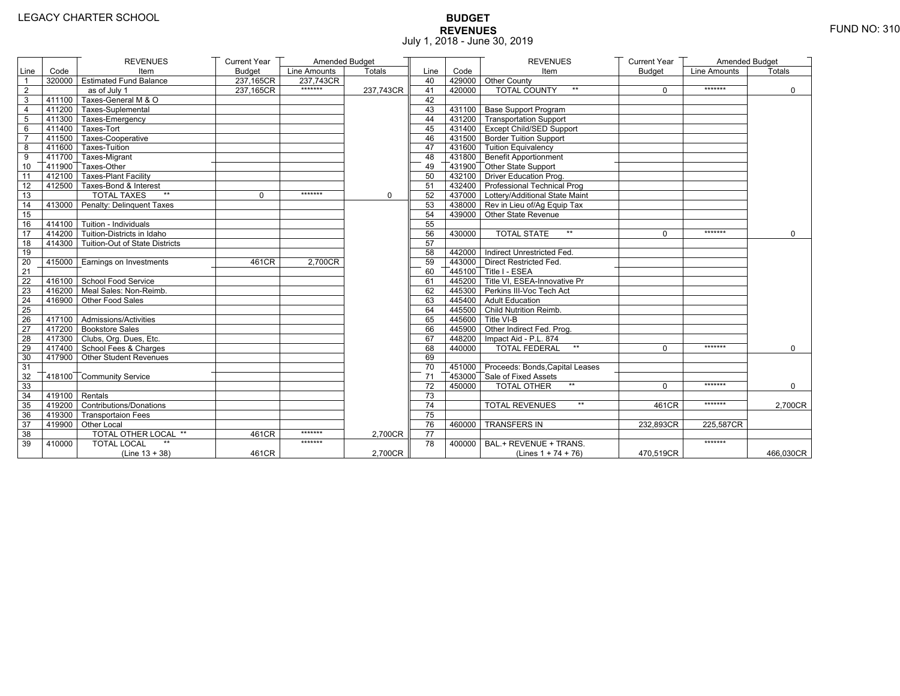LEGACY CHARTER SCHOOL

FUND NO: 310

# BUDGET
## REVENUES
July 1, 2018 - June 30, 2019

| Line | Code | REVENUES Item | Current Year Budget | Amended Budget Line Amounts | Amended Budget Totals |
|---|---|---|---|---|---|
| 1 | 320000 | Estimated Fund Balance | 237,165CR | 237,743CR | |
| 2 | | as of July 1 | 237,165CR | ******* | 237,743CR |
| 3 | 411100 | Taxes-General M & O | | | |
| 4 | 411200 | Taxes-Suplemental | | | |
| 5 | 411300 | Taxes-Emergency | | | |
| 6 | 411400 | Taxes-Tort | | | |
| 7 | 411500 | Taxes-Cooperative | | | |
| 8 | 411600 | Taxes-Tuition | | | |
| 9 | 411700 | Taxes-Migrant | | | |
| 10 | 411900 | Taxes-Other | | | |
| 11 | 412100 | Taxes-Plant Facility | | | |
| 12 | 412500 | Taxes-Bond & Interest | | | |
| 13 | | TOTAL TAXES ** | 0 | ******* | 0 |
| 14 | 413000 | Penalty: Delinquent Taxes | | | |
| 15 | | | | | |
| 16 | 414100 | Tuition - Individuals | | | |
| 17 | 414200 | Tuition-Districts in Idaho | | | |
| 18 | 414300 | Tuition-Out of State Districts | | | |
| 19 | | | | | |
| 20 | 415000 | Earnings on Investments | 461CR | 2,700CR | |
| 21 | | | | | |
| 22 | 416100 | School Food Service | | | |
| 23 | 416200 | Meal Sales: Non-Reimb. | | | |
| 24 | 416900 | Other Food Sales | | | |
| 25 | | | | | |
| 26 | 417100 | Admissions/Activities | | | |
| 27 | 417200 | Bookstore Sales | | | |
| 28 | 417300 | Clubs, Org. Dues, Etc. | | | |
| 29 | 417400 | School Fees & Charges | | | |
| 30 | 417900 | Other Student Revenues | | | |
| 31 | | | | | |
| 32 | 418100 | Community Service | | | |
| 33 | | | | | |
| 34 | 419100 | Rentals | | | |
| 35 | 419200 | Contributions/Donations | | | |
| 36 | 419300 | Transportaion Fees | | | |
| 37 | 419900 | Other Local | | | |
| 38 | | TOTAL OTHER LOCAL ** | 461CR | ******* | 2,700CR |
| 39 | 410000 | TOTAL LOCAL ** (Line 13 + 38) | 461CR | ******* | 2,700CR |

| Line | Code | REVENUES Item | Current Year Budget | Amended Budget Line Amounts | Amended Budget Totals |
|---|---|---|---|---|---|
| 40 | 429000 | Other County | | | |
| 41 | 420000 | TOTAL COUNTY ** | 0 | ******* | 0 |
| 42 | | | | | |
| 43 | 431100 | Base Support Program | | | |
| 44 | 431200 | Transportation Support | | | |
| 45 | 431400 | Except Child/SED Support | | | |
| 46 | 431500 | Border Tuition Support | | | |
| 47 | 431600 | Tuition Equivalency | | | |
| 48 | 431800 | Benefit Apportionment | | | |
| 49 | 431900 | Other State Support | | | |
| 50 | 432100 | Driver Education Prog. | | | |
| 51 | 432400 | Professional Technical Prog | | | |
| 52 | 437000 | Lottery/Additional State Maint | | | |
| 53 | 438000 | Rev in Lieu of/Ag Equip Tax | | | |
| 54 | 439000 | Other State Revenue | | | |
| 55 | | | | | |
| 56 | 430000 | TOTAL STATE ** | 0 | ******* | 0 |
| 57 | | | | | |
| 58 | 442000 | Indirect Unrestricted Fed. | | | |
| 59 | 443000 | Direct Restricted Fed. | | | |
| 60 | 445100 | Title I - ESEA | | | |
| 61 | 445200 | Title VI, ESEA-Innovative Pr | | | |
| 62 | 445300 | Perkins III-Voc Tech Act | | | |
| 63 | 445400 | Adult Education | | | |
| 64 | 445500 | Child Nutrition Reimb. | | | |
| 65 | 445600 | Title VI-B | | | |
| 66 | 445900 | Other Indirect Fed. Prog. | | | |
| 67 | 448200 | Impact Aid - P.L. 874 | | | |
| 68 | 440000 | TOTAL FEDERAL ** | 0 | ******* | 0 |
| 69 | | | | | |
| 70 | 451000 | Proceeds: Bonds,Capital Leases | | | |
| 71 | 453000 | Sale of Fixed Assets | | | |
| 72 | 450000 | TOTAL OTHER ** | 0 | ******* | 0 |
| 73 | | | | | |
| 74 | | TOTAL REVENUES ** | 461CR | ******* | 2,700CR |
| 75 | | | | | |
| 76 | 460000 | TRANSFERS IN | 232,893CR | 225,587CR | |
| 77 | | | | | |
| 78 | 400000 | BAL.+ REVENUE + TRANS. (Lines 1 + 74 + 76) | 470,519CR | ******* | 466,030CR |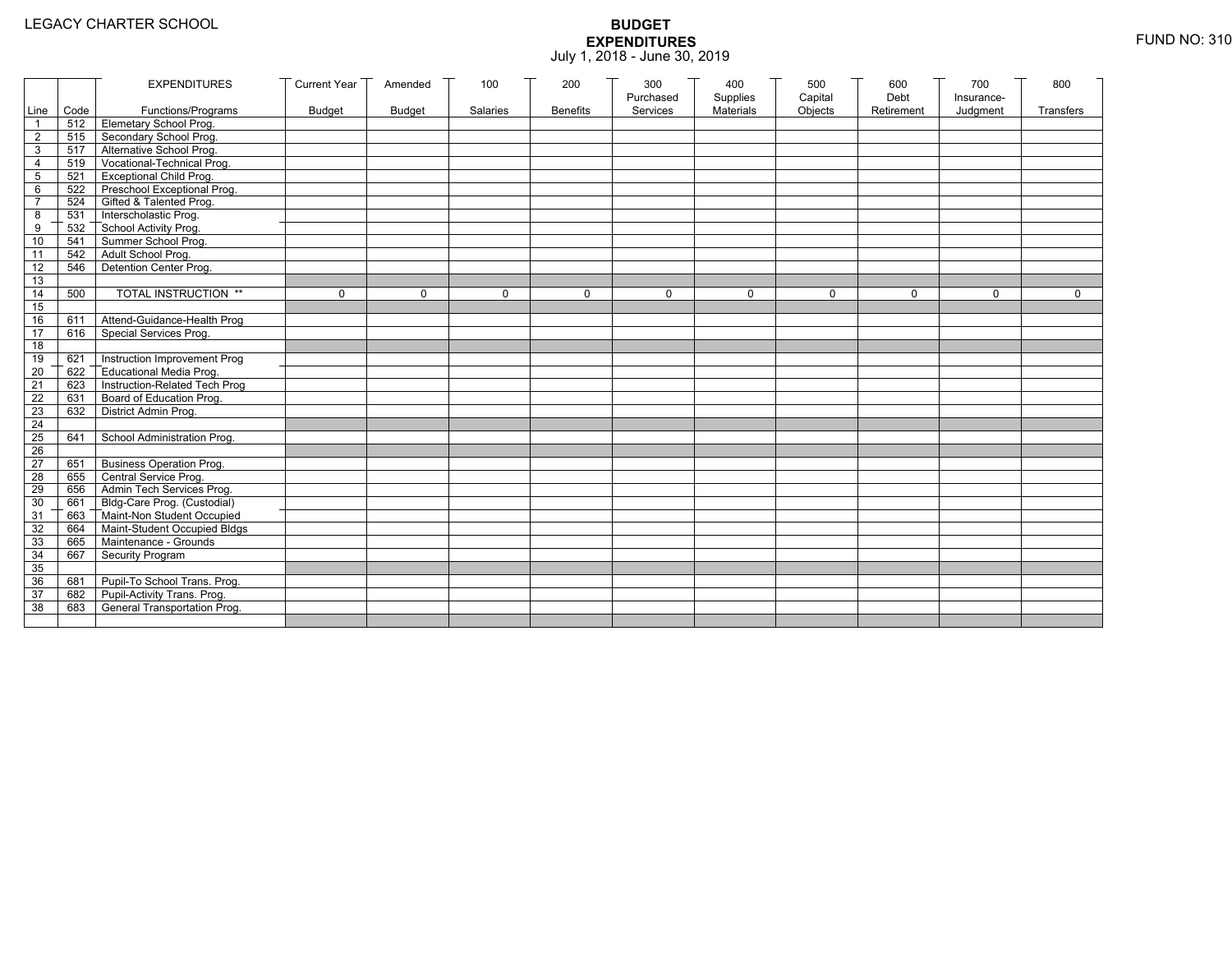LEGACY CHARTER SCHOOL

# BUDGET EXPENDITURES

July 1, 2018 - June 30, 2019

FUND NO: 310

| Line | Code | EXPENDITURES Functions/Programs | Current Year Budget | Amended Budget | 100 Salaries | 200 Benefits | 300 Purchased Services | 400 Supplies Materials | 500 Capital Objects | 600 Debt Retirement | 700 Insurance-Judgment | 800 Transfers |
|---|---|---|---|---|---|---|---|---|---|---|---|---|
| 1 | 512 | Elemetary School Prog. | | | | | | | | | | |
| 2 | 515 | Secondary School Prog. | | | | | | | | | | |
| 3 | 517 | Alternative School Prog. | | | | | | | | | | |
| 4 | 519 | Vocational-Technical Prog. | | | | | | | | | | |
| 5 | 521 | Exceptional Child Prog. | | | | | | | | | | |
| 6 | 522 | Preschool Exceptional Prog. | | | | | | | | | | |
| 7 | 524 | Gifted & Talented Prog. | | | | | | | | | | |
| 8 | 531 | Interscholastic Prog. | | | | | | | | | | |
| 9 | 532 | School Activity Prog. | | | | | | | | | | |
| 10 | 541 | Summer School Prog. | | | | | | | | | | |
| 11 | 542 | Adult School Prog. | | | | | | | | | | |
| 12 | 546 | Detention Center Prog. | | | | | | | | | | |
| 13 | | | | | | | | | | | | |
| 14 | 500 | TOTAL INSTRUCTION ** | 0 | 0 | 0 | 0 | 0 | 0 | 0 | 0 | 0 | 0 |
| 15 | | | | | | | | | | | | |
| 16 | 611 | Attend-Guidance-Health Prog | | | | | | | | | | |
| 17 | 616 | Special Services Prog. | | | | | | | | | | |
| 18 | | | | | | | | | | | | |
| 19 | 621 | Instruction Improvement Prog | | | | | | | | | | |
| 20 | 622 | Educational Media Prog. | | | | | | | | | | |
| 21 | 623 | Instruction-Related Tech Prog | | | | | | | | | | |
| 22 | 631 | Board of Education Prog. | | | | | | | | | | |
| 23 | 632 | District Admin Prog. | | | | | | | | | | |
| 24 | | | | | | | | | | | | |
| 25 | 641 | School Administration Prog. | | | | | | | | | | |
| 26 | | | | | | | | | | | | |
| 27 | 651 | Business Operation Prog. | | | | | | | | | | |
| 28 | 655 | Central Service Prog. | | | | | | | | | | |
| 29 | 656 | Admin Tech Services Prog. | | | | | | | | | | |
| 30 | 661 | Bldg-Care Prog. (Custodial) | | | | | | | | | | |
| 31 | 663 | Maint-Non Student Occupied | | | | | | | | | | |
| 32 | 664 | Maint-Student Occupied Bldgs | | | | | | | | | | |
| 33 | 665 | Maintenance - Grounds | | | | | | | | | | |
| 34 | 667 | Security Program | | | | | | | | | | |
| 35 | | | | | | | | | | | | |
| 36 | 681 | Pupil-To School Trans. Prog. | | | | | | | | | | |
| 37 | 682 | Pupil-Activity Trans. Prog. | | | | | | | | | | |
| 38 | 683 | General Transportation Prog. | | | | | | | | | | |
| | | | | | | | | | | | | |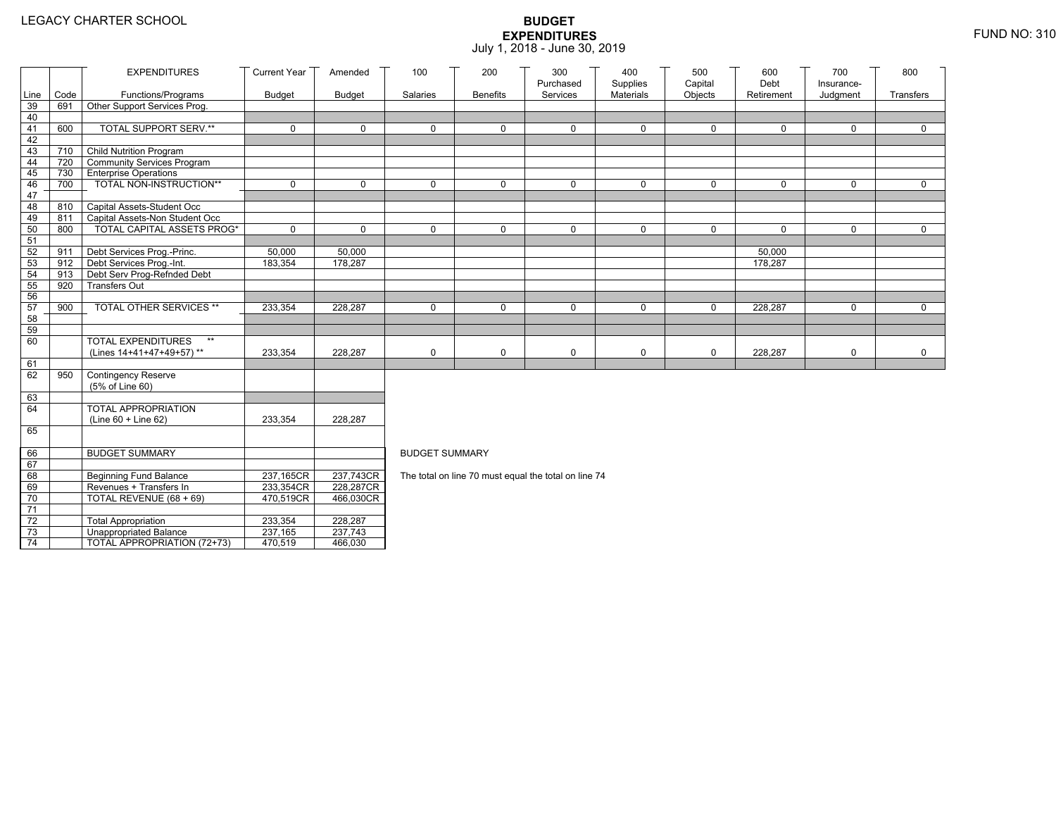LEGACY CHARTER SCHOOL

# BUDGET
## EXPENDITURES
July 1, 2018 - June 30, 2019

FUND NO: 310

| Line | Code | EXPENDITURES Functions/Programs | Current Year Budget | Amended Budget | 100 Salaries | 200 Benefits | 300 Purchased Services | 400 Supplies Materials | 500 Capital Objects | 600 Debt Retirement | 700 Insurance-Judgment | 800 Transfers |
|---|---|---|---|---|---|---|---|---|---|---|---|---|
| 39 | 691 | Other Support Services Prog. | | | | | | | | | | |
| 40 | | | | | | | | | | | | |
| 41 | 600 | TOTAL SUPPORT SERV.** | 0 | 0 | 0 | 0 | 0 | 0 | 0 | 0 | 0 | 0 |
| 42 | | | | | | | | | | | | |
| 43 | 710 | Child Nutrition Program | | | | | | | | | | |
| 44 | 720 | Community Services Program | | | | | | | | | | |
| 45 | 730 | Enterprise Operations | | | | | | | | | | |
| 46 | 700 | TOTAL NON-INSTRUCTION** | 0 | 0 | 0 | 0 | 0 | 0 | 0 | 0 | 0 | 0 |
| 47 | | | | | | | | | | | | |
| 48 | 810 | Capital Assets-Student Occ | | | | | | | | | | |
| 49 | 811 | Capital Assets-Non Student Occ | | | | | | | | | | |
| 50 | 800 | TOTAL CAPITAL ASSETS PROG* | 0 | 0 | 0 | 0 | 0 | 0 | 0 | 0 | 0 | 0 |
| 51 | | | | | | | | | | | | |
| 52 | 911 | Debt Services Prog.-Princ. | 50,000 | 50,000 | | | | | | 50,000 | | |
| 53 | 912 | Debt Services Prog.-Int. | 183,354 | 178,287 | | | | | | 178,287 | | |
| 54 | 913 | Debt Serv Prog-Refnded Debt | | | | | | | | | | |
| 55 | 920 | Transfers Out | | | | | | | | | | |
| 56 | | | | | | | | | | | | |
| 57 | 900 | TOTAL OTHER SERVICES ** | 233,354 | 228,287 | 0 | 0 | 0 | 0 | 0 | 228,287 | 0 | 0 |
| 58 | | | | | | | | | | | | |
| 59 | | | | | | | | | | | | |
| 60 | | TOTAL EXPENDITURES ** (Lines 14+41+47+49+57) ** | 233,354 | 228,287 | 0 | 0 | 0 | 0 | 0 | 228,287 | 0 | 0 |
| 61 | | | | | | | | | | | | |
| 62 | 950 | Contingency Reserve (5% of Line 60) | | | | | | | | | | |
| 63 | | | | | | | | | | | | |
| 64 | | TOTAL APPROPRIATION (Line 60 + Line 62) | 233,354 | 228,287 | | | | | | | | |
| 65 | | | | | | | | | | | | |
| 66 | | BUDGET SUMMARY | | | | | | | | | | |
| 67 | | | | | | | | | | | | |
| 68 | | Beginning Fund Balance | 237,165CR | 237,743CR | | | | | | | | |
| 69 | | Revenues + Transfers In | 233,354CR | 228,287CR | | | | | | | | |
| 70 | | TOTAL REVENUE (68 + 69) | 470,519CR | 466,030CR | | | | | | | | |
| 71 | | | | | | | | | | | | |
| 72 | | Total Appropriation | 233,354 | 228,287 | | | | | | | | |
| 73 | | Unappropriated Balance | 237,165 | 237,743 | | | | | | | | |
| 74 | | TOTAL APPROPRIATION (72+73) | 470,519 | 466,030 | | | | | | | | |

BUDGET SUMMARY

The total on line 70 must equal the total on line 74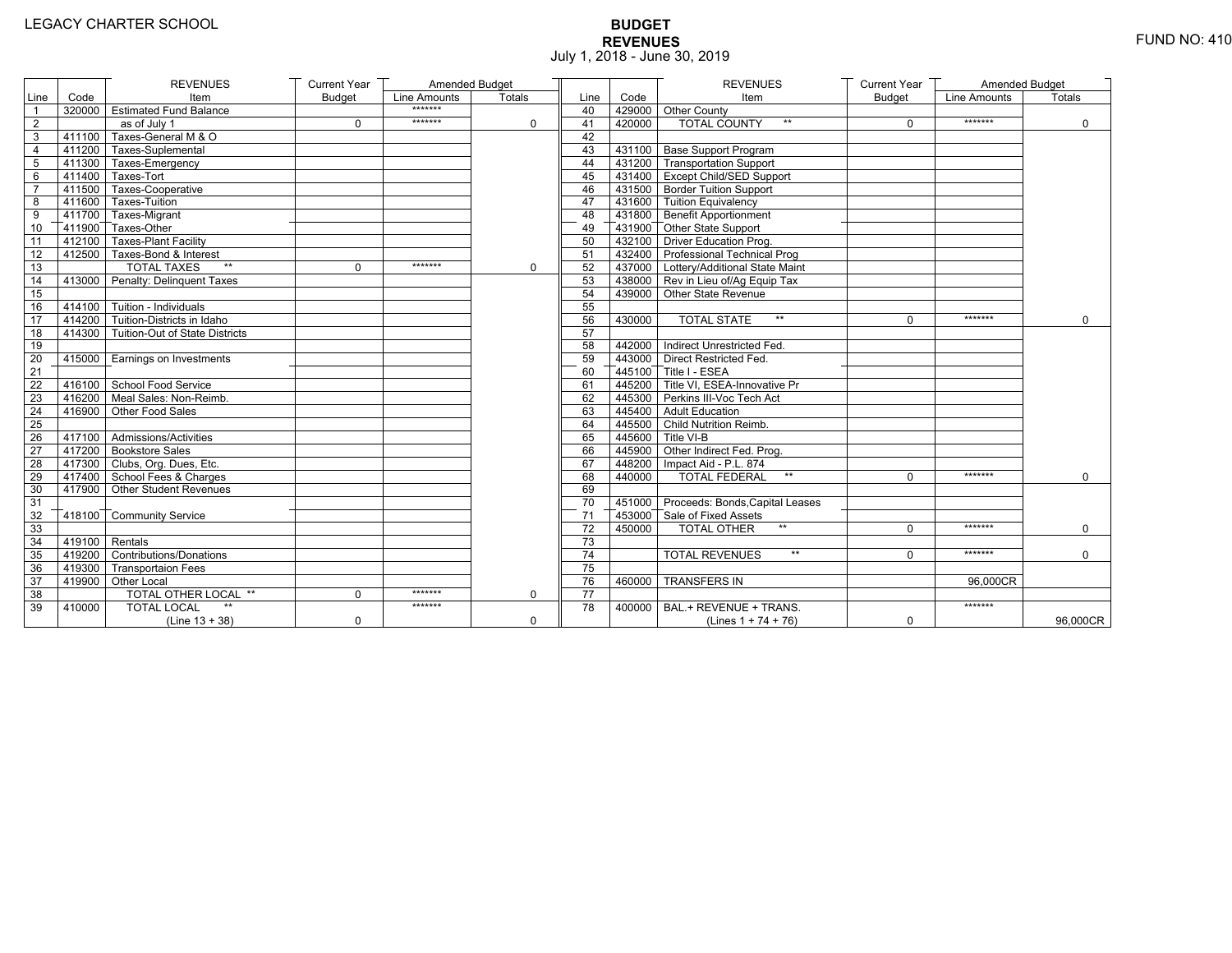LEGACY CHARTER SCHOOL

FUND NO: 410

# BUDGET
## REVENUES
July 1, 2018 - June 30, 2019

| Line | Code | REVENUES Item | Current Year Budget | Amended Budget Line Amounts | Amended Budget Totals |
|---|---|---|---|---|---|
| 1 | 320000 | Estimated Fund Balance | | ******* | |
| 2 | | as of July 1 | 0 | ******* | 0 |
| 3 | 411100 | Taxes-General M & O | | | |
| 4 | 411200 | Taxes-Suplemental | | | |
| 5 | 411300 | Taxes-Emergency | | | |
| 6 | 411400 | Taxes-Tort | | | |
| 7 | 411500 | Taxes-Cooperative | | | |
| 8 | 411600 | Taxes-Tuition | | | |
| 9 | 411700 | Taxes-Migrant | | | |
| 10 | 411900 | Taxes-Other | | | |
| 11 | 412100 | Taxes-Plant Facility | | | |
| 12 | 412500 | Taxes-Bond & Interest | | | |
| 13 | | TOTAL TAXES ** | 0 | ******* | 0 |
| 14 | 413000 | Penalty: Delinquent Taxes | | | |
| 15 | | | | | |
| 16 | 414100 | Tuition - Individuals | | | |
| 17 | 414200 | Tuition-Districts in Idaho | | | |
| 18 | 414300 | Tuition-Out of State Districts | | | |
| 19 | | | | | |
| 20 | 415000 | Earnings on Investments | | | |
| 21 | | | | | |
| 22 | 416100 | School Food Service | | | |
| 23 | 416200 | Meal Sales: Non-Reimb. | | | |
| 24 | 416900 | Other Food Sales | | | |
| 25 | | | | | |
| 26 | 417100 | Admissions/Activities | | | |
| 27 | 417200 | Bookstore Sales | | | |
| 28 | 417300 | Clubs, Org. Dues, Etc. | | | |
| 29 | 417400 | School Fees & Charges | | | |
| 30 | 417900 | Other Student Revenues | | | |
| 31 | | | | | |
| 32 | 418100 | Community Service | | | |
| 33 | | | | | |
| 34 | 419100 | Rentals | | | |
| 35 | 419200 | Contributions/Donations | | | |
| 36 | 419300 | Transportaion Fees | | | |
| 37 | 419900 | Other Local | | | |
| 38 | | TOTAL OTHER LOCAL ** | 0 | ******* | 0 |
| 39 | 410000 | TOTAL LOCAL ** (Line 13 + 38) | 0 | ******* | 0 |
| 40 | 429000 | Other County | | | |
| 41 | 420000 | TOTAL COUNTY ** | 0 | ******* | 0 |
| 42 | | | | | |
| 43 | 431100 | Base Support Program | | | |
| 44 | 431200 | Transportation Support | | | |
| 45 | 431400 | Except Child/SED Support | | | |
| 46 | 431500 | Border Tuition Support | | | |
| 47 | 431600 | Tuition Equivalency | | | |
| 48 | 431800 | Benefit Apportionment | | | |
| 49 | 431900 | Other State Support | | | |
| 50 | 432100 | Driver Education Prog. | | | |
| 51 | 432400 | Professional Technical Prog | | | |
| 52 | 437000 | Lottery/Additional State Maint | | | |
| 53 | 438000 | Rev in Lieu of/Ag Equip Tax | | | |
| 54 | 439000 | Other State Revenue | | | |
| 55 | | | | | |
| 56 | 430000 | TOTAL STATE ** | 0 | ******* | 0 |
| 57 | | | | | |
| 58 | 442000 | Indirect Unrestricted Fed. | | | |
| 59 | 443000 | Direct Restricted Fed. | | | |
| 60 | 445100 | Title I - ESEA | | | |
| 61 | 445200 | Title VI, ESEA-Innovative Pr | | | |
| 62 | 445300 | Perkins III-Voc Tech Act | | | |
| 63 | 445400 | Adult Education | | | |
| 64 | 445500 | Child Nutrition Reimb. | | | |
| 65 | 445600 | Title VI-B | | | |
| 66 | 445900 | Other Indirect Fed. Prog. | | | |
| 67 | 448200 | Impact Aid - P.L. 874 | | | |
| 68 | 440000 | TOTAL FEDERAL ** | 0 | ******* | 0 |
| 69 | | | | | |
| 70 | 451000 | Proceeds: Bonds,Capital Leases | | | |
| 71 | 453000 | Sale of Fixed Assets | | | |
| 72 | 450000 | TOTAL OTHER ** | 0 | ******* | 0 |
| 73 | | | | | |
| 74 | | TOTAL REVENUES ** | 0 | ******* | 0 |
| 75 | | | | | |
| 76 | 460000 | TRANSFERS IN | | 96,000CR | |
| 77 | | | | | |
| 78 | 400000 | BAL.+ REVENUE + TRANS. (Lines 1 + 74 + 76) | 0 | ******* | 96,000CR |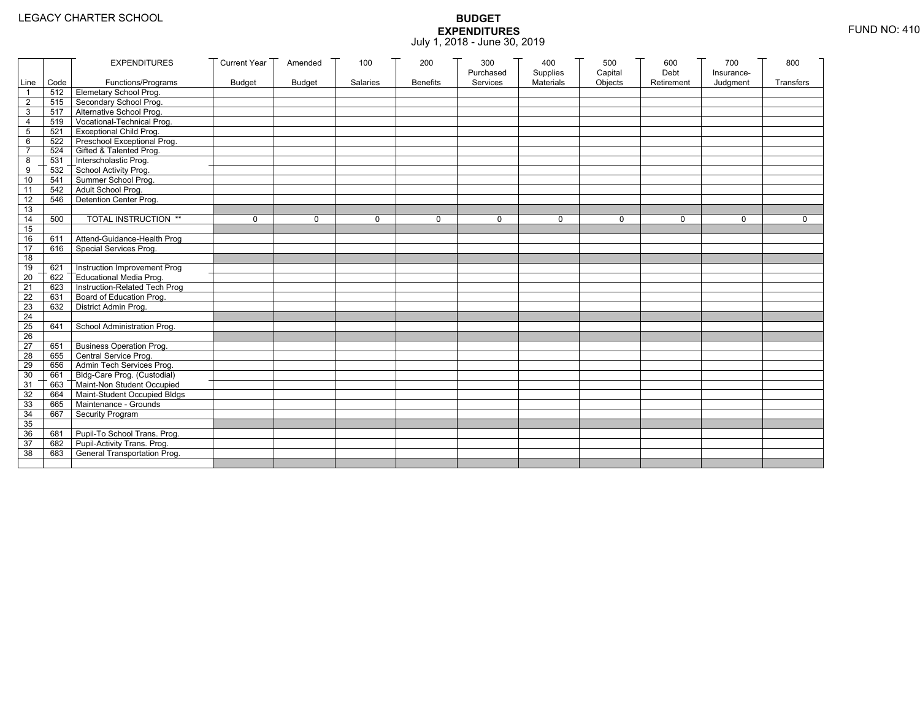LEGACY CHARTER SCHOOL

# BUDGET
## EXPENDITURES
July 1, 2018 - June 30, 2019

FUND NO: 410

| Line | Code | EXPENDITURES Functions/Programs | Current Year Budget | Amended Budget | 100 Salaries | 200 Benefits | 300 Purchased Services | 400 Supplies Materials | 500 Capital Objects | 600 Debt Retirement | 700 Insurance-Judgment | 800 Transfers |
|---|---|---|---|---|---|---|---|---|---|---|---|---|
| 1 | 512 | Elemetary School Prog. | | | | | | | | | | |
| 2 | 515 | Secondary School Prog. | | | | | | | | | | |
| 3 | 517 | Alternative School Prog. | | | | | | | | | | |
| 4 | 519 | Vocational-Technical Prog. | | | | | | | | | | |
| 5 | 521 | Exceptional Child Prog. | | | | | | | | | | |
| 6 | 522 | Preschool Exceptional Prog. | | | | | | | | | | |
| 7 | 524 | Gifted & Talented Prog. | | | | | | | | | | |
| 8 | 531 | Interscholastic Prog. | | | | | | | | | | |
| 9 | 532 | School Activity Prog. | | | | | | | | | | |
| 10 | 541 | Summer School Prog. | | | | | | | | | | |
| 11 | 542 | Adult School Prog. | | | | | | | | | | |
| 12 | 546 | Detention Center Prog. | | | | | | | | | | |
| 13 | | | | | | | | | | | | |
| 14 | 500 | TOTAL INSTRUCTION ** | 0 | 0 | 0 | 0 | 0 | 0 | 0 | 0 | 0 | 0 |
| 15 | | | | | | | | | | | | |
| 16 | 611 | Attend-Guidance-Health Prog | | | | | | | | | | |
| 17 | 616 | Special Services Prog. | | | | | | | | | | |
| 18 | | | | | | | | | | | | |
| 19 | 621 | Instruction Improvement Prog | | | | | | | | | | |
| 20 | 622 | Educational Media Prog. | | | | | | | | | | |
| 21 | 623 | Instruction-Related Tech Prog | | | | | | | | | | |
| 22 | 631 | Board of Education Prog. | | | | | | | | | | |
| 23 | 632 | District Admin Prog. | | | | | | | | | | |
| 24 | | | | | | | | | | | | |
| 25 | 641 | School Administration Prog. | | | | | | | | | | |
| 26 | | | | | | | | | | | | |
| 27 | 651 | Business Operation Prog. | | | | | | | | | | |
| 28 | 655 | Central Service Prog. | | | | | | | | | | |
| 29 | 656 | Admin Tech Services Prog. | | | | | | | | | | |
| 30 | 661 | Bldg-Care Prog. (Custodial) | | | | | | | | | | |
| 31 | 663 | Maint-Non Student Occupied | | | | | | | | | | |
| 32 | 664 | Maint-Student Occupied Bldgs | | | | | | | | | | |
| 33 | 665 | Maintenance - Grounds | | | | | | | | | | |
| 34 | 667 | Security Program | | | | | | | | | | |
| 35 | | | | | | | | | | | | |
| 36 | 681 | Pupil-To School Trans. Prog. | | | | | | | | | | |
| 37 | 682 | Pupil-Activity Trans. Prog. | | | | | | | | | | |
| 38 | 683 | General Transportation Prog. | | | | | | | | | | |
| | | | | | | | | | | | | |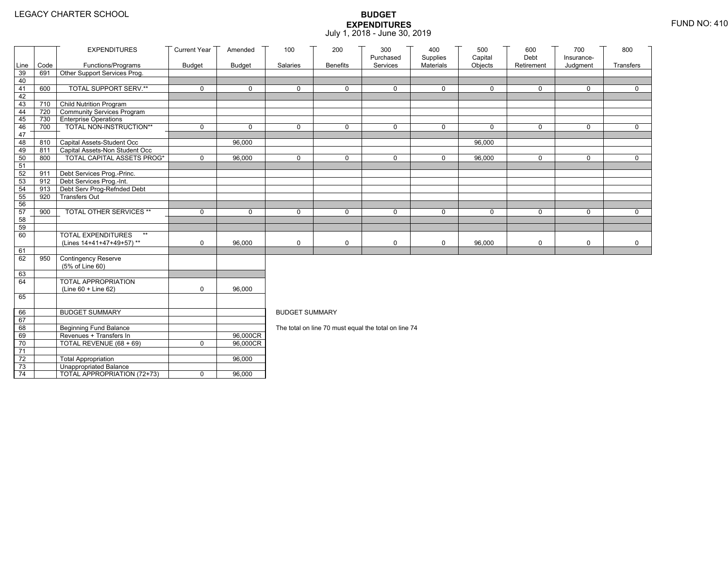LEGACY CHARTER SCHOOL

# BUDGET EXPENDITURES

July 1, 2018 - June 30, 2019

FUND NO: 410

| Line | Code | EXPENDITURES Functions/Programs | Current Year Budget | Amended Budget | 100 Salaries | 200 Benefits | 300 Purchased Services | 400 Supplies Materials | 500 Capital Objects | 600 Debt Retirement | 700 Insurance-Judgment | 800 Transfers |
|---|---|---|---|---|---|---|---|---|---|---|---|---|
| 39 | 691 | Other Support Services Prog. | | | | | | | | | | |
| 40 | | | | | | | | | | | | |
| 41 | 600 | TOTAL SUPPORT SERV.** | 0 | 0 | 0 | 0 | 0 | 0 | 0 | 0 | 0 | 0 |
| 42 | | | | | | | | | | | | |
| 43 | 710 | Child Nutrition Program | | | | | | | | | | |
| 44 | 720 | Community Services Program | | | | | | | | | | |
| 45 | 730 | Enterprise Operations | | | | | | | | | | |
| 46 | 700 | TOTAL NON-INSTRUCTION** | 0 | 0 | 0 | 0 | 0 | 0 | 0 | 0 | 0 | 0 |
| 47 | | | | | | | | | | | | |
| 48 | 810 | Capital Assets-Student Occ | | 96,000 | | | | | 96,000 | | | |
| 49 | 811 | Capital Assets-Non Student Occ | | | | | | | | | | |
| 50 | 800 | TOTAL CAPITAL ASSETS PROG* | 0 | 96,000 | 0 | 0 | 0 | 0 | 96,000 | 0 | 0 | 0 |
| 51 | | | | | | | | | | | | |
| 52 | 911 | Debt Services Prog.-Princ. | | | | | | | | | | |
| 53 | 912 | Debt Services Prog.-Int. | | | | | | | | | | |
| 54 | 913 | Debt Serv Prog-Refnded Debt | | | | | | | | | | |
| 55 | 920 | Transfers Out | | | | | | | | | | |
| 56 | | | | | | | | | | | | |
| 57 | 900 | TOTAL OTHER SERVICES ** | 0 | 0 | 0 | 0 | 0 | 0 | 0 | 0 | 0 | 0 |
| 58 | | | | | | | | | | | | |
| 59 | | | | | | | | | | | | |
| 60 | | TOTAL EXPENDITURES ** (Lines 14+41+47+49+57) ** | 0 | 96,000 | 0 | 0 | 0 | 0 | 96,000 | 0 | 0 | 0 |
| 61 | | | | | | | | | | | | |
| 62 | 950 | Contingency Reserve (5% of Line 60) | | | | | | | | | | |
| 63 | | | | | | | | | | | | |
| 64 | | TOTAL APPROPRIATION (Line 60 + Line 62) | 0 | 96,000 | | | | | | | | |
| 65 | | | | | | | | | | | | |
| 66 | | BUDGET SUMMARY | | | | | | | | | | |
| 67 | | | | | | | | | | | | |
| 68 | | Beginning Fund Balance | | | | | | | | | | |
| 69 | | Revenues + Transfers In | | 96,000CR | | | | | | | | |
| 70 | | TOTAL REVENUE (68 + 69) | 0 | 96,000CR | | | | | | | | |
| 71 | | | | | | | | | | | | |
| 72 | | Total Appropriation | | 96,000 | | | | | | | | |
| 73 | | Unappropriated Balance | | | | | | | | | | |
| 74 | | TOTAL APPROPRIATION (72+73) | 0 | 96,000 | | | | | | | | |

BUDGET SUMMARY

The total on line 70 must equal the total on line 74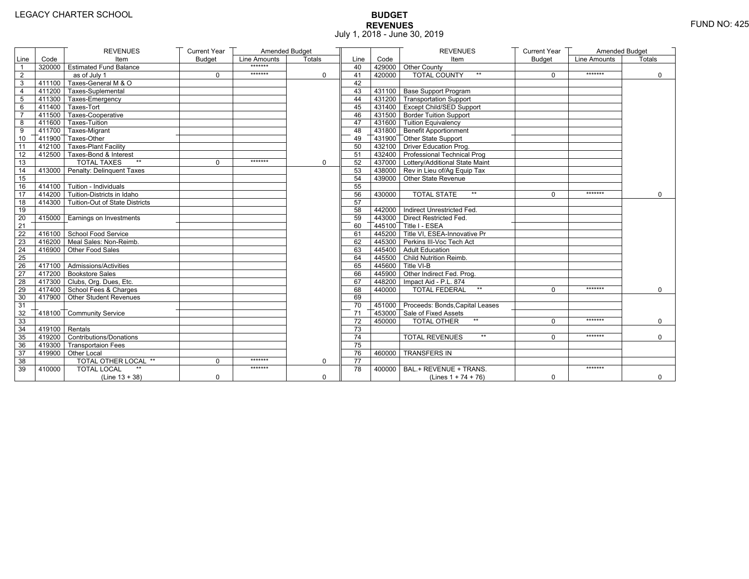LEGACY CHARTER SCHOOL

FUND NO: 425

# BUDGET
## REVENUES
July 1, 2018 - June 30, 2019

| Line | Code | REVENUES Item | Current Year Budget | Amended Budget Line Amounts | Amended Budget Totals |
|---|---|---|---|---|---|
| 1 | 320000 | Estimated Fund Balance | | ******* | |
| 2 | | as of July 1 | 0 | ******* | 0 |
| 3 | 411100 | Taxes-General M & O | | | |
| 4 | 411200 | Taxes-Suplemental | | | |
| 5 | 411300 | Taxes-Emergency | | | |
| 6 | 411400 | Taxes-Tort | | | |
| 7 | 411500 | Taxes-Cooperative | | | |
| 8 | 411600 | Taxes-Tuition | | | |
| 9 | 411700 | Taxes-Migrant | | | |
| 10 | 411900 | Taxes-Other | | | |
| 11 | 412100 | Taxes-Plant Facility | | | |
| 12 | 412500 | Taxes-Bond & Interest | | | |
| 13 | | TOTAL TAXES ** | 0 | ******* | 0 |
| 14 | 413000 | Penalty: Delinquent Taxes | | | |
| 15 | | | | | |
| 16 | 414100 | Tuition - Individuals | | | |
| 17 | 414200 | Tuition-Districts in Idaho | | | |
| 18 | 414300 | Tuition-Out of State Districts | | | |
| 19 | | | | | |
| 20 | 415000 | Earnings on Investments | | | |
| 21 | | | | | |
| 22 | 416100 | School Food Service | | | |
| 23 | 416200 | Meal Sales: Non-Reimb. | | | |
| 24 | 416900 | Other Food Sales | | | |
| 25 | | | | | |
| 26 | 417100 | Admissions/Activities | | | |
| 27 | 417200 | Bookstore Sales | | | |
| 28 | 417300 | Clubs, Org. Dues, Etc. | | | |
| 29 | 417400 | School Fees & Charges | | | |
| 30 | 417900 | Other Student Revenues | | | |
| 31 | | | | | |
| 32 | 418100 | Community Service | | | |
| 33 | | | | | |
| 34 | 419100 | Rentals | | | |
| 35 | 419200 | Contributions/Donations | | | |
| 36 | 419300 | Transportaion Fees | | | |
| 37 | 419900 | Other Local | | | |
| 38 | | TOTAL OTHER LOCAL ** | 0 | ******* | 0 |
| 39 | 410000 | TOTAL LOCAL ** (Line 13 + 38) | 0 | ******* | 0 |

| Line | Code | REVENUES Item | Current Year Budget | Amended Budget Line Amounts | Amended Budget Totals |
|---|---|---|---|---|---|
| 40 | 429000 | Other County | | | |
| 41 | 420000 | TOTAL COUNTY ** | 0 | ******* | 0 |
| 42 | | | | | |
| 43 | 431100 | Base Support Program | | | |
| 44 | 431200 | Transportation Support | | | |
| 45 | 431400 | Except Child/SED Support | | | |
| 46 | 431500 | Border Tuition Support | | | |
| 47 | 431600 | Tuition Equivalency | | | |
| 48 | 431800 | Benefit Apportionment | | | |
| 49 | 431900 | Other State Support | | | |
| 50 | 432100 | Driver Education Prog. | | | |
| 51 | 432400 | Professional Technical Prog | | | |
| 52 | 437000 | Lottery/Additional State Maint | | | |
| 53 | 438000 | Rev in Lieu of/Ag Equip Tax | | | |
| 54 | 439000 | Other State Revenue | | | |
| 55 | | | | | |
| 56 | 430000 | TOTAL STATE ** | 0 | ******* | 0 |
| 57 | | | | | |
| 58 | 442000 | Indirect Unrestricted Fed. | | | |
| 59 | 443000 | Direct Restricted Fed. | | | |
| 60 | 445100 | Title I - ESEA | | | |
| 61 | 445200 | Title VI, ESEA-Innovative Pr | | | |
| 62 | 445300 | Perkins III-Voc Tech Act | | | |
| 63 | 445400 | Adult Education | | | |
| 64 | 445500 | Child Nutrition Reimb. | | | |
| 65 | 445600 | Title VI-B | | | |
| 66 | 445900 | Other Indirect Fed. Prog. | | | |
| 67 | 448200 | Impact Aid - P.L. 874 | | | |
| 68 | 440000 | TOTAL FEDERAL ** | 0 | ******* | 0 |
| 69 | | | | | |
| 70 | 451000 | Proceeds: Bonds,Capital Leases | | | |
| 71 | 453000 | Sale of Fixed Assets | | | |
| 72 | 450000 | TOTAL OTHER ** | 0 | ******* | 0 |
| 73 | | | | | |
| 74 | | TOTAL REVENUES ** | 0 | ******* | 0 |
| 75 | | | | | |
| 76 | 460000 | TRANSFERS IN | | | |
| 77 | | | | | |
| 78 | 400000 | BAL.+ REVENUE + TRANS. (Lines 1 + 74 + 76) | 0 | ******* | 0 |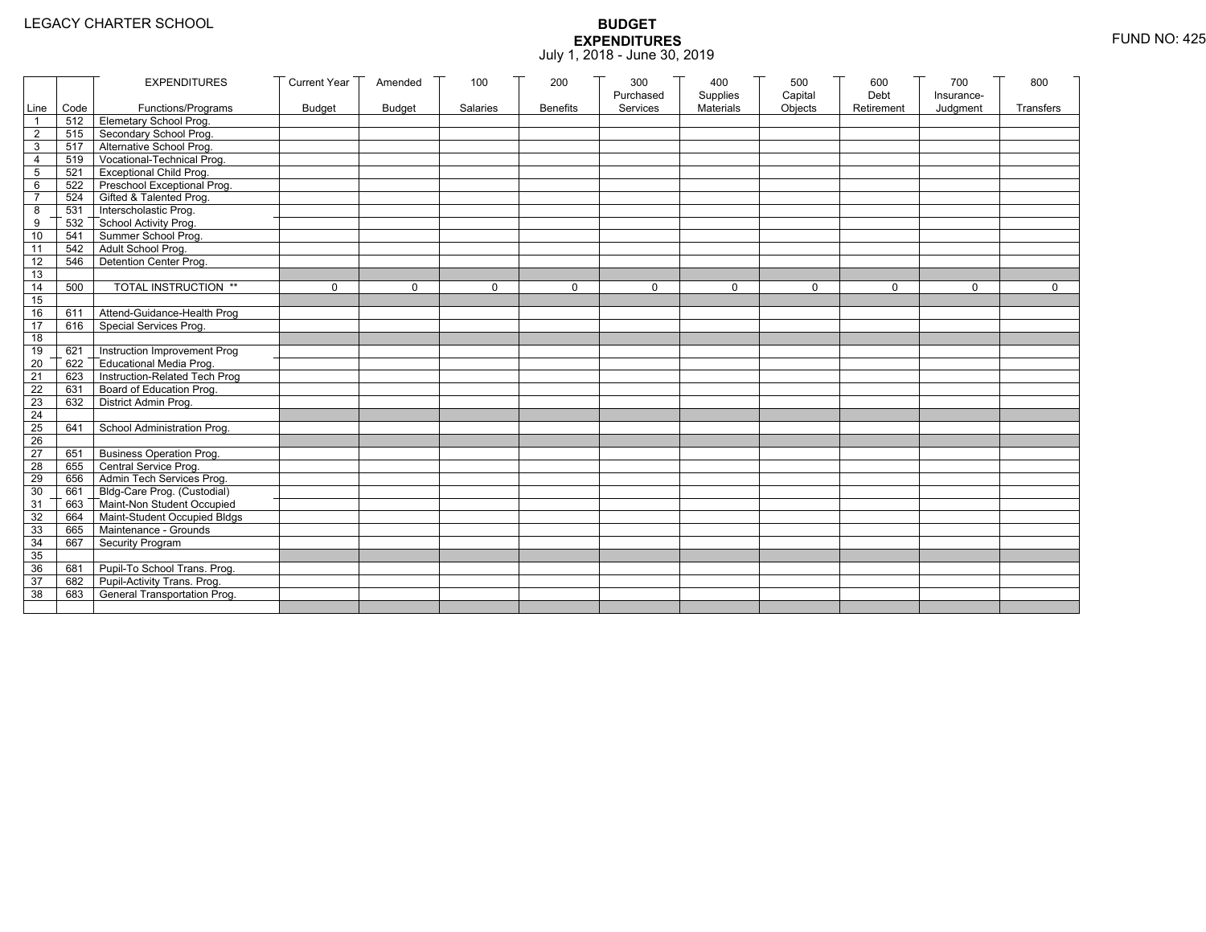LEGACY CHARTER SCHOOL

# BUDGET EXPENDITURES

July 1, 2018 - June 30, 2019

FUND NO: 425

| Line | Code | EXPENDITURES Functions/Programs | Current Year Budget | Amended Budget | 100 Salaries | 200 Benefits | 300 Purchased Services | 400 Supplies Materials | 500 Capital Objects | 600 Debt Retirement | 700 Insurance-Judgment | 800 Transfers |
|---|---|---|---|---|---|---|---|---|---|---|---|---|
| 1 | 512 | Elemetary School Prog. | | | | | | | | | | |
| 2 | 515 | Secondary School Prog. | | | | | | | | | | |
| 3 | 517 | Alternative School Prog. | | | | | | | | | | |
| 4 | 519 | Vocational-Technical Prog. | | | | | | | | | | |
| 5 | 521 | Exceptional Child Prog. | | | | | | | | | | |
| 6 | 522 | Preschool Exceptional Prog. | | | | | | | | | | |
| 7 | 524 | Gifted & Talented Prog. | | | | | | | | | | |
| 8 | 531 | Interscholastic Prog. | | | | | | | | | | |
| 9 | 532 | School Activity Prog. | | | | | | | | | | |
| 10 | 541 | Summer School Prog. | | | | | | | | | | |
| 11 | 542 | Adult School Prog. | | | | | | | | | | |
| 12 | 546 | Detention Center Prog. | | | | | | | | | | |
| 13 | | | | | | | | | | | | |
| 14 | 500 | TOTAL INSTRUCTION ** | 0 | 0 | 0 | 0 | 0 | 0 | 0 | 0 | 0 | 0 |
| 15 | | | | | | | | | | | | |
| 16 | 611 | Attend-Guidance-Health Prog | | | | | | | | | | |
| 17 | 616 | Special Services Prog. | | | | | | | | | | |
| 18 | | | | | | | | | | | | |
| 19 | 621 | Instruction Improvement Prog | | | | | | | | | | |
| 20 | 622 | Educational Media Prog. | | | | | | | | | | |
| 21 | 623 | Instruction-Related Tech Prog | | | | | | | | | | |
| 22 | 631 | Board of Education Prog. | | | | | | | | | | |
| 23 | 632 | District Admin Prog. | | | | | | | | | | |
| 24 | | | | | | | | | | | | |
| 25 | 641 | School Administration Prog. | | | | | | | | | | |
| 26 | | | | | | | | | | | | |
| 27 | 651 | Business Operation Prog. | | | | | | | | | | |
| 28 | 655 | Central Service Prog. | | | | | | | | | | |
| 29 | 656 | Admin Tech Services Prog. | | | | | | | | | | |
| 30 | 661 | Bldg-Care Prog. (Custodial) | | | | | | | | | | |
| 31 | 663 | Maint-Non Student Occupied | | | | | | | | | | |
| 32 | 664 | Maint-Student Occupied Bldgs | | | | | | | | | | |
| 33 | 665 | Maintenance - Grounds | | | | | | | | | | |
| 34 | 667 | Security Program | | | | | | | | | | |
| 35 | | | | | | | | | | | | |
| 36 | 681 | Pupil-To School Trans. Prog. | | | | | | | | | | |
| 37 | 682 | Pupil-Activity Trans. Prog. | | | | | | | | | | |
| 38 | 683 | General Transportation Prog. | | | | | | | | | | |
| | | | | | | | | | | | | |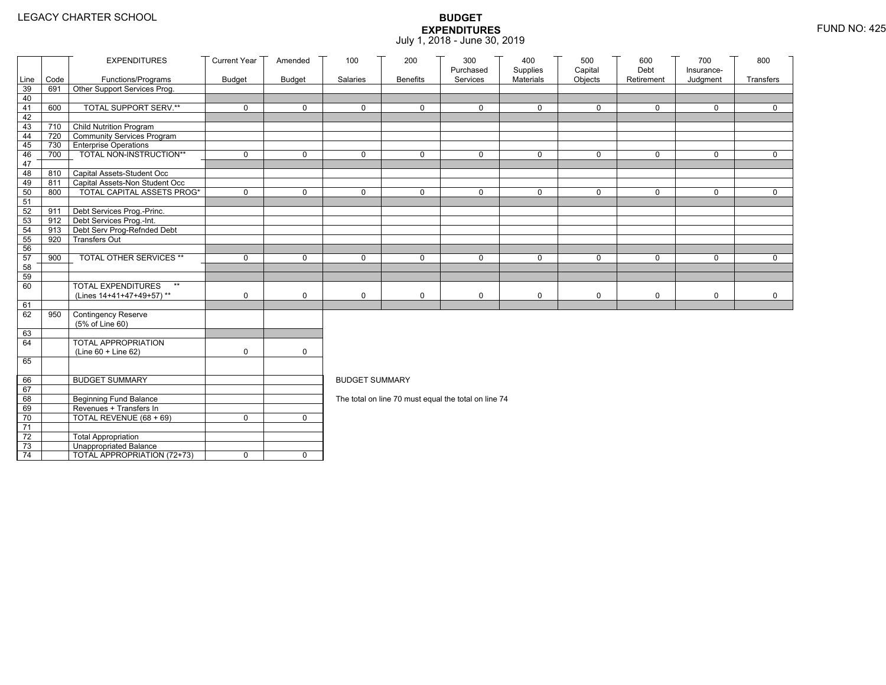LEGACY CHARTER SCHOOL

# BUDGET EXPENDITURES
July 1, 2018 - June 30, 2019

FUND NO: 425

| Line | Code | EXPENDITURES Functions/Programs | Current Year Budget | Amended Budget | 100 Salaries | 200 Benefits | 300 Purchased Services | 400 Supplies Materials | 500 Capital Objects | 600 Debt Retirement | 700 Insurance-Judgment | 800 Transfers |
|---|---|---|---|---|---|---|---|---|---|---|---|---|
| 39 | 691 | Other Support Services Prog. | | | | | | | | | | |
| 40 | | | | | | | | | | | | |
| 41 | 600 | TOTAL SUPPORT SERV.** | 0 | 0 | 0 | 0 | 0 | 0 | 0 | 0 | 0 | 0 |
| 42 | | | | | | | | | | | | |
| 43 | 710 | Child Nutrition Program | | | | | | | | | | |
| 44 | 720 | Community Services Program | | | | | | | | | | |
| 45 | 730 | Enterprise Operations | | | | | | | | | | |
| 46 | 700 | TOTAL NON-INSTRUCTION** | 0 | 0 | 0 | 0 | 0 | 0 | 0 | 0 | 0 | 0 |
| 47 | | | | | | | | | | | | |
| 48 | 810 | Capital Assets-Student Occ | | | | | | | | | | |
| 49 | 811 | Capital Assets-Non Student Occ | | | | | | | | | | |
| 50 | 800 | TOTAL CAPITAL ASSETS PROG* | 0 | 0 | 0 | 0 | 0 | 0 | 0 | 0 | 0 | 0 |
| 51 | | | | | | | | | | | | |
| 52 | 911 | Debt Services Prog.-Princ. | | | | | | | | | | |
| 53 | 912 | Debt Services Prog.-Int. | | | | | | | | | | |
| 54 | 913 | Debt Serv Prog-Refnded Debt | | | | | | | | | | |
| 55 | 920 | Transfers Out | | | | | | | | | | |
| 56 | | | | | | | | | | | | |
| 57 | 900 | TOTAL OTHER SERVICES ** | 0 | 0 | 0 | 0 | 0 | 0 | 0 | 0 | 0 | 0 |
| 58 | | | | | | | | | | | | |
| 59 | | | | | | | | | | | | |
| 60 | | TOTAL EXPENDITURES ** (Lines 14+41+47+49+57) ** | 0 | 0 | 0 | 0 | 0 | 0 | 0 | 0 | 0 | 0 |
| 61 | | | | | | | | | | | | |
| 62 | 950 | Contingency Reserve (5% of Line 60) | | | | | | | | | | |
| 63 | | | | | | | | | | | | |
| 64 | | TOTAL APPROPRIATION (Line 60 + Line 62) | 0 | 0 | | | | | | | | |
| 65 | | | | | | | | | | | | |

| Line | Code | | Current Year Budget | Amended Budget |
|---|---|---|---|---|
| 66 | | BUDGET SUMMARY | | |
| 67 | | | | |
| 68 | | Beginning Fund Balance | | |
| 69 | | Revenues + Transfers In | | |
| 70 | | TOTAL REVENUE (68 + 69) | 0 | 0 |
| 71 | | | | |
| 72 | | Total Appropriation | | |
| 73 | | Unappropriated Balance | | |
| 74 | | TOTAL APPROPRIATION (72+73) | 0 | 0 |

BUDGET SUMMARY

The total on line 70 must equal the total on line 74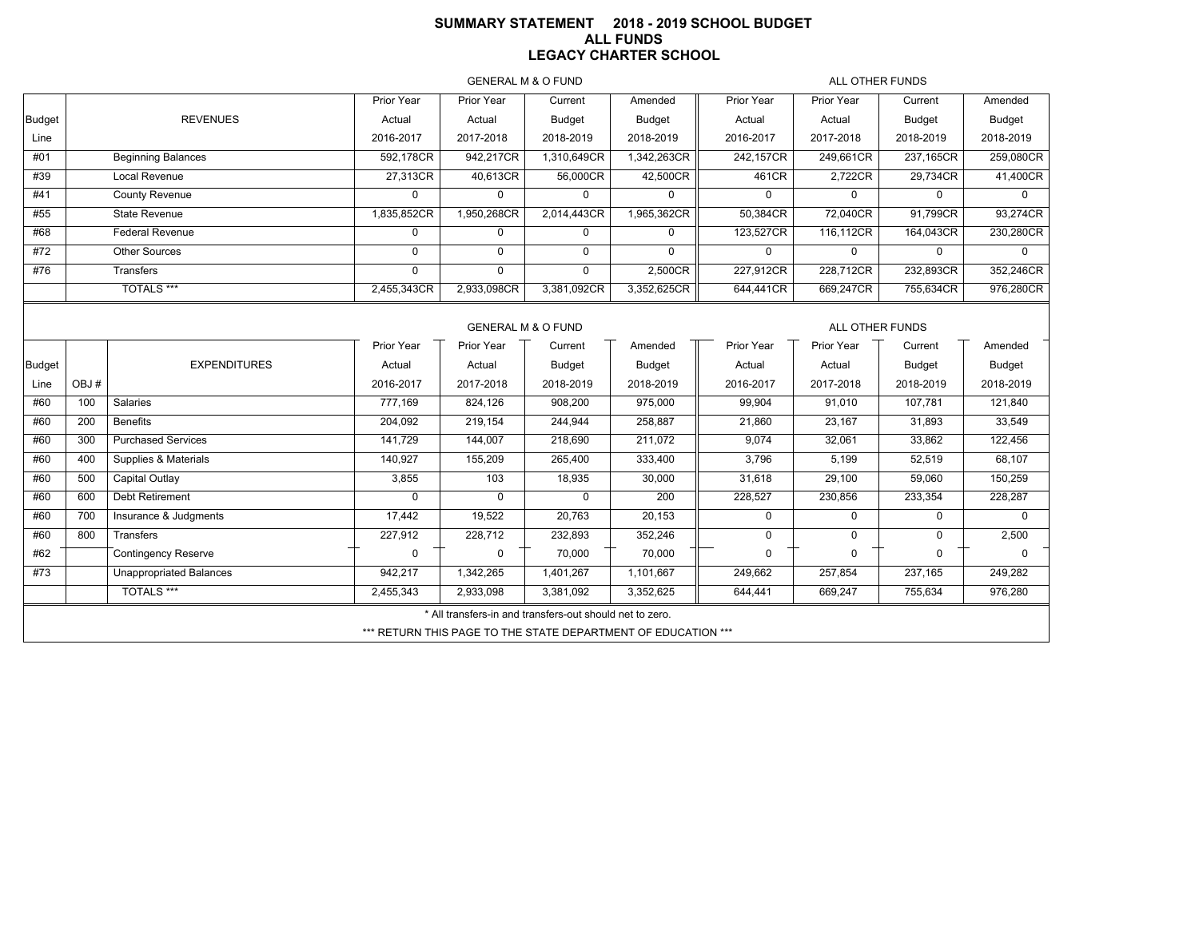# SUMMARY STATEMENT 2018 - 2019 SCHOOL BUDGET
## ALL FUNDS
## LEGACY CHARTER SCHOOL

| | | GENERAL M & O FUND | | | | ALL OTHER FUNDS | | | |
|---|---|---|---|---|---|---|---|---|---|
| Budget Line | REVENUES | Prior Year Actual 2016-2017 | Prior Year Actual 2017-2018 | Current Budget 2018-2019 | Amended Budget 2018-2019 | Prior Year Actual 2016-2017 | Prior Year Actual 2017-2018 | Current Budget 2018-2019 | Amended Budget 2018-2019 |
| #01 | Beginning Balances | 592,178CR | 942,217CR | 1,310,649CR | 1,342,263CR | 242,157CR | 249,661CR | 237,165CR | 259,080CR |
| #39 | Local Revenue | 27,313CR | 40,613CR | 56,000CR | 42,500CR | 461CR | 2,722CR | 29,734CR | 41,400CR |
| #41 | County Revenue | 0 | 0 | 0 | 0 | 0 | 0 | 0 | 0 |
| #55 | State Revenue | 1,835,852CR | 1,950,268CR | 2,014,443CR | 1,965,362CR | 50,384CR | 72,040CR | 91,799CR | 93,274CR |
| #68 | Federal Revenue | 0 | 0 | 0 | 0 | 123,527CR | 116,112CR | 164,043CR | 230,280CR |
| #72 | Other Sources | 0 | 0 | 0 | 0 | 0 | 0 | 0 | 0 |
| #76 | Transfers | 0 | 0 | 0 | 2,500CR | 227,912CR | 228,712CR | 232,893CR | 352,246CR |
| | TOTALS *** | 2,455,343CR | 2,933,098CR | 3,381,092CR | 3,352,625CR | 644,441CR | 669,247CR | 755,634CR | 976,280CR |

| | | | GENERAL M & O FUND | | | | ALL OTHER FUNDS | | | |
|---|---|---|---|---|---|---|---|---|---|---|
| Budget Line | OBJ # | EXPENDITURES | Prior Year Actual 2016-2017 | Prior Year Actual 2017-2018 | Current Budget 2018-2019 | Amended Budget 2018-2019 | Prior Year Actual 2016-2017 | Prior Year Actual 2017-2018 | Current Budget 2018-2019 | Amended Budget 2018-2019 |
| #60 | 100 | Salaries | 777,169 | 824,126 | 908,200 | 975,000 | 99,904 | 91,010 | 107,781 | 121,840 |
| #60 | 200 | Benefits | 204,092 | 219,154 | 244,944 | 258,887 | 21,860 | 23,167 | 31,893 | 33,549 |
| #60 | 300 | Purchased Services | 141,729 | 144,007 | 218,690 | 211,072 | 9,074 | 32,061 | 33,862 | 122,456 |
| #60 | 400 | Supplies & Materials | 140,927 | 155,209 | 265,400 | 333,400 | 3,796 | 5,199 | 52,519 | 68,107 |
| #60 | 500 | Capital Outlay | 3,855 | 103 | 18,935 | 30,000 | 31,618 | 29,100 | 59,060 | 150,259 |
| #60 | 600 | Debt Retirement | 0 | 0 | 0 | 200 | 228,527 | 230,856 | 233,354 | 228,287 |
| #60 | 700 | Insurance & Judgments | 17,442 | 19,522 | 20,763 | 20,153 | 0 | 0 | 0 | 0 |
| #60 | 800 | Transfers | 227,912 | 228,712 | 232,893 | 352,246 | 0 | 0 | 0 | 2,500 |
| #62 | | Contingency Reserve | 0 | 0 | 70,000 | 70,000 | 0 | 0 | 0 | 0 |
| #73 | | Unappropriated Balances | 942,217 | 1,342,265 | 1,401,267 | 1,101,667 | 249,662 | 257,854 | 237,165 | 249,282 |
| | | TOTALS *** | 2,455,343 | 2,933,098 | 3,381,092 | 3,352,625 | 644,441 | 669,247 | 755,634 | 976,280 |

* All transfers-in and transfers-out should net to zero.

*** RETURN THIS PAGE TO THE STATE DEPARTMENT OF EDUCATION ***